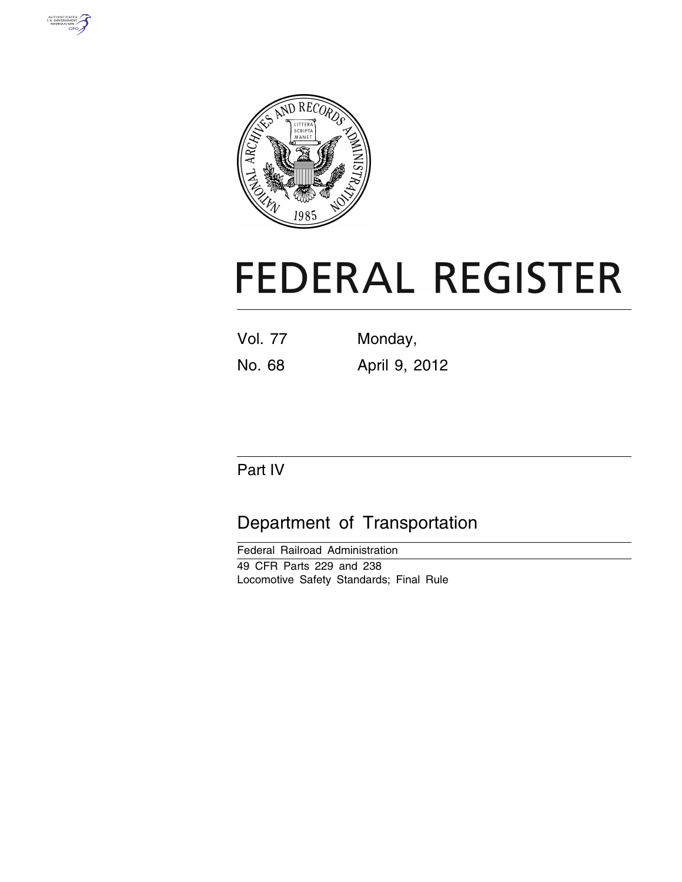# FEDERAL REGISTER

Vol. 77 Monday,

No. 68 April 9, 2012

## Part IV

## Department of Transportation

Federal Railroad Administration

49 CFR Parts 229 and 238

Locomotive Safety Standards; Final Rule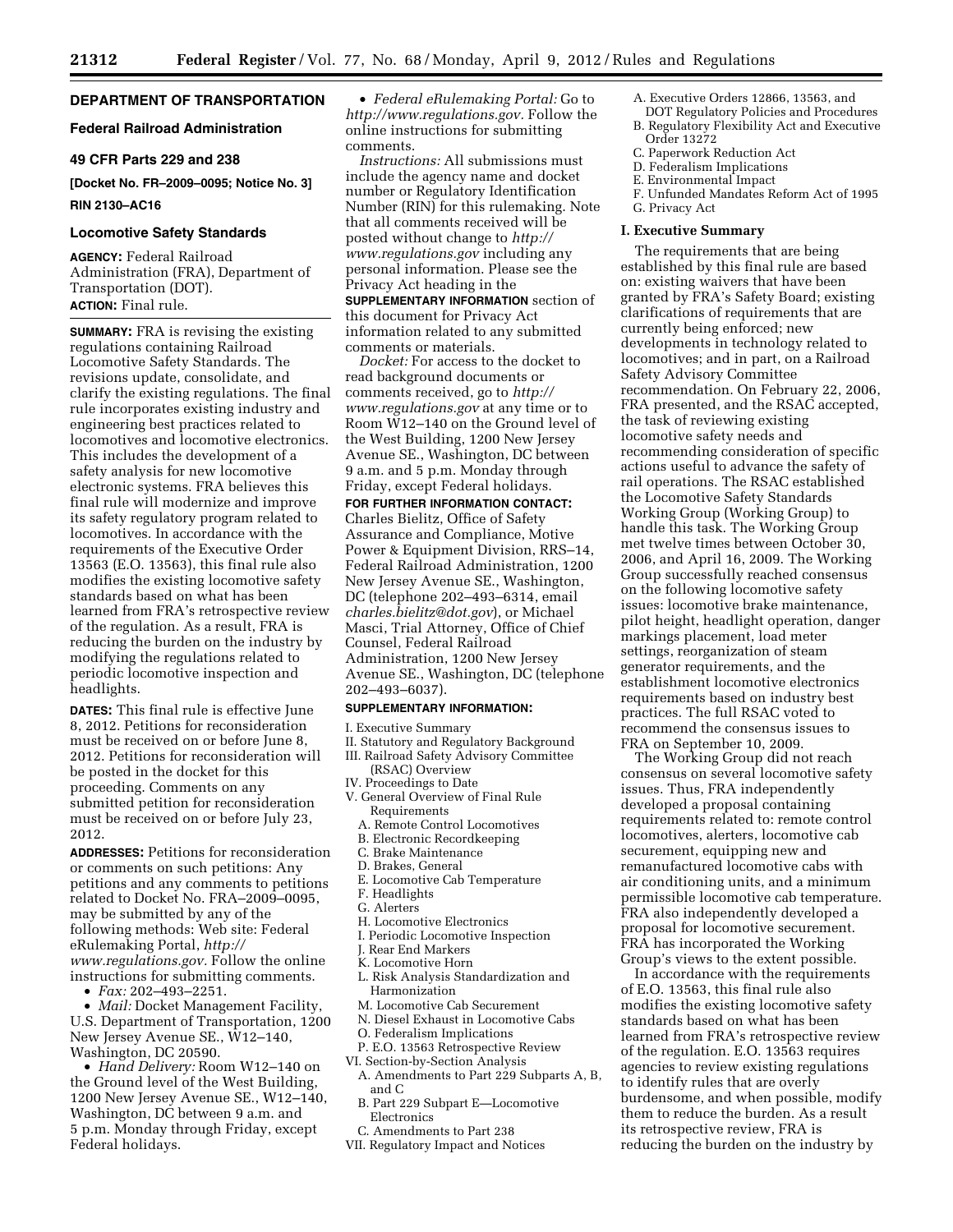## DEPARTMENT OF TRANSPORTATION

### Federal Railroad Administration

### 49 CFR Parts 229 and 238

**[Docket No. FR–2009–0095; Notice No. 3]**

**RIN 2130–AC16**

### Locomotive Safety Standards

**AGENCY:** Federal Railroad Administration (FRA), Department of Transportation (DOT).

**ACTION:** Final rule.

**SUMMARY:** FRA is revising the existing regulations containing Railroad Locomotive Safety Standards. The revisions update, consolidate, and clarify the existing regulations. The final rule incorporates existing industry and engineering best practices related to locomotives and locomotive electronics. This includes the development of a safety analysis for new locomotive electronic systems. FRA believes this final rule will modernize and improve its safety regulatory program related to locomotives. In accordance with the requirements of the Executive Order 13563 (E.O. 13563), this final rule also modifies the existing locomotive safety standards based on what has been learned from FRA's retrospective review of the regulation. As a result, FRA is reducing the burden on the industry by modifying the regulations related to periodic locomotive inspection and headlights.

**DATES:** This final rule is effective June 8, 2012. Petitions for reconsideration must be received on or before June 8, 2012. Petitions for reconsideration will be posted in the docket for this proceeding. Comments on any submitted petition for reconsideration must be received on or before July 23, 2012.

**ADDRESSES:** Petitions for reconsideration or comments on such petitions: Any petitions and any comments to petitions related to Docket No. FRA–2009–0095, may be submitted by any of the following methods: Web site: Federal eRulemaking Portal, *http://www.regulations.gov.* Follow the online instructions for submitting comments.

- *Fax:* 202–493–2251.
- *Mail:* Docket Management Facility, U.S. Department of Transportation, 1200 New Jersey Avenue SE., W12–140, Washington, DC 20590.
- *Hand Delivery:* Room W12–140 on the Ground level of the West Building, 1200 New Jersey Avenue SE., W12–140, Washington, DC between 9 a.m. and 5 p.m. Monday through Friday, except Federal holidays.
- *Federal eRulemaking Portal:* Go to *http://www.regulations.gov.* Follow the online instructions for submitting comments.

*Instructions:* All submissions must include the agency name and docket number or Regulatory Identification Number (RIN) for this rulemaking. Note that all comments received will be posted without change to *http://www.regulations.gov* including any personal information. Please see the Privacy Act heading in the **SUPPLEMENTARY INFORMATION** section of this document for Privacy Act information related to any submitted comments or materials.

*Docket:* For access to the docket to read background documents or comments received, go to *http://www.regulations.gov* at any time or to Room W12–140 on the Ground level of the West Building, 1200 New Jersey Avenue SE., Washington, DC between 9 a.m. and 5 p.m. Monday through Friday, except Federal holidays.

**FOR FURTHER INFORMATION CONTACT:** Charles Bielitz, Office of Safety Assurance and Compliance, Motive Power & Equipment Division, RRS–14, Federal Railroad Administration, 1200 New Jersey Avenue SE., Washington, DC (telephone 202–493–6314, email *charles.bielitz@dot.gov*), or Michael Masci, Trial Attorney, Office of Chief Counsel, Federal Railroad Administration, 1200 New Jersey Avenue SE., Washington, DC (telephone 202–493–6037).

**SUPPLEMENTARY INFORMATION:**

I. Executive Summary
II. Statutory and Regulatory Background
III. Railroad Safety Advisory Committee (RSAC) Overview
IV. Proceedings to Date
V. General Overview of Final Rule Requirements
  A. Remote Control Locomotives
  B. Electronic Recordkeeping
  C. Brake Maintenance
  D. Brakes, General
  E. Locomotive Cab Temperature
  F. Headlights
  G. Alerters
  H. Locomotive Electronics
  I. Periodic Locomotive Inspection
  J. Rear End Markers
  K. Locomotive Horn
  L. Risk Analysis Standardization and Harmonization
  M. Locomotive Cab Securement
  N. Diesel Exhaust in Locomotive Cabs
  O. Federalism Implications
  P. E.O. 13563 Retrospective Review
VI. Section-by-Section Analysis
  A. Amendments to Part 229 Subparts A, B, and C
  B. Part 229 Subpart E—Locomotive Electronics
  C. Amendments to Part 238
VII. Regulatory Impact and Notices
  A. Executive Orders 12866, 13563, and DOT Regulatory Policies and Procedures
  B. Regulatory Flexibility Act and Executive Order 13272
  C. Paperwork Reduction Act
  D. Federalism Implications
  E. Environmental Impact
  F. Unfunded Mandates Reform Act of 1995
  G. Privacy Act

### I. Executive Summary

The requirements that are being established by this final rule are based on: existing waivers that have been granted by FRA's Safety Board; existing clarifications of requirements that are currently being enforced; new developments in technology related to locomotives; and in part, on a Railroad Safety Advisory Committee recommendation. On February 22, 2006, FRA presented, and the RSAC accepted, the task of reviewing existing locomotive safety needs and recommending consideration of specific actions useful to advance the safety of rail operations. The RSAC established the Locomotive Safety Standards Working Group (Working Group) to handle this task. The Working Group met twelve times between October 30, 2006, and April 16, 2009. The Working Group successfully reached consensus on the following locomotive safety issues: locomotive brake maintenance, pilot height, headlight operation, danger markings placement, load meter settings, reorganization of steam generator requirements, and the establishment locomotive electronics requirements based on industry best practices. The full RSAC voted to recommend the consensus issues to FRA on September 10, 2009.

The Working Group did not reach consensus on several locomotive safety issues. Thus, FRA independently developed a proposal containing requirements related to: remote control locomotives, alerters, locomotive cab securement, equipping new and remanufactured locomotive cabs with air conditioning units, and a minimum permissible locomotive cab temperature. FRA also independently developed a proposal for locomotive securement. FRA has incorporated the Working Group's views to the extent possible.

In accordance with the requirements of E.O. 13563, this final rule also modifies the existing locomotive safety standards based on what has been learned from FRA's retrospective review of the regulation. E.O. 13563 requires agencies to review existing regulations to identify rules that are overly burdensome, and when possible, modify them to reduce the burden. As a result its retrospective review, FRA is reducing the burden on the industry by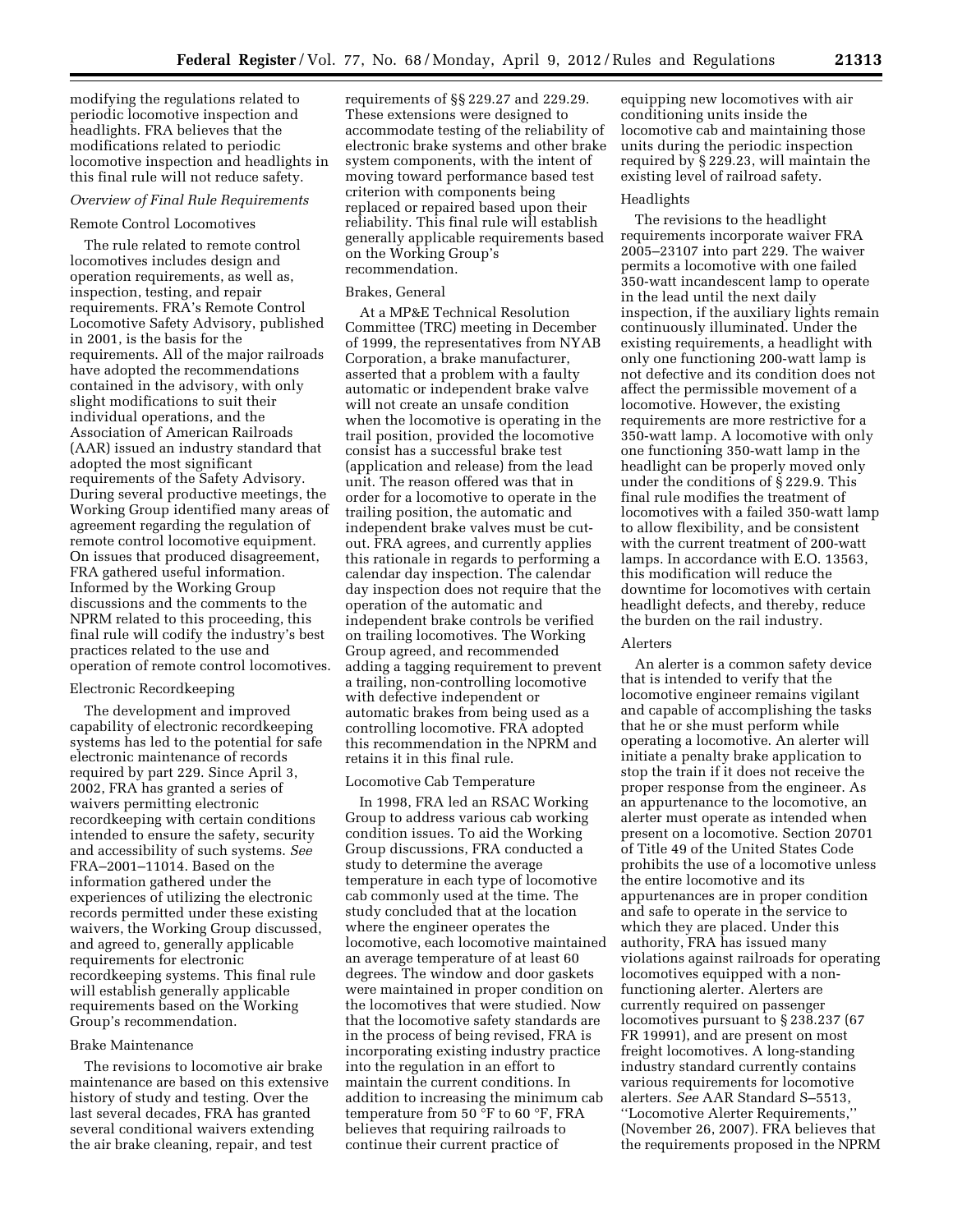modifying the regulations related to periodic locomotive inspection and headlights. FRA believes that the modifications related to periodic locomotive inspection and headlights in this final rule will not reduce safety.

*Overview of Final Rule Requirements*

Remote Control Locomotives

The rule related to remote control locomotives includes design and operation requirements, as well as, inspection, testing, and repair requirements. FRA's Remote Control Locomotive Safety Advisory, published in 2001, is the basis for the requirements. All of the major railroads have adopted the recommendations contained in the advisory, with only slight modifications to suit their individual operations, and the Association of American Railroads (AAR) issued an industry standard that adopted the most significant requirements of the Safety Advisory. During several productive meetings, the Working Group identified many areas of agreement regarding the regulation of remote control locomotive equipment. On issues that produced disagreement, FRA gathered useful information. Informed by the Working Group discussions and the comments to the NPRM related to this proceeding, this final rule will codify the industry's best practices related to the use and operation of remote control locomotives.

Electronic Recordkeeping

The development and improved capability of electronic recordkeeping systems has led to the potential for safe electronic maintenance of records required by part 229. Since April 3, 2002, FRA has granted a series of waivers permitting electronic recordkeeping with certain conditions intended to ensure the safety, security and accessibility of such systems. *See* FRA–2001–11014. Based on the information gathered under the experiences of utilizing the electronic records permitted under these existing waivers, the Working Group discussed, and agreed to, generally applicable requirements for electronic recordkeeping systems. This final rule will establish generally applicable requirements based on the Working Group's recommendation.

Brake Maintenance

The revisions to locomotive air brake maintenance are based on this extensive history of study and testing. Over the last several decades, FRA has granted several conditional waivers extending the air brake cleaning, repair, and test requirements of §§ 229.27 and 229.29. These extensions were designed to accommodate testing of the reliability of electronic brake systems and other brake system components, with the intent of moving toward performance based test criterion with components being replaced or repaired based upon their reliability. This final rule will establish generally applicable requirements based on the Working Group's recommendation.

Brakes, General

At a MP&E Technical Resolution Committee (TRC) meeting in December of 1999, the representatives from NYAB Corporation, a brake manufacturer, asserted that a problem with a faulty automatic or independent brake valve will not create an unsafe condition when the locomotive is operating in the trail position, provided the locomotive consist has a successful brake test (application and release) from the lead unit. The reason offered was that in order for a locomotive to operate in the trailing position, the automatic and independent brake valves must be cut-out. FRA agrees, and currently applies this rationale in regards to performing a calendar day inspection. The calendar day inspection does not require that the operation of the automatic and independent brake controls be verified on trailing locomotives. The Working Group agreed, and recommended adding a tagging requirement to prevent a trailing, non-controlling locomotive with defective independent or automatic brakes from being used as a controlling locomotive. FRA adopted this recommendation in the NPRM and retains it in this final rule.

Locomotive Cab Temperature

In 1998, FRA led an RSAC Working Group to address various cab working condition issues. To aid the Working Group discussions, FRA conducted a study to determine the average temperature in each type of locomotive cab commonly used at the time. The study concluded that at the location where the engineer operates the locomotive, each locomotive maintained an average temperature of at least 60 degrees. The window and door gaskets were maintained in proper condition on the locomotives that were studied. Now that the locomotive safety standards are in the process of being revised, FRA is incorporating existing industry practice into the regulation in an effort to maintain the current conditions. In addition to increasing the minimum cab temperature from 50 °F to 60 °F, FRA believes that requiring railroads to continue their current practice of equipping new locomotives with air conditioning units inside the locomotive cab and maintaining those units during the periodic inspection required by § 229.23, will maintain the existing level of railroad safety.

Headlights

The revisions to the headlight requirements incorporate waiver FRA 2005–23107 into part 229. The waiver permits a locomotive with one failed 350-watt incandescent lamp to operate in the lead until the next daily inspection, if the auxiliary lights remain continuously illuminated. Under the existing requirements, a headlight with only one functioning 200-watt lamp is not defective and its condition does not affect the permissible movement of a locomotive. However, the existing requirements are more restrictive for a 350-watt lamp. A locomotive with only one functioning 350-watt lamp in the headlight can be properly moved only under the conditions of § 229.9. This final rule modifies the treatment of locomotives with a failed 350-watt lamp to allow flexibility, and be consistent with the current treatment of 200-watt lamps. In accordance with E.O. 13563, this modification will reduce the downtime for locomotives with certain headlight defects, and thereby, reduce the burden on the rail industry.

Alerters

An alerter is a common safety device that is intended to verify that the locomotive engineer remains vigilant and capable of accomplishing the tasks that he or she must perform while operating a locomotive. An alerter will initiate a penalty brake application to stop the train if it does not receive the proper response from the engineer. As an appurtenance to the locomotive, an alerter must operate as intended when present on a locomotive. Section 20701 of Title 49 of the United States Code prohibits the use of a locomotive unless the entire locomotive and its appurtenances are in proper condition and safe to operate in the service to which they are placed. Under this authority, FRA has issued many violations against railroads for operating locomotives equipped with a non-functioning alerter. Alerters are currently required on passenger locomotives pursuant to § 238.237 (67 FR 19991), and are present on most freight locomotives. A long-standing industry standard currently contains various requirements for locomotive alerters. *See* AAR Standard S–5513, ''Locomotive Alerter Requirements,'' (November 26, 2007). FRA believes that the requirements proposed in the NPRM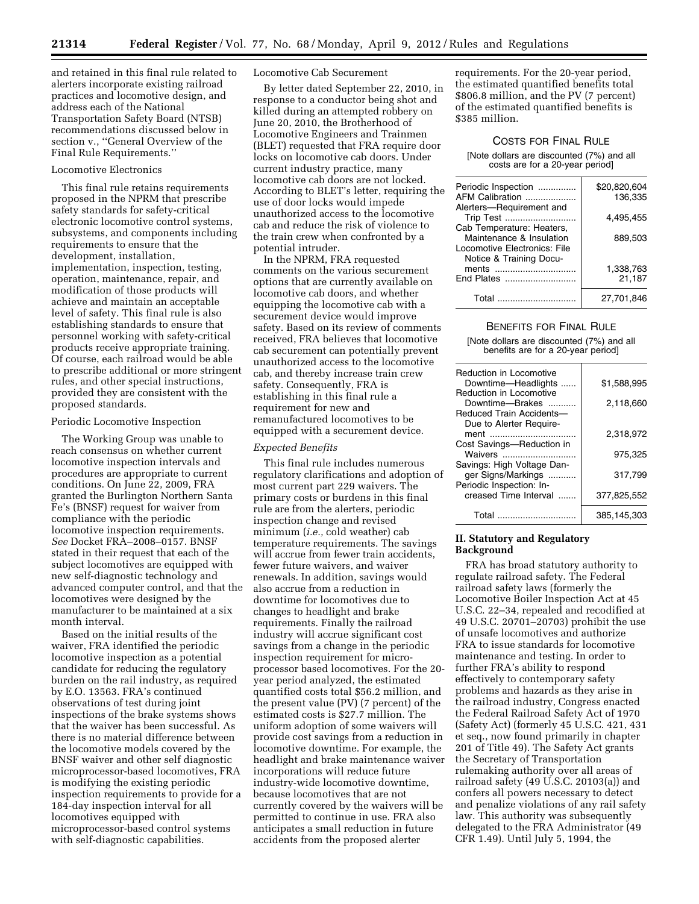and retained in this final rule related to alerters incorporate existing railroad practices and locomotive design, and address each of the National Transportation Safety Board (NTSB) recommendations discussed below in section v., ''General Overview of the Final Rule Requirements.''

Locomotive Electronics

This final rule retains requirements proposed in the NPRM that prescribe safety standards for safety-critical electronic locomotive control systems, subsystems, and components including requirements to ensure that the development, installation, implementation, inspection, testing, operation, maintenance, repair, and modification of those products will achieve and maintain an acceptable level of safety. This final rule is also establishing standards to ensure that personnel working with safety-critical products receive appropriate training. Of course, each railroad would be able to prescribe additional or more stringent rules, and other special instructions, provided they are consistent with the proposed standards.

Periodic Locomotive Inspection

The Working Group was unable to reach consensus on whether current locomotive inspection intervals and procedures are appropriate to current conditions. On June 22, 2009, FRA granted the Burlington Northern Santa Fe's (BNSF) request for waiver from compliance with the periodic locomotive inspection requirements. *See* Docket FRA–2008–0157. BNSF stated in their request that each of the subject locomotives are equipped with new self-diagnostic technology and advanced computer control, and that the locomotives were designed by the manufacturer to be maintained at a six month interval.

Based on the initial results of the waiver, FRA identified the periodic locomotive inspection as a potential candidate for reducing the regulatory burden on the rail industry, as required by E.O. 13563. FRA's continued observations of test during joint inspections of the brake systems shows that the waiver has been successful. As there is no material difference between the locomotive models covered by the BNSF waiver and other self diagnostic microprocessor-based locomotives, FRA is modifying the existing periodic inspection requirements to provide for a 184-day inspection interval for all locomotives equipped with microprocessor-based control systems with self-diagnostic capabilities.

Locomotive Cab Securement

By letter dated September 22, 2010, in response to a conductor being shot and killed during an attempted robbery on June 20, 2010, the Brotherhood of Locomotive Engineers and Trainmen (BLET) requested that FRA require door locks on locomotive cab doors. Under current industry practice, many locomotive cab doors are not locked. According to BLET's letter, requiring the use of door locks would impede unauthorized access to the locomotive cab and reduce the risk of violence to the train crew when confronted by a potential intruder.

In the NPRM, FRA requested comments on the various securement options that are currently available on locomotive cab doors, and whether equipping the locomotive cab with a securement device would improve safety. Based on its review of comments received, FRA believes that locomotive cab securement can potentially prevent unauthorized access to the locomotive cab, and thereby increase train crew safety. Consequently, FRA is establishing in this final rule a requirement for new and remanufactured locomotives to be equipped with a securement device.

*Expected Benefits*

This final rule includes numerous regulatory clarifications and adoption of most current part 229 waivers. The primary costs or burdens in this final rule are from the alerters, periodic inspection change and revised minimum (*i.e.,* cold weather) cab temperature requirements. The savings will accrue from fewer train accidents, fewer future waivers, and waiver renewals. In addition, savings would also accrue from a reduction in downtime for locomotives due to changes to headlight and brake requirements. Finally the railroad industry will accrue significant cost savings from a change in the periodic inspection requirement for micro-processor based locomotives. For the 20-year period analyzed, the estimated quantified costs total $56.2 million, and the present value (PV) (7 percent) of the estimated costs is $27.7 million. The uniform adoption of some waivers will provide cost savings from a reduction in locomotive downtime. For example, the headlight and brake maintenance waiver incorporations will reduce future industry-wide locomotive downtime, because locomotives that are not currently covered by the waivers will be permitted to continue in use. FRA also anticipates a small reduction in future accidents from the proposed alerter requirements. For the 20-year period, the estimated quantified benefits total $806.8 million, and the PV (7 percent) of the estimated quantified benefits is $385 million.

COSTS FOR FINAL RULE

[Note dollars are discounted (7%) and all costs are for a 20-year period]

| | |
|---|---|
| Periodic Inspection | $20,820,604 |
| AFM Calibration | 136,335 |
| Alerters—Requirement and Trip Test | 4,495,455 |
| Cab Temperature: Heaters, Maintenance & Insulation | 889,503 |
| Locomotive Electronics: File Notice & Training Documents | 1,338,763 |
| End Plates | 21,187 |
| Total | 27,701,846 |

BENEFITS FOR FINAL RULE

[Note dollars are discounted (7%) and all benefits are for a 20-year period]

| | |
|---|---|
| Reduction in Locomotive Downtime—Headlights | $1,588,995 |
| Reduction in Locomotive Downtime—Brakes | 2,118,660 |
| Reduced Train Accidents—Due to Alerter Requirement | 2,318,972 |
| Cost Savings—Reduction in Waivers | 975,325 |
| Savings: High Voltage Danger Signs/Markings | 317,799 |
| Periodic Inspection: Increased Time Interval | 377,825,552 |
| Total | 385,145,303 |

## II. Statutory and Regulatory Background

FRA has broad statutory authority to regulate railroad safety. The Federal railroad safety laws (formerly the Locomotive Boiler Inspection Act at 45 U.S.C. 22–34, repealed and recodified at 49 U.S.C. 20701–20703) prohibit the use of unsafe locomotives and authorize FRA to issue standards for locomotive maintenance and testing. In order to further FRA's ability to respond effectively to contemporary safety problems and hazards as they arise in the railroad industry, Congress enacted the Federal Railroad Safety Act of 1970 (Safety Act) (formerly 45 U.S.C. 421, 431 et seq., now found primarily in chapter 201 of Title 49). The Safety Act grants the Secretary of Transportation rulemaking authority over all areas of railroad safety (49 U.S.C. 20103(a)) and confers all powers necessary to detect and penalize violations of any rail safety law. This authority was subsequently delegated to the FRA Administrator (49 CFR 1.49). Until July 5, 1994, the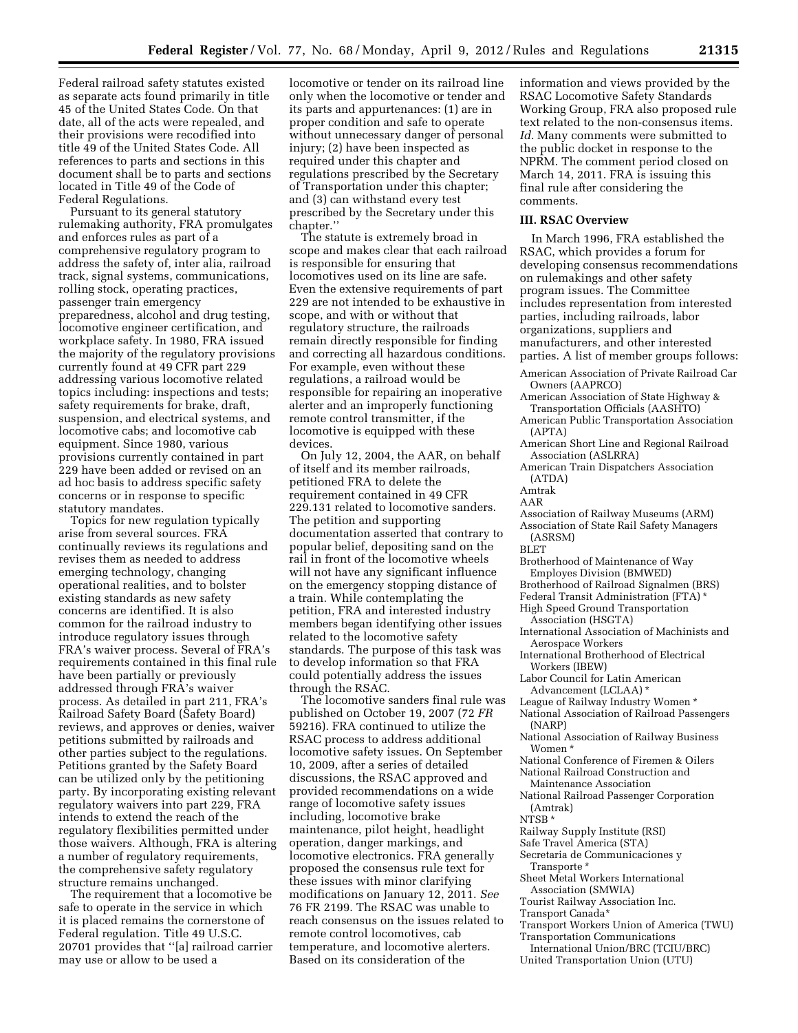Federal railroad safety statutes existed as separate acts found primarily in title 45 of the United States Code. On that date, all of the acts were repealed, and their provisions were recodified into title 49 of the United States Code. All references to parts and sections in this document shall be to parts and sections located in Title 49 of the Code of Federal Regulations.

Pursuant to its general statutory rulemaking authority, FRA promulgates and enforces rules as part of a comprehensive regulatory program to address the safety of, inter alia, railroad track, signal systems, communications, rolling stock, operating practices, passenger train emergency preparedness, alcohol and drug testing, locomotive engineer certification, and workplace safety. In 1980, FRA issued the majority of the regulatory provisions currently found at 49 CFR part 229 addressing various locomotive related topics including: inspections and tests; safety requirements for brake, draft, suspension, and electrical systems, and locomotive cabs; and locomotive cab equipment. Since 1980, various provisions currently contained in part 229 have been added or revised on an ad hoc basis to address specific safety concerns or in response to specific statutory mandates.

Topics for new regulation typically arise from several sources. FRA continually reviews its regulations and revises them as needed to address emerging technology, changing operational realities, and to bolster existing standards as new safety concerns are identified. It is also common for the railroad industry to introduce regulatory issues through FRA's waiver process. Several of FRA's requirements contained in this final rule have been partially or previously addressed through FRA's waiver process. As detailed in part 211, FRA's Railroad Safety Board (Safety Board) reviews, and approves or denies, waiver petitions submitted by railroads and other parties subject to the regulations. Petitions granted by the Safety Board can be utilized only by the petitioning party. By incorporating existing relevant regulatory waivers into part 229, FRA intends to extend the reach of the regulatory flexibilities permitted under those waivers. Although, FRA is altering a number of regulatory requirements, the comprehensive safety regulatory structure remains unchanged.

The requirement that a locomotive be safe to operate in the service in which it is placed remains the cornerstone of Federal regulation. Title 49 U.S.C. 20701 provides that "[a] railroad carrier may use or allow to be used a locomotive or tender on its railroad line only when the locomotive or tender and its parts and appurtenances: (1) are in proper condition and safe to operate without unnecessary danger of personal injury; (2) have been inspected as required under this chapter and regulations prescribed by the Secretary of Transportation under this chapter; and (3) can withstand every test prescribed by the Secretary under this chapter."

The statute is extremely broad in scope and makes clear that each railroad is responsible for ensuring that locomotives used on its line are safe. Even the extensive requirements of part 229 are not intended to be exhaustive in scope, and with or without that regulatory structure, the railroads remain directly responsible for finding and correcting all hazardous conditions. For example, even without these regulations, a railroad would be responsible for repairing an inoperative alerter and an improperly functioning remote control transmitter, if the locomotive is equipped with these devices.

On July 12, 2004, the AAR, on behalf of itself and its member railroads, petitioned FRA to delete the requirement contained in 49 CFR 229.131 related to locomotive sanders. The petition and supporting documentation asserted that contrary to popular belief, depositing sand on the rail in front of the locomotive wheels will not have any significant influence on the emergency stopping distance of a train. While contemplating the petition, FRA and interested industry members began identifying other issues related to the locomotive safety standards. The purpose of this task was to develop information so that FRA could potentially address the issues through the RSAC.

The locomotive sanders final rule was published on October 19, 2007 (72 *FR* 59216). FRA continued to utilize the RSAC process to address additional locomotive safety issues. On September 10, 2009, after a series of detailed discussions, the RSAC approved and provided recommendations on a wide range of locomotive safety issues including, locomotive brake maintenance, pilot height, headlight operation, danger markings, and locomotive electronics. FRA generally proposed the consensus rule text for these issues with minor clarifying modifications on January 12, 2011. *See* 76 FR 2199. The RSAC was unable to reach consensus on the issues related to remote control locomotives, cab temperature, and locomotive alerters. Based on its consideration of the information and views provided by the RSAC Locomotive Safety Standards Working Group, FRA also proposed rule text related to the non-consensus items. *Id.* Many comments were submitted to the public docket in response to the NPRM. The comment period closed on March 14, 2011. FRA is issuing this final rule after considering the comments.

## III. RSAC Overview

In March 1996, FRA established the RSAC, which provides a forum for developing consensus recommendations on rulemakings and other safety program issues. The Committee includes representation from interested parties, including railroads, labor organizations, suppliers and manufacturers, and other interested parties. A list of member groups follows:

- American Association of Private Railroad Car Owners (AAPRCO)
- American Association of State Highway & Transportation Officials (AASHTO)
- American Public Transportation Association (APTA)
- American Short Line and Regional Railroad Association (ASLRRA)
- American Train Dispatchers Association (ATDA)
- Amtrak
- AAR
- Association of Railway Museums (ARM)
- Association of State Rail Safety Managers (ASRSM)
- BLET
- Brotherhood of Maintenance of Way Employes Division (BMWED)
- Brotherhood of Railroad Signalmen (BRS)
- Federal Transit Administration (FTA) *
- High Speed Ground Transportation Association (HSGTA)
- International Association of Machinists and Aerospace Workers
- International Brotherhood of Electrical Workers (IBEW)
- Labor Council for Latin American Advancement (LCLAA) *
- League of Railway Industry Women *
- National Association of Railroad Passengers (NARP)
- National Association of Railway Business Women *
- National Conference of Firemen & Oilers
- National Railroad Construction and Maintenance Association
- National Railroad Passenger Corporation (Amtrak)
- NTSB *
- Railway Supply Institute (RSI)
- Safe Travel America (STA)
- Secretaria de Communicaciones y Transporte *
- Sheet Metal Workers International Association (SMWIA)
- Tourist Railway Association Inc.
- Transport Canada*
- Transport Workers Union of America (TWU)
- Transportation Communications International Union/BRC (TCIU/BRC)
- United Transportation Union (UTU)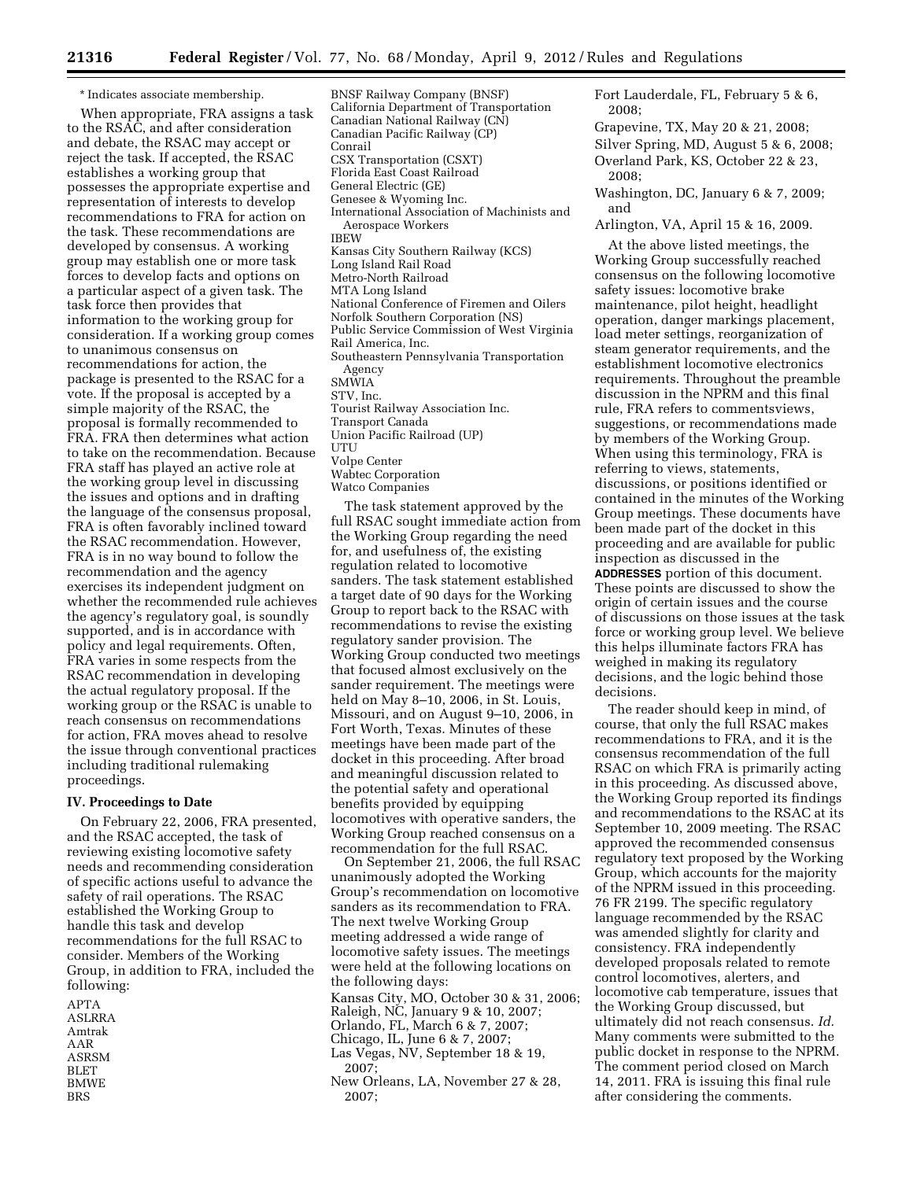* Indicates associate membership.

When appropriate, FRA assigns a task to the RSAC, and after consideration and debate, the RSAC may accept or reject the task. If accepted, the RSAC establishes a working group that possesses the appropriate expertise and representation of interests to develop recommendations to FRA for action on the task. These recommendations are developed by consensus. A working group may establish one or more task forces to develop facts and options on a particular aspect of a given task. The task force then provides that information to the working group for consideration. If a working group comes to unanimous consensus on recommendations for action, the package is presented to the RSAC for a vote. If the proposal is accepted by a simple majority of the RSAC, the proposal is formally recommended to FRA. FRA then determines what action to take on the recommendation. Because FRA staff has played an active role at the working group level in discussing the issues and options and in drafting the language of the consensus proposal, FRA is often favorably inclined toward the RSAC recommendation. However, FRA is in no way bound to follow the recommendation and the agency exercises its independent judgment on whether the recommended rule achieves the agency's regulatory goal, is soundly supported, and is in accordance with policy and legal requirements. Often, FRA varies in some respects from the RSAC recommendation in developing the actual regulatory proposal. If the working group or the RSAC is unable to reach consensus on recommendations for action, FRA moves ahead to resolve the issue through conventional practices including traditional rulemaking proceedings.

## IV. Proceedings to Date

On February 22, 2006, FRA presented, and the RSAC accepted, the task of reviewing existing locomotive safety needs and recommending consideration of specific actions useful to advance the safety of rail operations. The RSAC established the Working Group to handle this task and develop recommendations for the full RSAC to consider. Members of the Working Group, in addition to FRA, included the following:

APTA
ASLRRA
Amtrak
AAR
ASRSM
BLET
BMWE
BRS
BNSF Railway Company (BNSF)
California Department of Transportation
Canadian National Railway (CN)
Canadian Pacific Railway (CP)
Conrail
CSX Transportation (CSXT)
Florida East Coast Railroad
General Electric (GE)
Genesee & Wyoming Inc.
International Association of Machinists and Aerospace Workers
IBEW
Kansas City Southern Railway (KCS)
Long Island Rail Road
Metro-North Railroad
MTA Long Island
National Conference of Firemen and Oilers
Norfolk Southern Corporation (NS)
Public Service Commission of West Virginia
Rail America, Inc.
Southeastern Pennsylvania Transportation Agency
SMWIA
STV, Inc.
Tourist Railway Association Inc.
Transport Canada
Union Pacific Railroad (UP)
UTU
Volpe Center
Wabtec Corporation
Watco Companies

The task statement approved by the full RSAC sought immediate action from the Working Group regarding the need for, and usefulness of, the existing regulation related to locomotive sanders. The task statement established a target date of 90 days for the Working Group to report back to the RSAC with recommendations to revise the existing regulatory sander provision. The Working Group conducted two meetings that focused almost exclusively on the sander requirement. The meetings were held on May 8–10, 2006, in St. Louis, Missouri, and on August 9–10, 2006, in Fort Worth, Texas. Minutes of these meetings have been made part of the docket in this proceeding. After broad and meaningful discussion related to the potential safety and operational benefits provided by equipping locomotives with operative sanders, the Working Group reached consensus on a recommendation for the full RSAC.

On September 21, 2006, the full RSAC unanimously adopted the Working Group's recommendation on locomotive sanders as its recommendation to FRA. The next twelve Working Group meeting addressed a wide range of locomotive safety issues. The meetings were held at the following locations on the following days:

Kansas City, MO, October 30 & 31, 2006;
Raleigh, NC, January 9 & 10, 2007;
Orlando, FL, March 6 & 7, 2007;
Chicago, IL, June 6 & 7, 2007;
Las Vegas, NV, September 18 & 19, 2007;
New Orleans, LA, November 27 & 28, 2007;
Fort Lauderdale, FL, February 5 & 6, 2008;
Grapevine, TX, May 20 & 21, 2008;
Silver Spring, MD, August 5 & 6, 2008;
Overland Park, KS, October 22 & 23, 2008;
Washington, DC, January 6 & 7, 2009; and
Arlington, VA, April 15 & 16, 2009.

At the above listed meetings, the Working Group successfully reached consensus on the following locomotive safety issues: locomotive brake maintenance, pilot height, headlight operation, danger markings placement, load meter settings, reorganization of steam generator requirements, and the establishment locomotive electronics requirements. Throughout the preamble discussion in the NPRM and this final rule, FRA refers to commentsviews, suggestions, or recommendations made by members of the Working Group. When using this terminology, FRA is referring to views, statements, discussions, or positions identified or contained in the minutes of the Working Group meetings. These documents have been made part of the docket in this proceeding and are available for public inspection as discussed in the **ADDRESSES** portion of this document. These points are discussed to show the origin of certain issues and the course of discussions on those issues at the task force or working group level. We believe this helps illuminate factors FRA has weighed in making its regulatory decisions, and the logic behind those decisions.

The reader should keep in mind, of course, that only the full RSAC makes recommendations to FRA, and it is the consensus recommendation of the full RSAC on which FRA is primarily acting in this proceeding. As discussed above, the Working Group reported its findings and recommendations to the RSAC at its September 10, 2009 meeting. The RSAC approved the recommended consensus regulatory text proposed by the Working Group, which accounts for the majority of the NPRM issued in this proceeding. 76 FR 2199. The specific regulatory language recommended by the RSAC was amended slightly for clarity and consistency. FRA independently developed proposals related to remote control locomotives, alerters, and locomotive cab temperature, issues that the Working Group discussed, but ultimately did not reach consensus. *Id.* Many comments were submitted to the public docket in response to the NPRM. The comment period closed on March 14, 2011. FRA is issuing this final rule after considering the comments.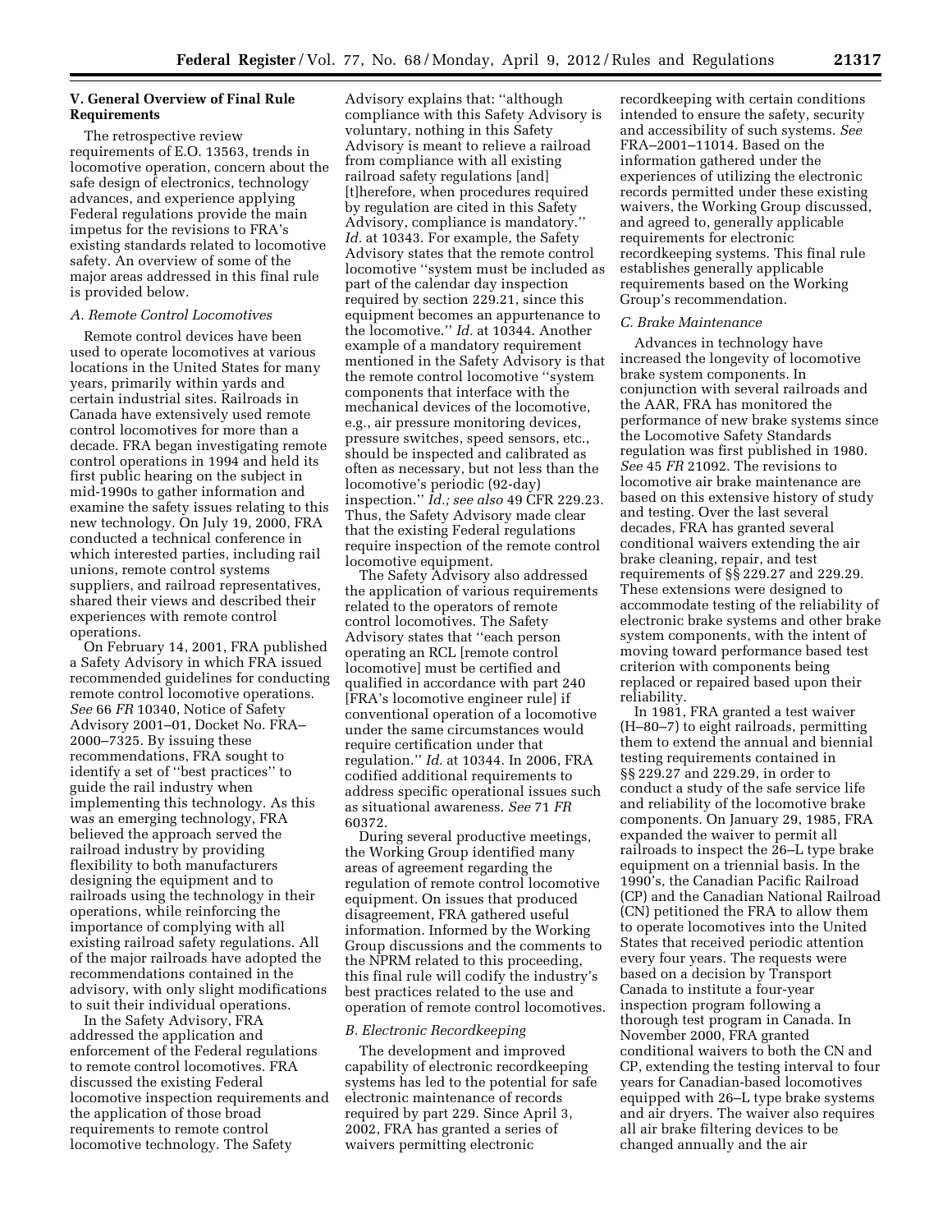### V. General Overview of Final Rule Requirements

The retrospective review requirements of E.O. 13563, trends in locomotive operation, concern about the safe design of electronics, technology advances, and experience applying Federal regulations provide the main impetus for the revisions to FRA's existing standards related to locomotive safety. An overview of some of the major areas addressed in this final rule is provided below.

#### A. Remote Control Locomotives

Remote control devices have been used to operate locomotives at various locations in the United States for many years, primarily within yards and certain industrial sites. Railroads in Canada have extensively used remote control locomotives for more than a decade. FRA began investigating remote control operations in 1994 and held its first public hearing on the subject in mid-1990s to gather information and examine the safety issues relating to this new technology. On July 19, 2000, FRA conducted a technical conference in which interested parties, including rail unions, remote control systems suppliers, and railroad representatives, shared their views and described their experiences with remote control operations.

On February 14, 2001, FRA published a Safety Advisory in which FRA issued recommended guidelines for conducting remote control locomotive operations. *See* 66 *FR* 10340, Notice of Safety Advisory 2001–01, Docket No. FRA–2000–7325. By issuing these recommendations, FRA sought to identify a set of ''best practices'' to guide the rail industry when implementing this technology. As this was an emerging technology, FRA believed the approach served the railroad industry by providing flexibility to both manufacturers designing the equipment and to railroads using the technology in their operations, while reinforcing the importance of complying with all existing railroad safety regulations. All of the major railroads have adopted the recommendations contained in the advisory, with only slight modifications to suit their individual operations.

In the Safety Advisory, FRA addressed the application and enforcement of the Federal regulations to remote control locomotives. FRA discussed the existing Federal locomotive inspection requirements and the application of those broad requirements to remote control locomotive technology. The Safety Advisory explains that: ''although compliance with this Safety Advisory is voluntary, nothing in this Safety Advisory is meant to relieve a railroad from compliance with all existing railroad safety regulations [and] [t]herefore, when procedures required by regulation are cited in this Safety Advisory, compliance is mandatory.'' *Id.* at 10343. For example, the Safety Advisory states that the remote control locomotive ''system must be included as part of the calendar day inspection required by section 229.21, since this equipment becomes an appurtenance to the locomotive.'' *Id.* at 10344. Another example of a mandatory requirement mentioned in the Safety Advisory is that the remote control locomotive ''system components that interface with the mechanical devices of the locomotive, e.g., air pressure monitoring devices, pressure switches, speed sensors, etc., should be inspected and calibrated as often as necessary, but not less than the locomotive's periodic (92-day) inspection.'' *Id.; see also* 49 CFR 229.23. Thus, the Safety Advisory made clear that the existing Federal regulations require inspection of the remote control locomotive equipment.

The Safety Advisory also addressed the application of various requirements related to the operators of remote control locomotives. The Safety Advisory states that ''each person operating an RCL [remote control locomotive] must be certified and qualified in accordance with part 240 [FRA's locomotive engineer rule] if conventional operation of a locomotive under the same circumstances would require certification under that regulation.'' *Id.* at 10344. In 2006, FRA codified additional requirements to address specific operational issues such as situational awareness. *See* 71 *FR* 60372.

During several productive meetings, the Working Group identified many areas of agreement regarding the regulation of remote control locomotive equipment. On issues that produced disagreement, FRA gathered useful information. Informed by the Working Group discussions and the comments to the NPRM related to this proceeding, this final rule will codify the industry's best practices related to the use and operation of remote control locomotives.

#### B. Electronic Recordkeeping

The development and improved capability of electronic recordkeeping systems has led to the potential for safe electronic maintenance of records required by part 229. Since April 3, 2002, FRA has granted a series of waivers permitting electronic recordkeeping with certain conditions intended to ensure the safety, security and accessibility of such systems. *See* FRA–2001–11014. Based on the information gathered under the experiences of utilizing the electronic records permitted under these existing waivers, the Working Group discussed, and agreed to, generally applicable requirements for electronic recordkeeping systems. This final rule establishes generally applicable requirements based on the Working Group's recommendation.

#### C. Brake Maintenance

Advances in technology have increased the longevity of locomotive brake system components. In conjunction with several railroads and the AAR, FRA has monitored the performance of new brake systems since the Locomotive Safety Standards regulation was first published in 1980. *See* 45 *FR* 21092. The revisions to locomotive air brake maintenance are based on this extensive history of study and testing. Over the last several decades, FRA has granted several conditional waivers extending the air brake cleaning, repair, and test requirements of §§ 229.27 and 229.29. These extensions were designed to accommodate testing of the reliability of electronic brake systems and other brake system components, with the intent of moving toward performance based test criterion with components being replaced or repaired based upon their reliability.

In 1981, FRA granted a test waiver (H–80–7) to eight railroads, permitting them to extend the annual and biennial testing requirements contained in §§ 229.27 and 229.29, in order to conduct a study of the safe service life and reliability of the locomotive brake components. On January 29, 1985, FRA expanded the waiver to permit all railroads to inspect the 26–L type brake equipment on a triennial basis. In the 1990's, the Canadian Pacific Railroad (CP) and the Canadian National Railroad (CN) petitioned the FRA to allow them to operate locomotives into the United States that received periodic attention every four years. The requests were based on a decision by Transport Canada to institute a four-year inspection program following a thorough test program in Canada. In November 2000, FRA granted conditional waivers to both the CN and CP, extending the testing interval to four years for Canadian-based locomotives equipped with 26–L type brake systems and air dryers. The waiver also requires all air brake filtering devices to be changed annually and the air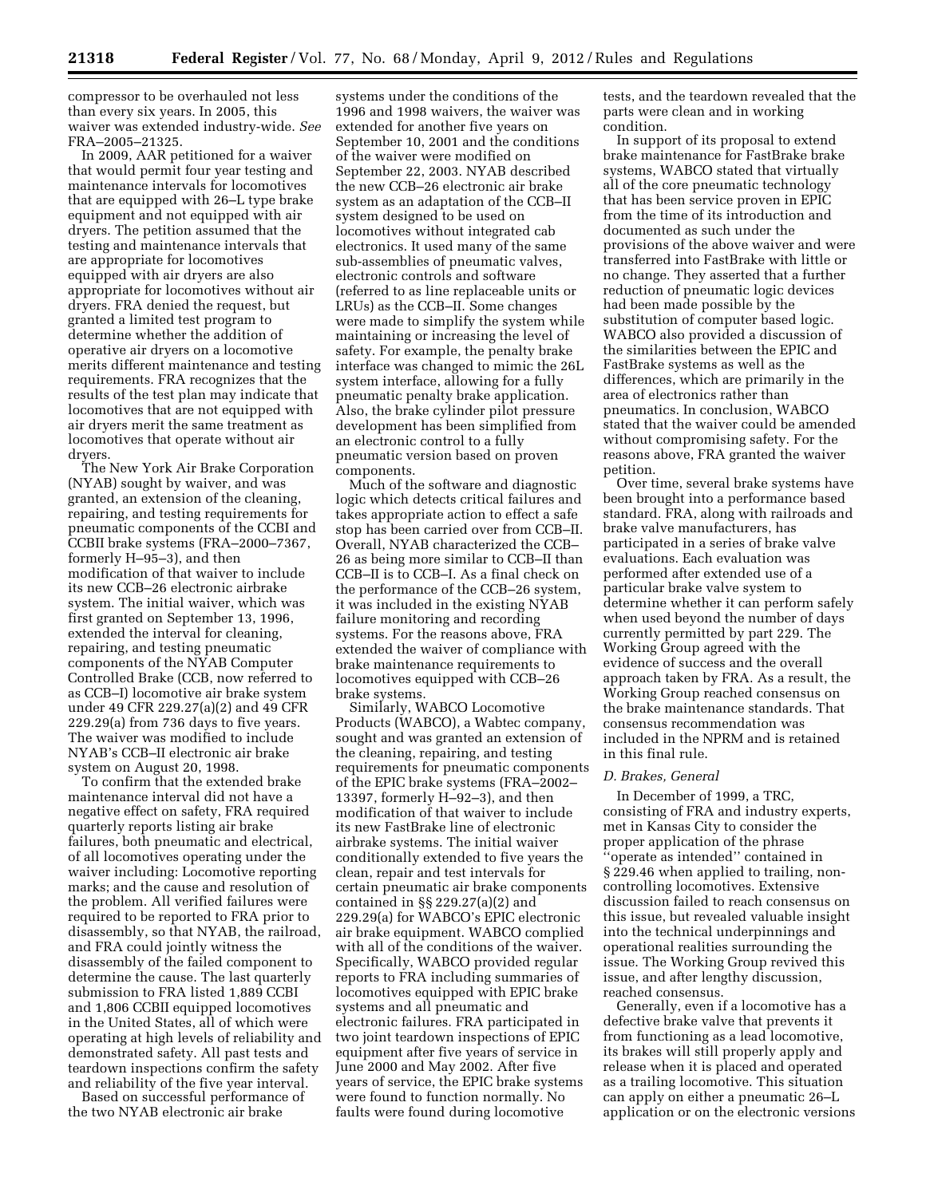compressor to be overhauled not less than every six years. In 2005, this waiver was extended industry-wide. *See* FRA–2005–21325.

In 2009, AAR petitioned for a waiver that would permit four year testing and maintenance intervals for locomotives that are equipped with 26–L type brake equipment and not equipped with air dryers. The petition assumed that the testing and maintenance intervals that are appropriate for locomotives equipped with air dryers are also appropriate for locomotives without air dryers. FRA denied the request, but granted a limited test program to determine whether the addition of operative air dryers on a locomotive merits different maintenance and testing requirements. FRA recognizes that the results of the test plan may indicate that locomotives that are not equipped with air dryers merit the same treatment as locomotives that operate without air dryers.

The New York Air Brake Corporation (NYAB) sought by waiver, and was granted, an extension of the cleaning, repairing, and testing requirements for pneumatic components of the CCBI and CCBII brake systems (FRA–2000–7367, formerly H–95–3), and then modification of that waiver to include its new CCB–26 electronic airbrake system. The initial waiver, which was first granted on September 13, 1996, extended the interval for cleaning, repairing, and testing pneumatic components of the NYAB Computer Controlled Brake (CCB, now referred to as CCB–I) locomotive air brake system under 49 CFR 229.27(a)(2) and 49 CFR 229.29(a) from 736 days to five years. The waiver was modified to include NYAB's CCB–II electronic air brake system on August 20, 1998.

To confirm that the extended brake maintenance interval did not have a negative effect on safety, FRA required quarterly reports listing air brake failures, both pneumatic and electrical, of all locomotives operating under the waiver including: Locomotive reporting marks; and the cause and resolution of the problem. All verified failures were required to be reported to FRA prior to disassembly, so that NYAB, the railroad, and FRA could jointly witness the disassembly of the failed component to determine the cause. The last quarterly submission to FRA listed 1,889 CCBI and 1,806 CCBII equipped locomotives in the United States, all of which were operating at high levels of reliability and demonstrated safety. All past tests and teardown inspections confirm the safety and reliability of the five year interval.

Based on successful performance of the two NYAB electronic air brake systems under the conditions of the 1996 and 1998 waivers, the waiver was extended for another five years on September 10, 2001 and the conditions of the waiver were modified on September 22, 2003. NYAB described the new CCB–26 electronic air brake system as an adaptation of the CCB–II system designed to be used on locomotives without integrated cab electronics. It used many of the same sub-assemblies of pneumatic valves, electronic controls and software (referred to as line replaceable units or LRUs) as the CCB–II. Some changes were made to simplify the system while maintaining or increasing the level of safety. For example, the penalty brake interface was changed to mimic the 26L system interface, allowing for a fully pneumatic penalty brake application. Also, the brake cylinder pilot pressure development has been simplified from an electronic control to a fully pneumatic version based on proven components.

Much of the software and diagnostic logic which detects critical failures and takes appropriate action to effect a safe stop has been carried over from CCB–II. Overall, NYAB characterized the CCB–26 as being more similar to CCB–II than CCB–II is to CCB–I. As a final check on the performance of the CCB–26 system, it was included in the existing NYAB failure monitoring and recording systems. For the reasons above, FRA extended the waiver of compliance with brake maintenance requirements to locomotives equipped with CCB–26 brake systems.

Similarly, WABCO Locomotive Products (WABCO), a Wabtec company, sought and was granted an extension of the cleaning, repairing, and testing requirements for pneumatic components of the EPIC brake systems (FRA–2002–13397, formerly H–92–3), and then modification of that waiver to include its new FastBrake line of electronic airbrake systems. The initial waiver conditionally extended to five years the clean, repair and test intervals for certain pneumatic air brake components contained in §§ 229.27(a)(2) and 229.29(a) for WABCO's EPIC electronic air brake equipment. WABCO complied with all of the conditions of the waiver. Specifically, WABCO provided regular reports to FRA including summaries of locomotives equipped with EPIC brake systems and all pneumatic and electronic failures. FRA participated in two joint teardown inspections of EPIC equipment after five years of service in June 2000 and May 2002. After five years of service, the EPIC brake systems were found to function normally. No faults were found during locomotive tests, and the teardown revealed that the parts were clean and in working condition.

In support of its proposal to extend brake maintenance for FastBrake brake systems, WABCO stated that virtually all of the core pneumatic technology that has been service proven in EPIC from the time of its introduction and documented as such under the provisions of the above waiver and were transferred into FastBrake with little or no change. They asserted that a further reduction of pneumatic logic devices had been made possible by the substitution of computer based logic. WABCO also provided a discussion of the similarities between the EPIC and FastBrake systems as well as the differences, which are primarily in the area of electronics rather than pneumatics. In conclusion, WABCO stated that the waiver could be amended without compromising safety. For the reasons above, FRA granted the waiver petition.

Over time, several brake systems have been brought into a performance based standard. FRA, along with railroads and brake valve manufacturers, has participated in a series of brake valve evaluations. Each evaluation was performed after extended use of a particular brake valve system to determine whether it can perform safely when used beyond the number of days currently permitted by part 229. The Working Group agreed with the evidence of success and the overall approach taken by FRA. As a result, the Working Group reached consensus on the brake maintenance standards. That consensus recommendation was included in the NPRM and is retained in this final rule.

### *D. Brakes, General*

In December of 1999, a TRC, consisting of FRA and industry experts, met in Kansas City to consider the proper application of the phrase ''operate as intended'' contained in § 229.46 when applied to trailing, non-controlling locomotives. Extensive discussion failed to reach consensus on this issue, but revealed valuable insight into the technical underpinnings and operational realities surrounding the issue. The Working Group revived this issue, and after lengthy discussion, reached consensus.

Generally, even if a locomotive has a defective brake valve that prevents it from functioning as a lead locomotive, its brakes will still properly apply and release when it is placed and operated as a trailing locomotive. This situation can apply on either a pneumatic 26–L application or on the electronic versions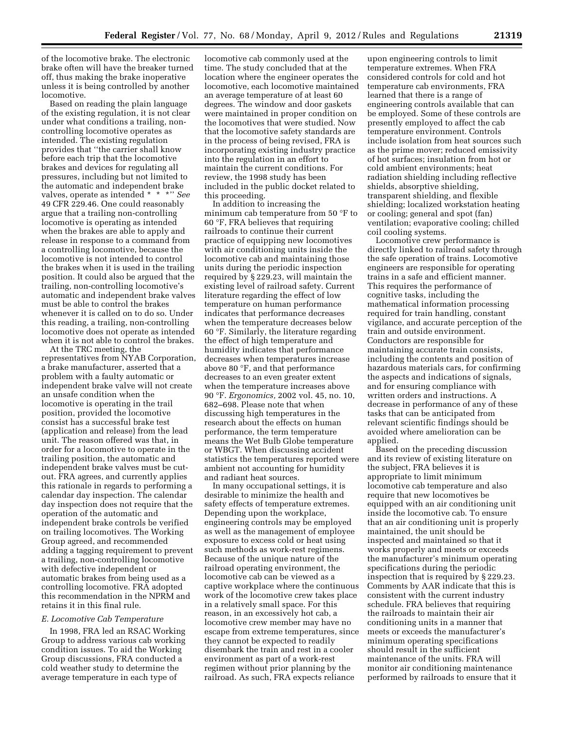of the locomotive brake. The electronic brake often will have the breaker turned off, thus making the brake inoperative unless it is being controlled by another locomotive.

Based on reading the plain language of the existing regulation, it is not clear under what conditions a trailing, non-controlling locomotive operates as intended. The existing regulation provides that ''the carrier shall know before each trip that the locomotive brakes and devices for regulating all pressures, including but not limited to the automatic and independent brake valves, operate as intended * * *'' *See* 49 CFR 229.46. One could reasonably argue that a trailing non-controlling locomotive is operating as intended when the brakes are able to apply and release in response to a command from a controlling locomotive, because the locomotive is not intended to control the brakes when it is used in the trailing position. It could also be argued that the trailing, non-controlling locomotive's automatic and independent brake valves must be able to control the brakes whenever it is called on to do so. Under this reading, a trailing, non-controlling locomotive does not operate as intended when it is not able to control the brakes.

At the TRC meeting, the representatives from NYAB Corporation, a brake manufacturer, asserted that a problem with a faulty automatic or independent brake valve will not create an unsafe condition when the locomotive is operating in the trail position, provided the locomotive consist has a successful brake test (application and release) from the lead unit. The reason offered was that, in order for a locomotive to operate in the trailing position, the automatic and independent brake valves must be cut-out. FRA agrees, and currently applies this rationale in regards to performing a calendar day inspection. The calendar day inspection does not require that the operation of the automatic and independent brake controls be verified on trailing locomotives. The Working Group agreed, and recommended adding a tagging requirement to prevent a trailing, non-controlling locomotive with defective independent or automatic brakes from being used as a controlling locomotive. FRA adopted this recommendation in the NPRM and retains it in this final rule.

### *E. Locomotive Cab Temperature*

In 1998, FRA led an RSAC Working Group to address various cab working condition issues. To aid the Working Group discussions, FRA conducted a cold weather study to determine the average temperature in each type of locomotive cab commonly used at the time. The study concluded that at the location where the engineer operates the locomotive, each locomotive maintained an average temperature of at least 60 degrees. The window and door gaskets were maintained in proper condition on the locomotives that were studied. Now that the locomotive safety standards are in the process of being revised, FRA is incorporating existing industry practice into the regulation in an effort to maintain the current conditions. For review, the 1998 study has been included in the public docket related to this proceeding.

In addition to increasing the minimum cab temperature from 50 °F to 60 °F, FRA believes that requiring railroads to continue their current practice of equipping new locomotives with air conditioning units inside the locomotive cab and maintaining those units during the periodic inspection required by § 229.23, will maintain the existing level of railroad safety. Current literature regarding the effect of low temperature on human performance indicates that performance decreases when the temperature decreases below 60 °F. Similarly, the literature regarding the effect of high temperature and humidity indicates that performance decreases when temperatures increase above 80 °F, and that performance decreases to an even greater extent when the temperature increases above 90 °F. *Ergonomics,* 2002 vol. 45, no. 10, 682–698. Please note that when discussing high temperatures in the research about the effects on human performance, the term temperature means the Wet Bulb Globe temperature or WBGT. When discussing accident statistics the temperatures reported were ambient not accounting for humidity and radiant heat sources.

In many occupational settings, it is desirable to minimize the health and safety effects of temperature extremes. Depending upon the workplace, engineering controls may be employed as well as the management of employee exposure to excess cold or heat using such methods as work-rest regimens. Because of the unique nature of the railroad operating environment, the locomotive cab can be viewed as a captive workplace where the continuous work of the locomotive crew takes place in a relatively small space. For this reason, in an excessively hot cab, a locomotive crew member may have no escape from extreme temperatures, since they cannot be expected to readily disembark the train and rest in a cooler environment as part of a work-rest regimen without prior planning by the railroad. As such, FRA expects reliance upon engineering controls to limit temperature extremes. When FRA considered controls for cold and hot temperature cab environments, FRA learned that there is a range of engineering controls available that can be employed. Some of these controls are presently employed to affect the cab temperature environment. Controls include isolation from heat sources such as the prime mover; reduced emissivity of hot surfaces; insulation from hot or cold ambient environments; heat radiation shielding including reflective shields, absorptive shielding, transparent shielding, and flexible shielding; localized workstation heating or cooling; general and spot (fan) ventilation; evaporative cooling; chilled coil cooling systems.

Locomotive crew performance is directly linked to railroad safety through the safe operation of trains. Locomotive engineers are responsible for operating trains in a safe and efficient manner. This requires the performance of cognitive tasks, including the mathematical information processing required for train handling, constant vigilance, and accurate perception of the train and outside environment. Conductors are responsible for maintaining accurate train consists, including the contents and position of hazardous materials cars, for confirming the aspects and indications of signals, and for ensuring compliance with written orders and instructions. A decrease in performance of any of these tasks that can be anticipated from relevant scientific findings should be avoided where amelioration can be applied.

Based on the preceding discussion and its review of existing literature on the subject, FRA believes it is appropriate to limit minimum locomotive cab temperature and also require that new locomotives be equipped with an air conditioning unit inside the locomotive cab. To ensure that an air conditioning unit is properly maintained, the unit should be inspected and maintained so that it works properly and meets or exceeds the manufacturer's minimum operating specifications during the periodic inspection that is required by § 229.23. Comments by AAR indicate that this is consistent with the current industry schedule. FRA believes that requiring the railroads to maintain their air conditioning units in a manner that meets or exceeds the manufacturer's minimum operating specifications should result in the sufficient maintenance of the units. FRA will monitor air conditioning maintenance performed by railroads to ensure that it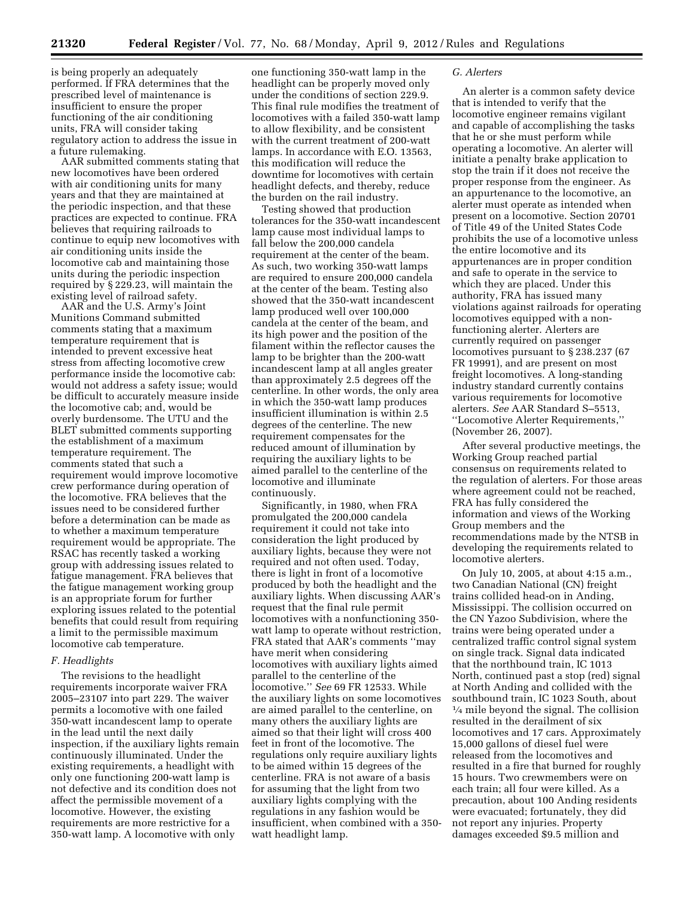is being properly an adequately performed. If FRA determines that the prescribed level of maintenance is insufficient to ensure the proper functioning of the air conditioning units, FRA will consider taking regulatory action to address the issue in a future rulemaking.

AAR submitted comments stating that new locomotives have been ordered with air conditioning units for many years and that they are maintained at the periodic inspection, and that these practices are expected to continue. FRA believes that requiring railroads to continue to equip new locomotives with air conditioning units inside the locomotive cab and maintaining those units during the periodic inspection required by § 229.23, will maintain the existing level of railroad safety.

AAR and the U.S. Army's Joint Munitions Command submitted comments stating that a maximum temperature requirement that is intended to prevent excessive heat stress from affecting locomotive crew performance inside the locomotive cab: would not address a safety issue; would be difficult to accurately measure inside the locomotive cab; and, would be overly burdensome. The UTU and the BLET submitted comments supporting the establishment of a maximum temperature requirement. The comments stated that such a requirement would improve locomotive crew performance during operation of the locomotive. FRA believes that the issues need to be considered further before a determination can be made as to whether a maximum temperature requirement would be appropriate. The RSAC has recently tasked a working group with addressing issues related to fatigue management. FRA believes that the fatigue management working group is an appropriate forum for further exploring issues related to the potential benefits that could result from requiring a limit to the permissible maximum locomotive cab temperature.

### *F. Headlights*

The revisions to the headlight requirements incorporate waiver FRA 2005–23107 into part 229. The waiver permits a locomotive with one failed 350-watt incandescent lamp to operate in the lead until the next daily inspection, if the auxiliary lights remain continuously illuminated. Under the existing requirements, a headlight with only one functioning 200-watt lamp is not defective and its condition does not affect the permissible movement of a locomotive. However, the existing requirements are more restrictive for a 350-watt lamp. A locomotive with only one functioning 350-watt lamp in the headlight can be properly moved only under the conditions of section 229.9. This final rule modifies the treatment of locomotives with a failed 350-watt lamp to allow flexibility, and be consistent with the current treatment of 200-watt lamps. In accordance with E.O. 13563, this modification will reduce the downtime for locomotives with certain headlight defects, and thereby, reduce the burden on the rail industry.

Testing showed that production tolerances for the 350-watt incandescent lamp cause most individual lamps to fall below the 200,000 candela requirement at the center of the beam. As such, two working 350-watt lamps are required to ensure 200,000 candela at the center of the beam. Testing also showed that the 350-watt incandescent lamp produced well over 100,000 candela at the center of the beam, and its high power and the position of the filament within the reflector causes the lamp to be brighter than the 200-watt incandescent lamp at all angles greater than approximately 2.5 degrees off the centerline. In other words, the only area in which the 350-watt lamp produces insufficient illumination is within 2.5 degrees of the centerline. The new requirement compensates for the reduced amount of illumination by requiring the auxiliary lights to be aimed parallel to the centerline of the locomotive and illuminate continuously.

Significantly, in 1980, when FRA promulgated the 200,000 candela requirement it could not take into consideration the light produced by auxiliary lights, because they were not required and not often used. Today, there is light in front of a locomotive produced by both the headlight and the auxiliary lights. When discussing AAR's request that the final rule permit locomotives with a nonfunctioning 350-watt lamp to operate without restriction, FRA stated that AAR's comments ''may have merit when considering locomotives with auxiliary lights aimed parallel to the centerline of the locomotive.'' *See* 69 FR 12533. While the auxiliary lights on some locomotives are aimed parallel to the centerline, on many others the auxiliary lights are aimed so that their light will cross 400 feet in front of the locomotive. The regulations only require auxiliary lights to be aimed within 15 degrees of the centerline. FRA is not aware of a basis for assuming that the light from two auxiliary lights complying with the regulations in any fashion would be insufficient, when combined with a 350-watt headlight lamp.

### *G. Alerters*

An alerter is a common safety device that is intended to verify that the locomotive engineer remains vigilant and capable of accomplishing the tasks that he or she must perform while operating a locomotive. An alerter will initiate a penalty brake application to stop the train if it does not receive the proper response from the engineer. As an appurtenance to the locomotive, an alerter must operate as intended when present on a locomotive. Section 20701 of Title 49 of the United States Code prohibits the use of a locomotive unless the entire locomotive and its appurtenances are in proper condition and safe to operate in the service to which they are placed. Under this authority, FRA has issued many violations against railroads for operating locomotives equipped with a non-functioning alerter. Alerters are currently required on passenger locomotives pursuant to § 238.237 (67 FR 19991), and are present on most freight locomotives. A long-standing industry standard currently contains various requirements for locomotive alerters. *See* AAR Standard S–5513, ''Locomotive Alerter Requirements,'' (November 26, 2007).

After several productive meetings, the Working Group reached partial consensus on requirements related to the regulation of alerters. For those areas where agreement could not be reached, FRA has fully considered the information and views of the Working Group members and the recommendations made by the NTSB in developing the requirements related to locomotive alerters.

On July 10, 2005, at about 4:15 a.m., two Canadian National (CN) freight trains collided head-on in Anding, Mississippi. The collision occurred on the CN Yazoo Subdivision, where the trains were being operated under a centralized traffic control signal system on single track. Signal data indicated that the northbound train, IC 1013 North, continued past a stop (red) signal at North Anding and collided with the southbound train, IC 1023 South, about ¼ mile beyond the signal. The collision resulted in the derailment of six locomotives and 17 cars. Approximately 15,000 gallons of diesel fuel were released from the locomotives and resulted in a fire that burned for roughly 15 hours. Two crewmembers were on each train; all four were killed. As a precaution, about 100 Anding residents were evacuated; fortunately, they did not report any injuries. Property damages exceeded $9.5 million and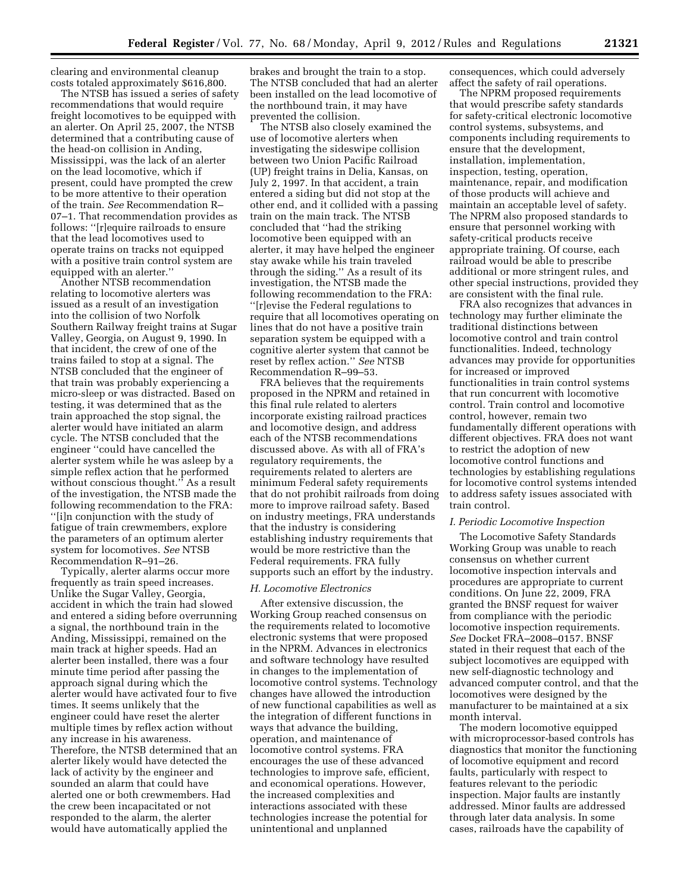clearing and environmental cleanup costs totaled approximately $616,800.

The NTSB has issued a series of safety recommendations that would require freight locomotives to be equipped with an alerter. On April 25, 2007, the NTSB determined that a contributing cause of the head-on collision in Anding, Mississippi, was the lack of an alerter on the lead locomotive, which if present, could have prompted the crew to be more attentive to their operation of the train. *See* Recommendation R–07–1. That recommendation provides as follows: ''[r]equire railroads to ensure that the lead locomotives used to operate trains on tracks not equipped with a positive train control system are equipped with an alerter.''

Another NTSB recommendation relating to locomotive alerters was issued as a result of an investigation into the collision of two Norfolk Southern Railway freight trains at Sugar Valley, Georgia, on August 9, 1990. In that incident, the crew of one of the trains failed to stop at a signal. The NTSB concluded that the engineer of that train was probably experiencing a micro-sleep or was distracted. Based on testing, it was determined that as the train approached the stop signal, the alerter would have initiated an alarm cycle. The NTSB concluded that the engineer ''could have cancelled the alerter system while he was asleep by a simple reflex action that he performed without conscious thought.'' As a result of the investigation, the NTSB made the following recommendation to the FRA: ''[i]n conjunction with the study of fatigue of train crewmembers, explore the parameters of an optimum alerter system for locomotives. *See* NTSB Recommendation R–91–26.

Typically, alerter alarms occur more frequently as train speed increases. Unlike the Sugar Valley, Georgia, accident in which the train had slowed and entered a siding before overrunning a signal, the northbound train in the Anding, Mississippi, remained on the main track at higher speeds. Had an alerter been installed, there was a four minute time period after passing the approach signal during which the alerter would have activated four to five times. It seems unlikely that the engineer could have reset the alerter multiple times by reflex action without any increase in his awareness. Therefore, the NTSB determined that an alerter likely would have detected the lack of activity by the engineer and sounded an alarm that could have alerted one or both crewmembers. Had the crew been incapacitated or not responded to the alarm, the alerter would have automatically applied the brakes and brought the train to a stop. The NTSB concluded that had an alerter been installed on the lead locomotive of the northbound train, it may have prevented the collision.

The NTSB also closely examined the use of locomotive alerters when investigating the sideswipe collision between two Union Pacific Railroad (UP) freight trains in Delia, Kansas, on July 2, 1997. In that accident, a train entered a siding but did not stop at the other end, and it collided with a passing train on the main track. The NTSB concluded that ''had the striking locomotive been equipped with an alerter, it may have helped the engineer stay awake while his train traveled through the siding.'' As a result of its investigation, the NTSB made the following recommendation to the FRA: ''[r]evise the Federal regulations to require that all locomotives operating on lines that do not have a positive train separation system be equipped with a cognitive alerter system that cannot be reset by reflex action.'' *See* NTSB Recommendation R–99–53.

FRA believes that the requirements proposed in the NPRM and retained in this final rule related to alerters incorporate existing railroad practices and locomotive design, and address each of the NTSB recommendations discussed above. As with all of FRA's regulatory requirements, the requirements related to alerters are minimum Federal safety requirements that do not prohibit railroads from doing more to improve railroad safety. Based on industry meetings, FRA understands that the industry is considering establishing industry requirements that would be more restrictive than the Federal requirements. FRA fully supports such an effort by the industry.

### *H. Locomotive Electronics*

After extensive discussion, the Working Group reached consensus on the requirements related to locomotive electronic systems that were proposed in the NPRM. Advances in electronics and software technology have resulted in changes to the implementation of locomotive control systems. Technology changes have allowed the introduction of new functional capabilities as well as the integration of different functions in ways that advance the building, operation, and maintenance of locomotive control systems. FRA encourages the use of these advanced technologies to improve safe, efficient, and economical operations. However, the increased complexities and interactions associated with these technologies increase the potential for unintentional and unplanned consequences, which could adversely affect the safety of rail operations.

The NPRM proposed requirements that would prescribe safety standards for safety-critical electronic locomotive control systems, subsystems, and components including requirements to ensure that the development, installation, implementation, inspection, testing, operation, maintenance, repair, and modification of those products will achieve and maintain an acceptable level of safety. The NPRM also proposed standards to ensure that personnel working with safety-critical products receive appropriate training. Of course, each railroad would be able to prescribe additional or more stringent rules, and other special instructions, provided they are consistent with the final rule.

FRA also recognizes that advances in technology may further eliminate the traditional distinctions between locomotive control and train control functionalities. Indeed, technology advances may provide for opportunities for increased or improved functionalities in train control systems that run concurrent with locomotive control. Train control and locomotive control, however, remain two fundamentally different operations with different objectives. FRA does not want to restrict the adoption of new locomotive control functions and technologies by establishing regulations for locomotive control systems intended to address safety issues associated with train control.

### *I. Periodic Locomotive Inspection*

The Locomotive Safety Standards Working Group was unable to reach consensus on whether current locomotive inspection intervals and procedures are appropriate to current conditions. On June 22, 2009, FRA granted the BNSF request for waiver from compliance with the periodic locomotive inspection requirements. *See* Docket FRA–2008–0157. BNSF stated in their request that each of the subject locomotives are equipped with new self-diagnostic technology and advanced computer control, and that the locomotives were designed by the manufacturer to be maintained at a six month interval.

The modern locomotive equipped with microprocessor-based controls has diagnostics that monitor the functioning of locomotive equipment and record faults, particularly with respect to features relevant to the periodic inspection. Major faults are instantly addressed. Minor faults are addressed through later data analysis. In some cases, railroads have the capability of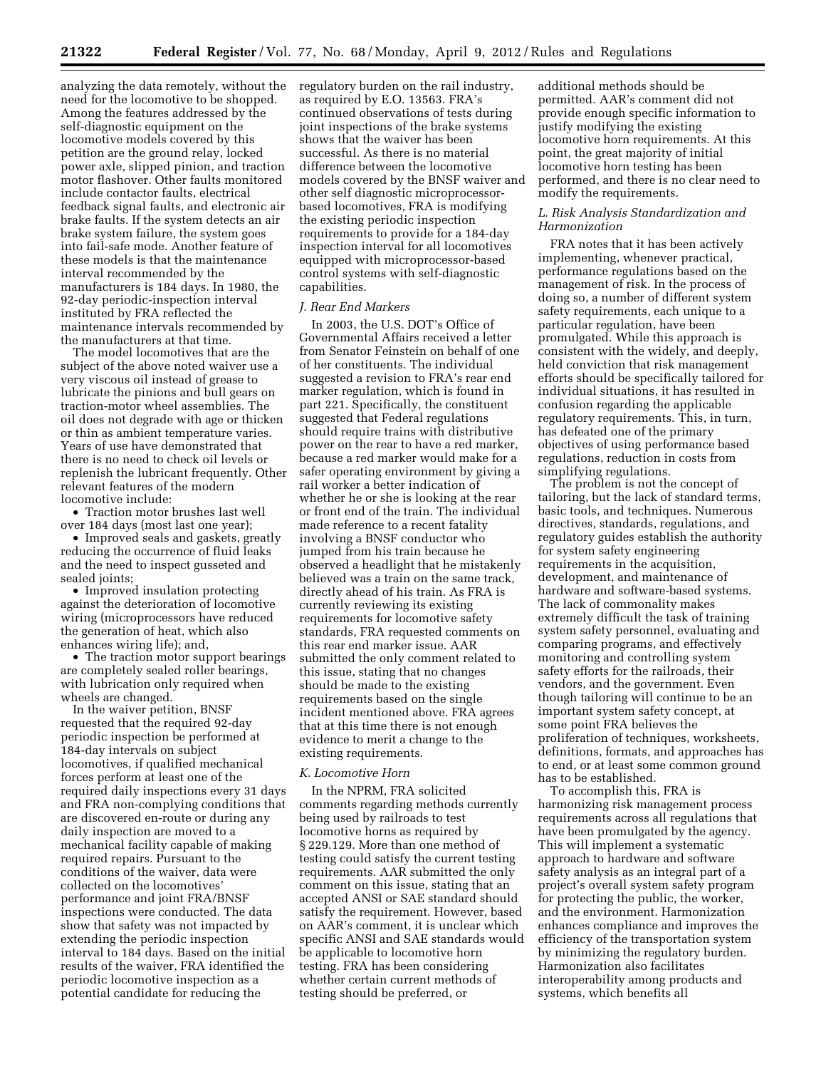analyzing the data remotely, without the need for the locomotive to be shopped. Among the features addressed by the self-diagnostic equipment on the locomotive models covered by this petition are the ground relay, locked power axle, slipped pinion, and traction motor flashover. Other faults monitored include contactor faults, electrical feedback signal faults, and electronic air brake faults. If the system detects an air brake system failure, the system goes into fail-safe mode. Another feature of these models is that the maintenance interval recommended by the manufacturers is 184 days. In 1980, the 92-day periodic-inspection interval instituted by FRA reflected the maintenance intervals recommended by the manufacturers at that time.

The model locomotives that are the subject of the above noted waiver use a very viscous oil instead of grease to lubricate the pinions and bull gears on traction-motor wheel assemblies. The oil does not degrade with age or thicken or thin as ambient temperature varies. Years of use have demonstrated that there is no need to check oil levels or replenish the lubricant frequently. Other relevant features of the modern locomotive include:

- Traction motor brushes last well over 184 days (most last one year);
- Improved seals and gaskets, greatly reducing the occurrence of fluid leaks and the need to inspect gusseted and sealed joints;
- Improved insulation protecting against the deterioration of locomotive wiring (microprocessors have reduced the generation of heat, which also enhances wiring life); and,
- The traction motor support bearings are completely sealed roller bearings, with lubrication only required when wheels are changed.

In the waiver petition, BNSF requested that the required 92-day periodic inspection be performed at 184-day intervals on subject locomotives, if qualified mechanical forces perform at least one of the required daily inspections every 31 days and FRA non-complying conditions that are discovered en-route or during any daily inspection are moved to a mechanical facility capable of making required repairs. Pursuant to the conditions of the waiver, data were collected on the locomotives' performance and joint FRA/BNSF inspections were conducted. The data show that safety was not impacted by extending the periodic inspection interval to 184 days. Based on the initial results of the waiver, FRA identified the periodic locomotive inspection as a potential candidate for reducing the regulatory burden on the rail industry, as required by E.O. 13563. FRA's continued observations of tests during joint inspections of the brake systems shows that the waiver has been successful. As there is no material difference between the locomotive models covered by the BNSF waiver and other self diagnostic microprocessor-based locomotives, FRA is modifying the existing periodic inspection requirements to provide for a 184-day inspection interval for all locomotives equipped with microprocessor-based control systems with self-diagnostic capabilities.

### *J. Rear End Markers*

In 2003, the U.S. DOT's Office of Governmental Affairs received a letter from Senator Feinstein on behalf of one of her constituents. The individual suggested a revision to FRA's rear end marker regulation, which is found in part 221. Specifically, the constituent suggested that Federal regulations should require trains with distributive power on the rear to have a red marker, because a red marker would make for a safer operating environment by giving a rail worker a better indication of whether he or she is looking at the rear or front end of the train. The individual made reference to a recent fatality involving a BNSF conductor who jumped from his train because he observed a headlight that he mistakenly believed was a train on the same track, directly ahead of his train. As FRA is currently reviewing its existing requirements for locomotive safety standards, FRA requested comments on this rear end marker issue. AAR submitted the only comment related to this issue, stating that no changes should be made to the existing requirements based on the single incident mentioned above. FRA agrees that at this time there is not enough evidence to merit a change to the existing requirements.

### *K. Locomotive Horn*

In the NPRM, FRA solicited comments regarding methods currently being used by railroads to test locomotive horns as required by § 229.129. More than one method of testing could satisfy the current testing requirements. AAR submitted the only comment on this issue, stating that an accepted ANSI or SAE standard should satisfy the requirement. However, based on AAR's comment, it is unclear which specific ANSI and SAE standards would be applicable to locomotive horn testing. FRA has been considering whether certain current methods of testing should be preferred, or additional methods should be permitted. AAR's comment did not provide enough specific information to justify modifying the existing locomotive horn requirements. At this point, the great majority of initial locomotive horn testing has been performed, and there is no clear need to modify the requirements.

### *L. Risk Analysis Standardization and Harmonization*

FRA notes that it has been actively implementing, whenever practical, performance regulations based on the management of risk. In the process of doing so, a number of different system safety requirements, each unique to a particular regulation, have been promulgated. While this approach is consistent with the widely, and deeply, held conviction that risk management efforts should be specifically tailored for individual situations, it has resulted in confusion regarding the applicable regulatory requirements. This, in turn, has defeated one of the primary objectives of using performance based regulations, reduction in costs from simplifying regulations.

The problem is not the concept of tailoring, but the lack of standard terms, basic tools, and techniques. Numerous directives, standards, regulations, and regulatory guides establish the authority for system safety engineering requirements in the acquisition, development, and maintenance of hardware and software-based systems. The lack of commonality makes extremely difficult the task of training system safety personnel, evaluating and comparing programs, and effectively monitoring and controlling system safety efforts for the railroads, their vendors, and the government. Even though tailoring will continue to be an important system safety concept, at some point FRA believes the proliferation of techniques, worksheets, definitions, formats, and approaches has to end, or at least some common ground has to be established.

To accomplish this, FRA is harmonizing risk management process requirements across all regulations that have been promulgated by the agency. This will implement a systematic approach to hardware and software safety analysis as an integral part of a project's overall system safety program for protecting the public, the worker, and the environment. Harmonization enhances compliance and improves the efficiency of the transportation system by minimizing the regulatory burden. Harmonization also facilitates interoperability among products and systems, which benefits all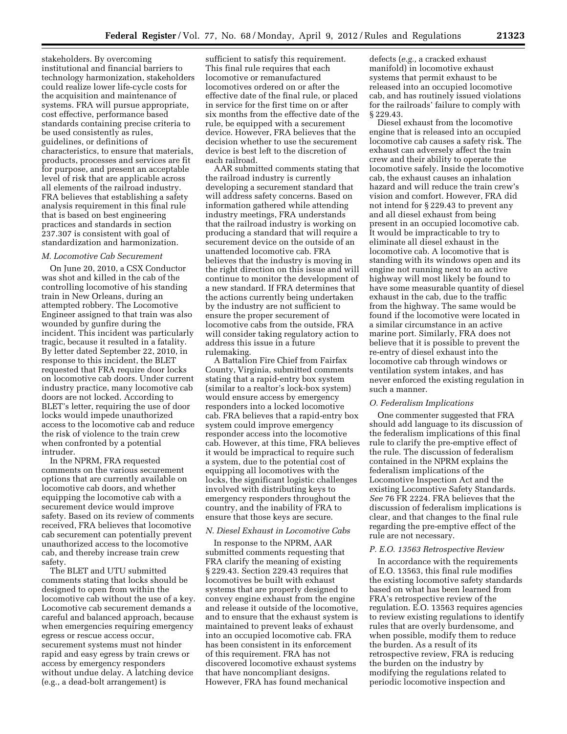stakeholders. By overcoming institutional and financial barriers to technology harmonization, stakeholders could realize lower life-cycle costs for the acquisition and maintenance of systems. FRA will pursue appropriate, cost effective, performance based standards containing precise criteria to be used consistently as rules, guidelines, or definitions of characteristics, to ensure that materials, products, processes and services are fit for purpose, and present an acceptable level of risk that are applicable across all elements of the railroad industry. FRA believes that establishing a safety analysis requirement in this final rule that is based on best engineering practices and standards in section 237.307 is consistent with goal of standardization and harmonization.

### *M. Locomotive Cab Securement*

On June 20, 2010, a CSX Conductor was shot and killed in the cab of the controlling locomotive of his standing train in New Orleans, during an attempted robbery. The Locomotive Engineer assigned to that train was also wounded by gunfire during the incident. This incident was particularly tragic, because it resulted in a fatality. By letter dated September 22, 2010, in response to this incident, the BLET requested that FRA require door locks on locomotive cab doors. Under current industry practice, many locomotive cab doors are not locked. According to BLET's letter, requiring the use of door locks would impede unauthorized access to the locomotive cab and reduce the risk of violence to the train crew when confronted by a potential intruder.

In the NPRM, FRA requested comments on the various securement options that are currently available on locomotive cab doors, and whether equipping the locomotive cab with a securement device would improve safety. Based on its review of comments received, FRA believes that locomotive cab securement can potentially prevent unauthorized access to the locomotive cab, and thereby increase train crew safety.

The BLET and UTU submitted comments stating that locks should be designed to open from within the locomotive cab without the use of a key. Locomotive cab securement demands a careful and balanced approach, because when emergencies requiring emergency egress or rescue access occur, securement systems must not hinder rapid and easy egress by train crews or access by emergency responders without undue delay. A latching device (e.g., a dead-bolt arrangement) is sufficient to satisfy this requirement. This final rule requires that each locomotive or remanufactured locomotives ordered on or after the effective date of the final rule, or placed in service for the first time on or after six months from the effective date of the rule, be equipped with a securement device. However, FRA believes that the decision whether to use the securement device is best left to the discretion of each railroad.

AAR submitted comments stating that the railroad industry is currently developing a securement standard that will address safety concerns. Based on information gathered while attending industry meetings, FRA understands that the railroad industry is working on producing a standard that will require a securement device on the outside of an unattended locomotive cab. FRA believes that the industry is moving in the right direction on this issue and will continue to monitor the development of a new standard. If FRA determines that the actions currently being undertaken by the industry are not sufficient to ensure the proper securement of locomotive cabs from the outside, FRA will consider taking regulatory action to address this issue in a future rulemaking.

A Battalion Fire Chief from Fairfax County, Virginia, submitted comments stating that a rapid-entry box system (similar to a realtor's lock-box system) would ensure access by emergency responders into a locked locomotive cab. FRA believes that a rapid-entry box system could improve emergency responder access into the locomotive cab. However, at this time, FRA believes it would be impractical to require such a system, due to the potential cost of equipping all locomotives with the locks, the significant logistic challenges involved with distributing keys to emergency responders throughout the country, and the inability of FRA to ensure that those keys are secure.

### *N. Diesel Exhaust in Locomotive Cabs*

In response to the NPRM, AAR submitted comments requesting that FRA clarify the meaning of existing § 229.43. Section 229.43 requires that locomotives be built with exhaust systems that are properly designed to convey engine exhaust from the engine and release it outside of the locomotive, and to ensure that the exhaust system is maintained to prevent leaks of exhaust into an occupied locomotive cab. FRA has been consistent in its enforcement of this requirement. FRA has not discovered locomotive exhaust systems that have noncompliant designs. However, FRA has found mechanical defects (*e.g.,* a cracked exhaust manifold) in locomotive exhaust systems that permit exhaust to be released into an occupied locomotive cab, and has routinely issued violations for the railroads' failure to comply with § 229.43.

Diesel exhaust from the locomotive engine that is released into an occupied locomotive cab causes a safety risk. The exhaust can adversely affect the train crew and their ability to operate the locomotive safely. Inside the locomotive cab, the exhaust causes an inhalation hazard and will reduce the train crew's vision and comfort. However, FRA did not intend for § 229.43 to prevent any and all diesel exhaust from being present in an occupied locomotive cab. It would be impracticable to try to eliminate all diesel exhaust in the locomotive cab. A locomotive that is standing with its windows open and its engine not running next to an active highway will most likely be found to have some measurable quantity of diesel exhaust in the cab, due to the traffic from the highway. The same would be found if the locomotive were located in a similar circumstance in an active marine port. Similarly, FRA does not believe that it is possible to prevent the re-entry of diesel exhaust into the locomotive cab through windows or ventilation system intakes, and has never enforced the existing regulation in such a manner.

### *O. Federalism Implications*

One commenter suggested that FRA should add language to its discussion of the federalism implications of this final rule to clarify the pre-emptive effect of the rule. The discussion of federalism contained in the NPRM explains the federalism implications of the Locomotive Inspection Act and the existing Locomotive Safety Standards. *See* 76 FR 2224. FRA believes that the discussion of federalism implications is clear, and that changes to the final rule regarding the pre-emptive effect of the rule are not necessary.

### *P. E.O. 13563 Retrospective Review*

In accordance with the requirements of E.O. 13563, this final rule modifies the existing locomotive safety standards based on what has been learned from FRA's retrospective review of the regulation. E.O. 13563 requires agencies to review existing regulations to identify rules that are overly burdensome, and when possible, modify them to reduce the burden. As a result of its retrospective review, FRA is reducing the burden on the industry by modifying the regulations related to periodic locomotive inspection and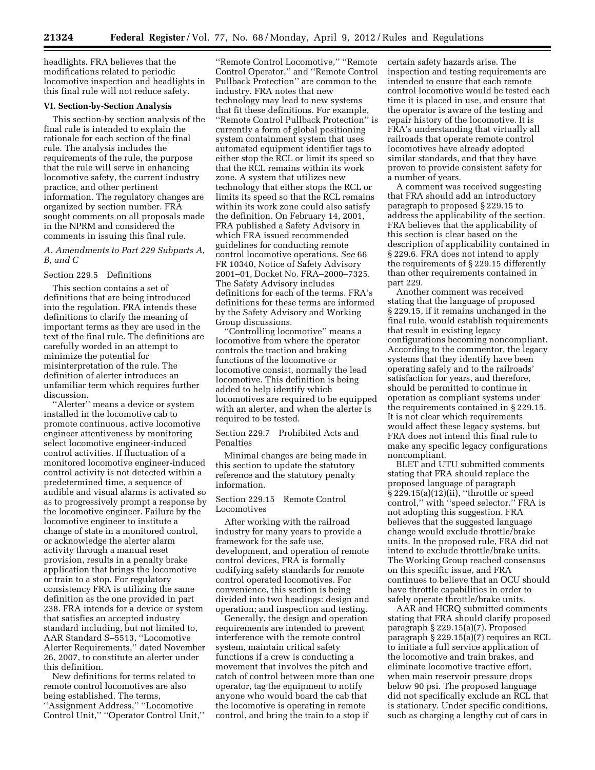headlights. FRA believes that the modifications related to periodic locomotive inspection and headlights in this final rule will not reduce safety.

## VI. Section-by-Section Analysis

This section-by section analysis of the final rule is intended to explain the rationale for each section of the final rule. The analysis includes the requirements of the rule, the purpose that the rule will serve in enhancing locomotive safety, the current industry practice, and other pertinent information. The regulatory changes are organized by section number. FRA sought comments on all proposals made in the NPRM and considered the comments in issuing this final rule.

### *A. Amendments to Part 229 Subparts A, B, and C*

#### Section 229.5 Definitions

This section contains a set of definitions that are being introduced into the regulation. FRA intends these definitions to clarify the meaning of important terms as they are used in the text of the final rule. The definitions are carefully worded in an attempt to minimize the potential for misinterpretation of the rule. The definition of alerter introduces an unfamiliar term which requires further discussion.

''Alerter'' means a device or system installed in the locomotive cab to promote continuous, active locomotive engineer attentiveness by monitoring select locomotive engineer-induced control activities. If fluctuation of a monitored locomotive engineer-induced control activity is not detected within a predetermined time, a sequence of audible and visual alarms is activated so as to progressively prompt a response by the locomotive engineer. Failure by the locomotive engineer to institute a change of state in a monitored control, or acknowledge the alerter alarm activity through a manual reset provision, results in a penalty brake application that brings the locomotive or train to a stop. For regulatory consistency FRA is utilizing the same definition as the one provided in part 238. FRA intends for a device or system that satisfies an accepted industry standard including, but not limited to, AAR Standard S–5513, ''Locomotive Alerter Requirements,'' dated November 26, 2007, to constitute an alerter under this definition.

New definitions for terms related to remote control locomotives are also being established. The terms, ''Assignment Address,'' ''Locomotive Control Unit,'' ''Operator Control Unit,'' ''Remote Control Locomotive,'' ''Remote Control Operator,'' and ''Remote Control Pullback Protection'' are common to the industry. FRA notes that new technology may lead to new systems that fit these definitions. For example, ''Remote Control Pullback Protection'' is currently a form of global positioning system containment system that uses automated equipment identifier tags to either stop the RCL or limit its speed so that the RCL remains within its work zone. A system that utilizes new technology that either stops the RCL or limits its speed so that the RCL remains within its work zone could also satisfy the definition. On February 14, 2001, FRA published a Safety Advisory in which FRA issued recommended guidelines for conducting remote control locomotive operations. *See* 66 FR 10340, Notice of Safety Advisory 2001–01, Docket No. FRA–2000–7325. The Safety Advisory includes definitions for each of the terms. FRA's definitions for these terms are informed by the Safety Advisory and Working Group discussions.

''Controlling locomotive'' means a locomotive from where the operator controls the traction and braking functions of the locomotive or locomotive consist, normally the lead locomotive. This definition is being added to help identify which locomotives are required to be equipped with an alerter, and when the alerter is required to be tested.

#### Section 229.7 Prohibited Acts and Penalties

Minimal changes are being made in this section to update the statutory reference and the statutory penalty information.

#### Section 229.15 Remote Control Locomotives

After working with the railroad industry for many years to provide a framework for the safe use, development, and operation of remote control devices, FRA is formally codifying safety standards for remote control operated locomotives. For convenience, this section is being divided into two headings: design and operation; and inspection and testing.

Generally, the design and operation requirements are intended to prevent interference with the remote control system, maintain critical safety functions if a crew is conducting a movement that involves the pitch and catch of control between more than one operator, tag the equipment to notify anyone who would board the cab that the locomotive is operating in remote control, and bring the train to a stop if certain safety hazards arise. The inspection and testing requirements are intended to ensure that each remote control locomotive would be tested each time it is placed in use, and ensure that the operator is aware of the testing and repair history of the locomotive. It is FRA's understanding that virtually all railroads that operate remote control locomotives have already adopted similar standards, and that they have proven to provide consistent safety for a number of years.

A comment was received suggesting that FRA should add an introductory paragraph to proposed § 229.15 to address the applicability of the section. FRA believes that the applicability of this section is clear based on the description of applicability contained in § 229.6. FRA does not intend to apply the requirements of § 229.15 differently than other requirements contained in part 229.

Another comment was received stating that the language of proposed § 229.15, if it remains unchanged in the final rule, would establish requirements that result in existing legacy configurations becoming noncompliant. According to the commentor, the legacy systems that they identify have been operating safely and to the railroads' satisfaction for years, and therefore, should be permitted to continue in operation as compliant systems under the requirements contained in § 229.15. It is not clear which requirements would affect these legacy systems, but FRA does not intend this final rule to make any specific legacy configurations noncompliant.

BLET and UTU submitted comments stating that FRA should replace the proposed language of paragraph § 229.15(a)(12)(ii), ''throttle or speed control,'' with ''speed selector.'' FRA is not adopting this suggestion. FRA believes that the suggested language change would exclude throttle/brake units. In the proposed rule, FRA did not intend to exclude throttle/brake units. The Working Group reached consensus on this specific issue, and FRA continues to believe that an OCU should have throttle capabilities in order to safely operate throttle/brake units.

AAR and HCRQ submitted comments stating that FRA should clarify proposed paragraph § 229.15(a)(7). Proposed paragraph § 229.15(a)(7) requires an RCL to initiate a full service application of the locomotive and train brakes, and eliminate locomotive tractive effort, when main reservoir pressure drops below 90 psi. The proposed language did not specifically exclude an RCL that is stationary. Under specific conditions, such as charging a lengthy cut of cars in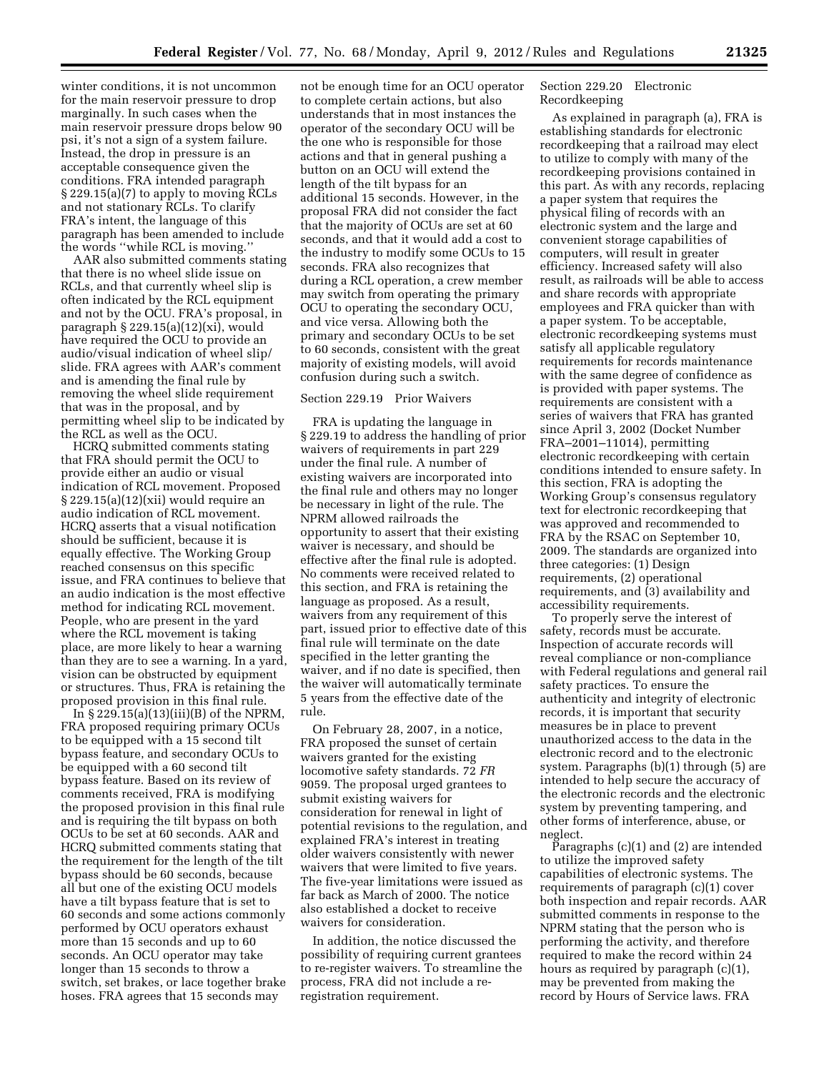winter conditions, it is not uncommon for the main reservoir pressure to drop marginally. In such cases when the main reservoir pressure drops below 90 psi, it's not a sign of a system failure. Instead, the drop in pressure is an acceptable consequence given the conditions. FRA intended paragraph § 229.15(a)(7) to apply to moving RCLs and not stationary RCLs. To clarify FRA's intent, the language of this paragraph has been amended to include the words ''while RCL is moving.''

AAR also submitted comments stating that there is no wheel slide issue on RCLs, and that currently wheel slip is often indicated by the RCL equipment and not by the OCU. FRA's proposal, in paragraph § 229.15(a)(12)(xi), would have required the OCU to provide an audio/visual indication of wheel slip/slide. FRA agrees with AAR's comment and is amending the final rule by removing the wheel slide requirement that was in the proposal, and by permitting wheel slip to be indicated by the RCL as well as the OCU.

HCRQ submitted comments stating that FRA should permit the OCU to provide either an audio or visual indication of RCL movement. Proposed § 229.15(a)(12)(xii) would require an audio indication of RCL movement. HCRQ asserts that a visual notification should be sufficient, because it is equally effective. The Working Group reached consensus on this specific issue, and FRA continues to believe that an audio indication is the most effective method for indicating RCL movement. People, who are present in the yard where the RCL movement is taking place, are more likely to hear a warning than they are to see a warning. In a yard, vision can be obstructed by equipment or structures. Thus, FRA is retaining the proposed provision in this final rule.

In § 229.15(a)(13)(iii)(B) of the NPRM, FRA proposed requiring primary OCUs to be equipped with a 15 second tilt bypass feature, and secondary OCUs to be equipped with a 60 second tilt bypass feature. Based on its review of comments received, FRA is modifying the proposed provision in this final rule and is requiring the tilt bypass on both OCUs to be set at 60 seconds. AAR and HCRQ submitted comments stating that the requirement for the length of the tilt bypass should be 60 seconds, because all but one of the existing OCU models have a tilt bypass feature that is set to 60 seconds and some actions commonly performed by OCU operators exhaust more than 15 seconds and up to 60 seconds. An OCU operator may take longer than 15 seconds to throw a switch, set brakes, or lace together brake hoses. FRA agrees that 15 seconds may not be enough time for an OCU operator to complete certain actions, but also understands that in most instances the operator of the secondary OCU will be the one who is responsible for those actions and that in general pushing a button on an OCU will extend the length of the tilt bypass for an additional 15 seconds. However, in the proposal FRA did not consider the fact that the majority of OCUs are set at 60 seconds, and that it would add a cost to the industry to modify some OCUs to 15 seconds. FRA also recognizes that during a RCL operation, a crew member may switch from operating the primary OCU to operating the secondary OCU, and vice versa. Allowing both the primary and secondary OCUs to be set to 60 seconds, consistent with the great majority of existing models, will avoid confusion during such a switch.

Section 229.19 Prior Waivers

FRA is updating the language in § 229.19 to address the handling of prior waivers of requirements in part 229 under the final rule. A number of existing waivers are incorporated into the final rule and others may no longer be necessary in light of the rule. The NPRM allowed railroads the opportunity to assert that their existing waiver is necessary, and should be effective after the final rule is adopted. No comments were received related to this section, and FRA is retaining the language as proposed. As a result, waivers from any requirement of this part, issued prior to effective date of this final rule will terminate on the date specified in the letter granting the waiver, and if no date is specified, then the waiver will automatically terminate 5 years from the effective date of the rule.

On February 28, 2007, in a notice, FRA proposed the sunset of certain waivers granted for the existing locomotive safety standards. 72 *FR* 9059. The proposal urged grantees to submit existing waivers for consideration for renewal in light of potential revisions to the regulation, and explained FRA's interest in treating older waivers consistently with newer waivers that were limited to five years. The five-year limitations were issued as far back as March of 2000. The notice also established a docket to receive waivers for consideration.

In addition, the notice discussed the possibility of requiring current grantees to re-register waivers. To streamline the process, FRA did not include a re-registration requirement.

Section 229.20 Electronic Recordkeeping

As explained in paragraph (a), FRA is establishing standards for electronic recordkeeping that a railroad may elect to utilize to comply with many of the recordkeeping provisions contained in this part. As with any records, replacing a paper system that requires the physical filing of records with an electronic system and the large and convenient storage capabilities of computers, will result in greater efficiency. Increased safety will also result, as railroads will be able to access and share records with appropriate employees and FRA quicker than with a paper system. To be acceptable, electronic recordkeeping systems must satisfy all applicable regulatory requirements for records maintenance with the same degree of confidence as is provided with paper systems. The requirements are consistent with a series of waivers that FRA has granted since April 3, 2002 (Docket Number FRA–2001–11014), permitting electronic recordkeeping with certain conditions intended to ensure safety. In this section, FRA is adopting the Working Group's consensus regulatory text for electronic recordkeeping that was approved and recommended to FRA by the RSAC on September 10, 2009. The standards are organized into three categories: (1) Design requirements, (2) operational requirements, and (3) availability and accessibility requirements.

To properly serve the interest of safety, records must be accurate. Inspection of accurate records will reveal compliance or non-compliance with Federal regulations and general rail safety practices. To ensure the authenticity and integrity of electronic records, it is important that security measures be in place to prevent unauthorized access to the data in the electronic record and to the electronic system. Paragraphs (b)(1) through (5) are intended to help secure the accuracy of the electronic records and the electronic system by preventing tampering, and other forms of interference, abuse, or neglect.

Paragraphs (c)(1) and (2) are intended to utilize the improved safety capabilities of electronic systems. The requirements of paragraph (c)(1) cover both inspection and repair records. AAR submitted comments in response to the NPRM stating that the person who is performing the activity, and therefore required to make the record within 24 hours as required by paragraph (c)(1), may be prevented from making the record by Hours of Service laws. FRA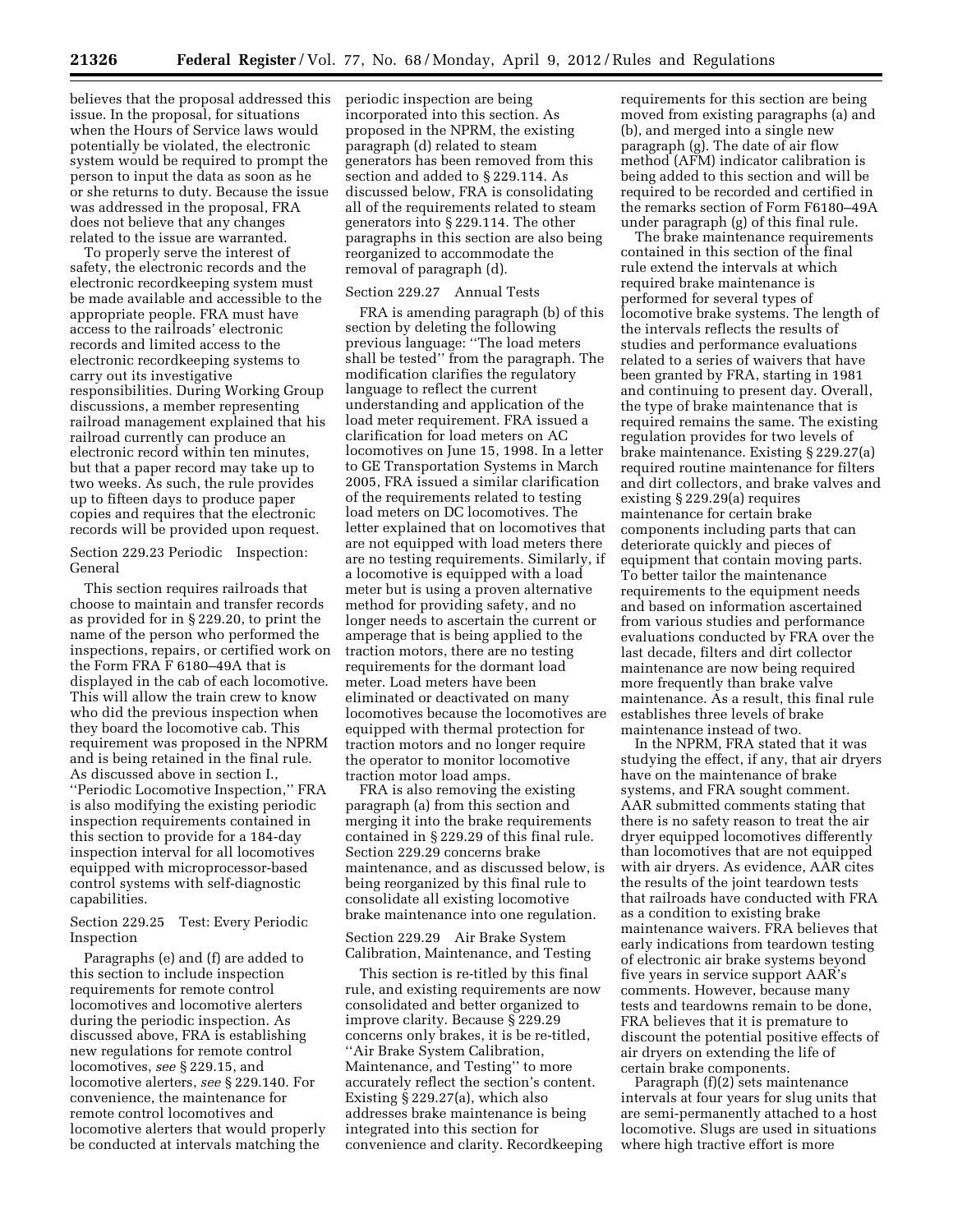believes that the proposal addressed this issue. In the proposal, for situations when the Hours of Service laws would potentially be violated, the electronic system would be required to prompt the person to input the data as soon as he or she returns to duty. Because the issue was addressed in the proposal, FRA does not believe that any changes related to the issue are warranted.

To properly serve the interest of safety, the electronic records and the electronic recordkeeping system must be made available and accessible to the appropriate people. FRA must have access to the railroads' electronic records and limited access to the electronic recordkeeping systems to carry out its investigative responsibilities. During Working Group discussions, a member representing railroad management explained that his railroad currently can produce an electronic record within ten minutes, but that a paper record may take up to two weeks. As such, the rule provides up to fifteen days to produce paper copies and requires that the electronic records will be provided upon request.

### Section 229.23 Periodic Inspection: General

This section requires railroads that choose to maintain and transfer records as provided for in § 229.20, to print the name of the person who performed the inspections, repairs, or certified work on the Form FRA F 6180–49A that is displayed in the cab of each locomotive. This will allow the train crew to know who did the previous inspection when they board the locomotive cab. This requirement was proposed in the NPRM and is being retained in the final rule. As discussed above in section I., ''Periodic Locomotive Inspection,'' FRA is also modifying the existing periodic inspection requirements contained in this section to provide for a 184-day inspection interval for all locomotives equipped with microprocessor-based control systems with self-diagnostic capabilities.

### Section 229.25 Test: Every Periodic Inspection

Paragraphs (e) and (f) are added to this section to include inspection requirements for remote control locomotives and locomotive alerters during the periodic inspection. As discussed above, FRA is establishing new regulations for remote control locomotives, *see* § 229.15, and locomotive alerters, *see* § 229.140. For convenience, the maintenance for remote control locomotives and locomotive alerters that would properly be conducted at intervals matching the periodic inspection are being incorporated into this section. As proposed in the NPRM, the existing paragraph (d) related to steam generators has been removed from this section and added to § 229.114. As discussed below, FRA is consolidating all of the requirements related to steam generators into § 229.114. The other paragraphs in this section are also being reorganized to accommodate the removal of paragraph (d).

### Section 229.27 Annual Tests

FRA is amending paragraph (b) of this section by deleting the following previous language: ''The load meters shall be tested'' from the paragraph. The modification clarifies the regulatory language to reflect the current understanding and application of the load meter requirement. FRA issued a clarification for load meters on AC locomotives on June 15, 1998. In a letter to GE Transportation Systems in March 2005, FRA issued a similar clarification of the requirements related to testing load meters on DC locomotives. The letter explained that on locomotives that are not equipped with load meters there are no testing requirements. Similarly, if a locomotive is equipped with a load meter but is using a proven alternative method for providing safety, and no longer needs to ascertain the current or amperage that is being applied to the traction motors, there are no testing requirements for the dormant load meter. Load meters have been eliminated or deactivated on many locomotives because the locomotives are equipped with thermal protection for traction motors and no longer require the operator to monitor locomotive traction motor load amps.

FRA is also removing the existing paragraph (a) from this section and merging it into the brake requirements contained in § 229.29 of this final rule. Section 229.29 concerns brake maintenance, and as discussed below, is being reorganized by this final rule to consolidate all existing locomotive brake maintenance into one regulation.

### Section 229.29 Air Brake System Calibration, Maintenance, and Testing

This section is re-titled by this final rule, and existing requirements are now consolidated and better organized to improve clarity. Because § 229.29 concerns only brakes, it is be re-titled, ''Air Brake System Calibration, Maintenance, and Testing'' to more accurately reflect the section's content. Existing § 229.27(a), which also addresses brake maintenance is being integrated into this section for convenience and clarity. Recordkeeping requirements for this section are being moved from existing paragraphs (a) and (b), and merged into a single new paragraph (g). The date of air flow method (AFM) indicator calibration is being added to this section and will be required to be recorded and certified in the remarks section of Form F6180–49A under paragraph (g) of this final rule.

The brake maintenance requirements contained in this section of the final rule extend the intervals at which required brake maintenance is performed for several types of locomotive brake systems. The length of the intervals reflects the results of studies and performance evaluations related to a series of waivers that have been granted by FRA, starting in 1981 and continuing to present day. Overall, the type of brake maintenance that is required remains the same. The existing regulation provides for two levels of brake maintenance. Existing § 229.27(a) required routine maintenance for filters and dirt collectors, and brake valves and existing § 229.29(a) requires maintenance for certain brake components including parts that can deteriorate quickly and pieces of equipment that contain moving parts. To better tailor the maintenance requirements to the equipment needs and based on information ascertained from various studies and performance evaluations conducted by FRA over the last decade, filters and dirt collector maintenance are now being required more frequently than brake valve maintenance. As a result, this final rule establishes three levels of brake maintenance instead of two.

In the NPRM, FRA stated that it was studying the effect, if any, that air dryers have on the maintenance of brake systems, and FRA sought comment. AAR submitted comments stating that there is no safety reason to treat the air dryer equipped locomotives differently than locomotives that are not equipped with air dryers. As evidence, AAR cites the results of the joint teardown tests that railroads have conducted with FRA as a condition to existing brake maintenance waivers. FRA believes that early indications from teardown testing of electronic air brake systems beyond five years in service support AAR's comments. However, because many tests and teardowns remain to be done, FRA believes that it is premature to discount the potential positive effects of air dryers on extending the life of certain brake components.

Paragraph (f)(2) sets maintenance intervals at four years for slug units that are semi-permanently attached to a host locomotive. Slugs are used in situations where high tractive effort is more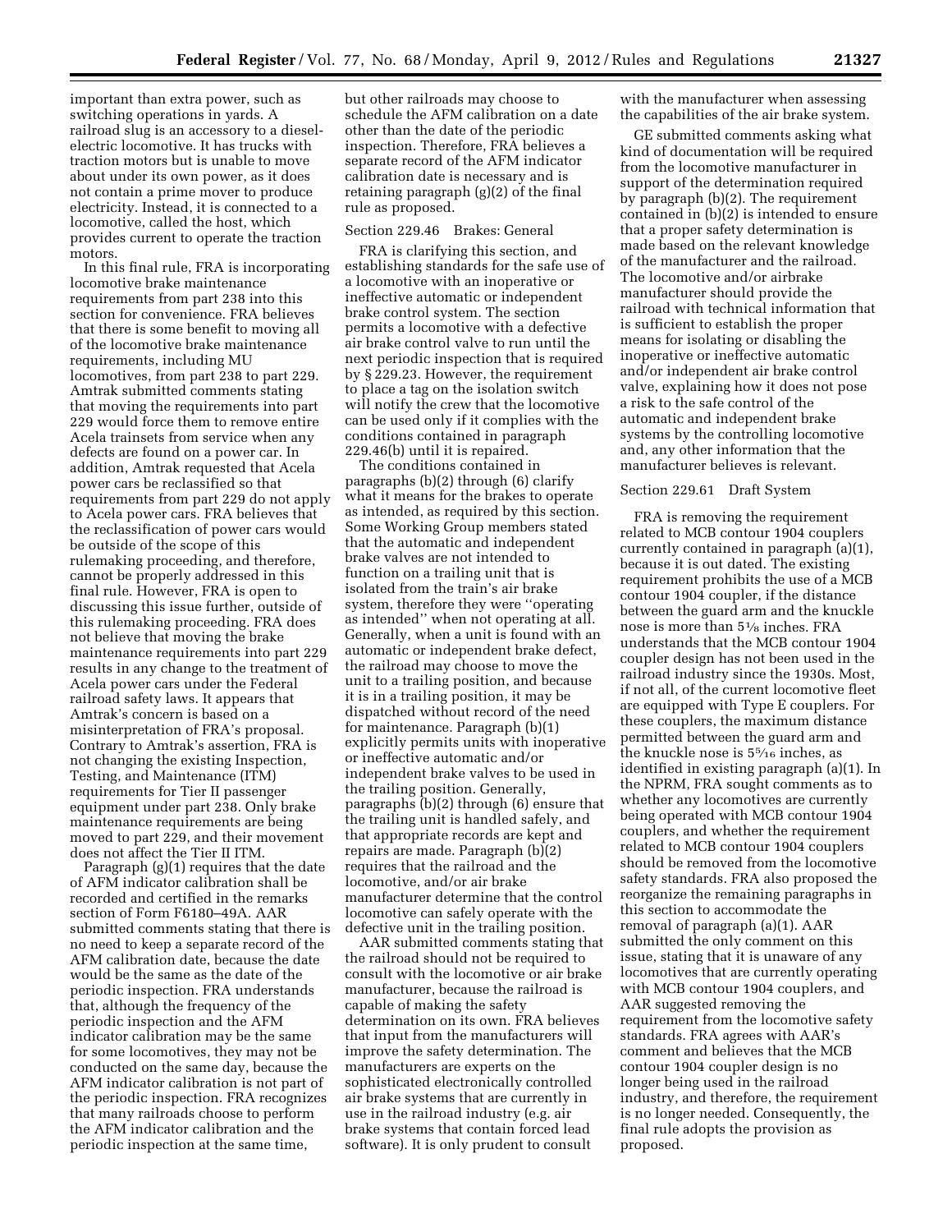important than extra power, such as switching operations in yards. A railroad slug is an accessory to a diesel-electric locomotive. It has trucks with traction motors but is unable to move about under its own power, as it does not contain a prime mover to produce electricity. Instead, it is connected to a locomotive, called the host, which provides current to operate the traction motors.

In this final rule, FRA is incorporating locomotive brake maintenance requirements from part 238 into this section for convenience. FRA believes that there is some benefit to moving all of the locomotive brake maintenance requirements, including MU locomotives, from part 238 to part 229. Amtrak submitted comments stating that moving the requirements into part 229 would force them to remove entire Acela trainsets from service when any defects are found on a power car. In addition, Amtrak requested that Acela power cars be reclassified so that requirements from part 229 do not apply to Acela power cars. FRA believes that the reclassification of power cars would be outside of the scope of this rulemaking proceeding, and therefore, cannot be properly addressed in this final rule. However, FRA is open to discussing this issue further, outside of this rulemaking proceeding. FRA does not believe that moving the brake maintenance requirements into part 229 results in any change to the treatment of Acela power cars under the Federal railroad safety laws. It appears that Amtrak's concern is based on a misinterpretation of FRA's proposal. Contrary to Amtrak's assertion, FRA is not changing the existing Inspection, Testing, and Maintenance (ITM) requirements for Tier II passenger equipment under part 238. Only brake maintenance requirements are being moved to part 229, and their movement does not affect the Tier II ITM.

Paragraph (g)(1) requires that the date of AFM indicator calibration shall be recorded and certified in the remarks section of Form F6180–49A. AAR submitted comments stating that there is no need to keep a separate record of the AFM calibration date, because the date would be the same as the date of the periodic inspection. FRA understands that, although the frequency of the periodic inspection and the AFM indicator calibration may be the same for some locomotives, they may not be conducted on the same day, because the AFM indicator calibration is not part of the periodic inspection. FRA recognizes that many railroads choose to perform the AFM indicator calibration and the periodic inspection at the same time, but other railroads may choose to schedule the AFM calibration on a date other than the date of the periodic inspection. Therefore, FRA believes a separate record of the AFM indicator calibration date is necessary and is retaining paragraph (g)(2) of the final rule as proposed.

## Section 229.46 Brakes: General

FRA is clarifying this section, and establishing standards for the safe use of a locomotive with an inoperative or ineffective automatic or independent brake control system. The section permits a locomotive with a defective air brake control valve to run until the next periodic inspection that is required by § 229.23. However, the requirement to place a tag on the isolation switch will notify the crew that the locomotive can be used only if it complies with the conditions contained in paragraph 229.46(b) until it is repaired.

The conditions contained in paragraphs (b)(2) through (6) clarify what it means for the brakes to operate as intended, as required by this section. Some Working Group members stated that the automatic and independent brake valves are not intended to function on a trailing unit that is isolated from the train's air brake system, therefore they were ''operating as intended'' when not operating at all. Generally, when a unit is found with an automatic or independent brake defect, the railroad may choose to move the unit to a trailing position, and because it is in a trailing position, it may be dispatched without record of the need for maintenance. Paragraph (b)(1) explicitly permits units with inoperative or ineffective automatic and/or independent brake valves to be used in the trailing position. Generally, paragraphs (b)(2) through (6) ensure that the trailing unit is handled safely, and that appropriate records are kept and repairs are made. Paragraph (b)(2) requires that the railroad and the locomotive, and/or air brake manufacturer determine that the control locomotive can safely operate with the defective unit in the trailing position.

AAR submitted comments stating that the railroad should not be required to consult with the locomotive or air brake manufacturer, because the railroad is capable of making the safety determination on its own. FRA believes that input from the manufacturers will improve the safety determination. The manufacturers are experts on the sophisticated electronically controlled air brake systems that are currently in use in the railroad industry (e.g. air brake systems that contain forced lead software). It is only prudent to consult with the manufacturer when assessing the capabilities of the air brake system.

GE submitted comments asking what kind of documentation will be required from the locomotive manufacturer in support of the determination required by paragraph (b)(2). The requirement contained in (b)(2) is intended to ensure that a proper safety determination is made based on the relevant knowledge of the manufacturer and the railroad. The locomotive and/or airbrake manufacturer should provide the railroad with technical information that is sufficient to establish the proper means for isolating or disabling the inoperative or ineffective automatic and/or independent air brake control valve, explaining how it does not pose a risk to the safe control of the automatic and independent brake systems by the controlling locomotive and, any other information that the manufacturer believes is relevant.

## Section 229.61 Draft System

FRA is removing the requirement related to MCB contour 1904 couplers currently contained in paragraph (a)(1), because it is out dated. The existing requirement prohibits the use of a MCB contour 1904 coupler, if the distance between the guard arm and the knuckle nose is more than 5⅛ inches. FRA understands that the MCB contour 1904 coupler design has not been used in the railroad industry since the 1930s. Most, if not all, of the current locomotive fleet are equipped with Type E couplers. For these couplers, the maximum distance permitted between the guard arm and the knuckle nose is 5$^{5}/_{16}$ inches, as identified in existing paragraph (a)(1). In the NPRM, FRA sought comments as to whether any locomotives are currently being operated with MCB contour 1904 couplers, and whether the requirement related to MCB contour 1904 couplers should be removed from the locomotive safety standards. FRA also proposed the reorganize the remaining paragraphs in this section to accommodate the removal of paragraph (a)(1). AAR submitted the only comment on this issue, stating that it is unaware of any locomotives that are currently operating with MCB contour 1904 couplers, and AAR suggested removing the requirement from the locomotive safety standards. FRA agrees with AAR's comment and believes that the MCB contour 1904 coupler design is no longer being used in the railroad industry, and therefore, the requirement is no longer needed. Consequently, the final rule adopts the provision as proposed.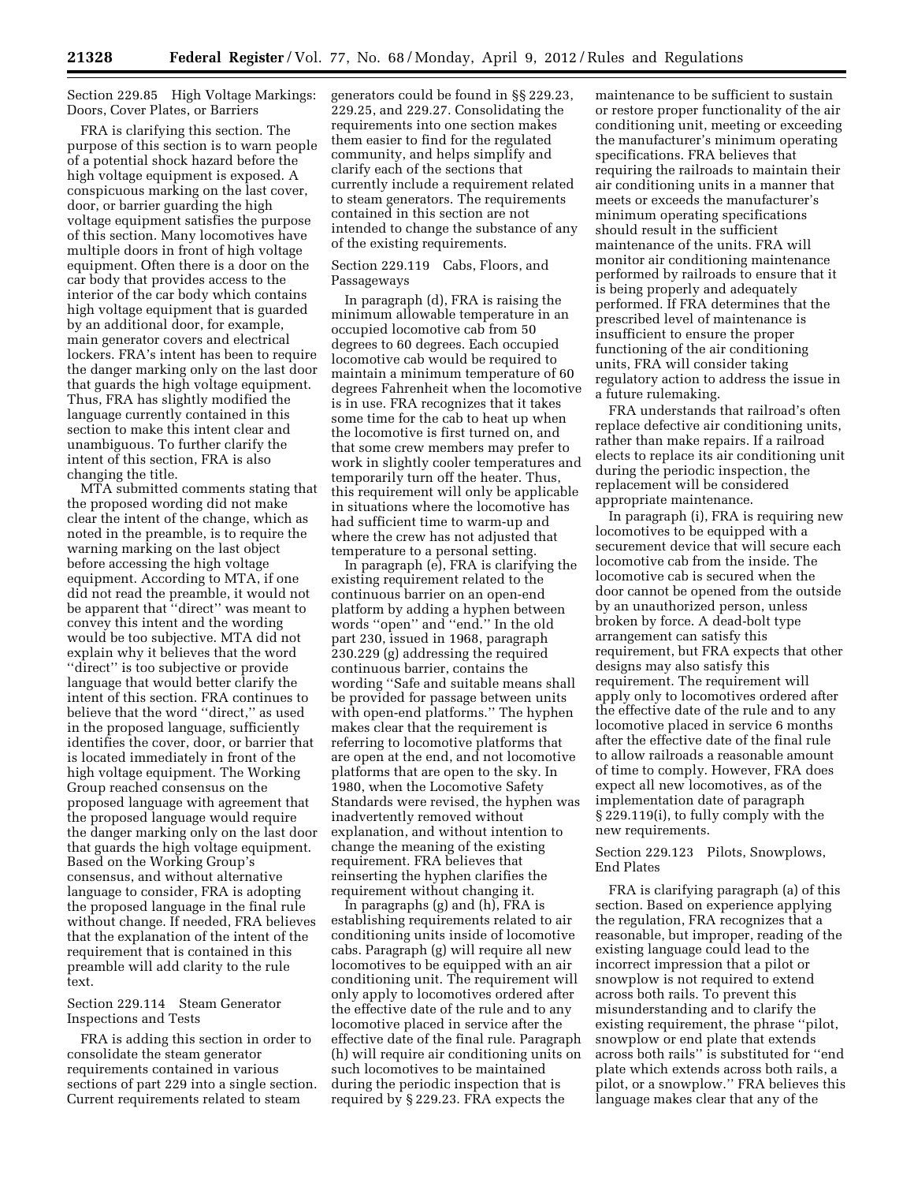Section 229.85 High Voltage Markings: Doors, Cover Plates, or Barriers

FRA is clarifying this section. The purpose of this section is to warn people of a potential shock hazard before the high voltage equipment is exposed. A conspicuous marking on the last cover, door, or barrier guarding the high voltage equipment satisfies the purpose of this section. Many locomotives have multiple doors in front of high voltage equipment. Often there is a door on the car body that provides access to the interior of the car body which contains high voltage equipment that is guarded by an additional door, for example, main generator covers and electrical lockers. FRA's intent has been to require the danger marking only on the last door that guards the high voltage equipment. Thus, FRA has slightly modified the language currently contained in this section to make this intent clear and unambiguous. To further clarify the intent of this section, FRA is also changing the title.

MTA submitted comments stating that the proposed wording did not make clear the intent of the change, which as noted in the preamble, is to require the warning marking on the last object before accessing the high voltage equipment. According to MTA, if one did not read the preamble, it would not be apparent that ''direct'' was meant to convey this intent and the wording would be too subjective. MTA did not explain why it believes that the word ''direct'' is too subjective or provide language that would better clarify the intent of this section. FRA continues to believe that the word ''direct,'' as used in the proposed language, sufficiently identifies the cover, door, or barrier that is located immediately in front of the high voltage equipment. The Working Group reached consensus on the proposed language with agreement that the proposed language would require the danger marking only on the last door that guards the high voltage equipment. Based on the Working Group's consensus, and without alternative language to consider, FRA is adopting the proposed language in the final rule without change. If needed, FRA believes that the explanation of the intent of the requirement that is contained in this preamble will add clarity to the rule text.

Section 229.114 Steam Generator Inspections and Tests

FRA is adding this section in order to consolidate the steam generator requirements contained in various sections of part 229 into a single section. Current requirements related to steam generators could be found in §§ 229.23, 229.25, and 229.27. Consolidating the requirements into one section makes them easier to find for the regulated community, and helps simplify and clarify each of the sections that currently include a requirement related to steam generators. The requirements contained in this section are not intended to change the substance of any of the existing requirements.

Section 229.119 Cabs, Floors, and Passageways

In paragraph (d), FRA is raising the minimum allowable temperature in an occupied locomotive cab from 50 degrees to 60 degrees. Each occupied locomotive cab would be required to maintain a minimum temperature of 60 degrees Fahrenheit when the locomotive is in use. FRA recognizes that it takes some time for the cab to heat up when the locomotive is first turned on, and that some crew members may prefer to work in slightly cooler temperatures and temporarily turn off the heater. Thus, this requirement will only be applicable in situations where the locomotive has had sufficient time to warm-up and where the crew has not adjusted that temperature to a personal setting.

In paragraph (e), FRA is clarifying the existing requirement related to the continuous barrier on an open-end platform by adding a hyphen between words ''open'' and ''end.'' In the old part 230, issued in 1968, paragraph 230.229 (g) addressing the required continuous barrier, contains the wording ''Safe and suitable means shall be provided for passage between units with open-end platforms.'' The hyphen makes clear that the requirement is referring to locomotive platforms that are open at the end, and not locomotive platforms that are open to the sky. In 1980, when the Locomotive Safety Standards were revised, the hyphen was inadvertently removed without explanation, and without intention to change the meaning of the existing requirement. FRA believes that reinserting the hyphen clarifies the requirement without changing it.

In paragraphs (g) and (h), FRA is establishing requirements related to air conditioning units inside of locomotive cabs. Paragraph (g) will require all new locomotives to be equipped with an air conditioning unit. The requirement will only apply to locomotives ordered after the effective date of the rule and to any locomotive placed in service after the effective date of the final rule. Paragraph (h) will require air conditioning units on such locomotives to be maintained during the periodic inspection that is required by § 229.23. FRA expects the maintenance to be sufficient to sustain or restore proper functionality of the air conditioning unit, meeting or exceeding the manufacturer's minimum operating specifications. FRA believes that requiring the railroads to maintain their air conditioning units in a manner that meets or exceeds the manufacturer's minimum operating specifications should result in the sufficient maintenance of the units. FRA will monitor air conditioning maintenance performed by railroads to ensure that it is being properly and adequately performed. If FRA determines that the prescribed level of maintenance is insufficient to ensure the proper functioning of the air conditioning units, FRA will consider taking regulatory action to address the issue in a future rulemaking.

FRA understands that railroad's often replace defective air conditioning units, rather than make repairs. If a railroad elects to replace its air conditioning unit during the periodic inspection, the replacement will be considered appropriate maintenance.

In paragraph (i), FRA is requiring new locomotives to be equipped with a securement device that will secure each locomotive cab from the inside. The locomotive cab is secured when the door cannot be opened from the outside by an unauthorized person, unless broken by force. A dead-bolt type arrangement can satisfy this requirement, but FRA expects that other designs may also satisfy this requirement. The requirement will apply only to locomotives ordered after the effective date of the rule and to any locomotive placed in service 6 months after the effective date of the final rule to allow railroads a reasonable amount of time to comply. However, FRA does expect all new locomotives, as of the implementation date of paragraph § 229.119(i), to fully comply with the new requirements.

Section 229.123 Pilots, Snowplows, End Plates

FRA is clarifying paragraph (a) of this section. Based on experience applying the regulation, FRA recognizes that a reasonable, but improper, reading of the existing language could lead to the incorrect impression that a pilot or snowplow is not required to extend across both rails. To prevent this misunderstanding and to clarify the existing requirement, the phrase ''pilot, snowplow or end plate that extends across both rails'' is substituted for ''end plate which extends across both rails, a pilot, or a snowplow.'' FRA believes this language makes clear that any of the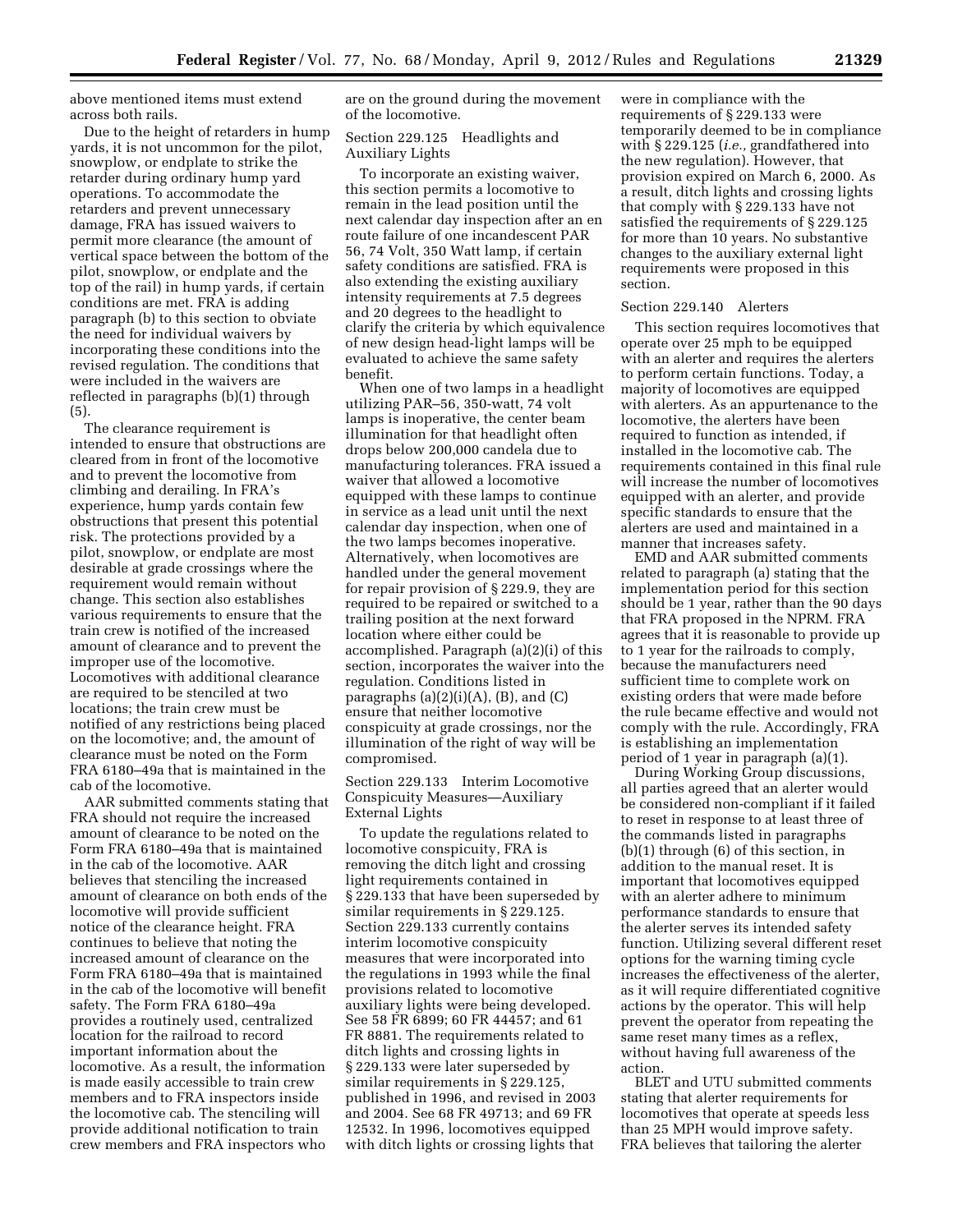above mentioned items must extend across both rails.

Due to the height of retarders in hump yards, it is not uncommon for the pilot, snowplow, or endplate to strike the retarder during ordinary hump yard operations. To accommodate the retarders and prevent unnecessary damage, FRA has issued waivers to permit more clearance (the amount of vertical space between the bottom of the pilot, snowplow, or endplate and the top of the rail) in hump yards, if certain conditions are met. FRA is adding paragraph (b) to this section to obviate the need for individual waivers by incorporating these conditions into the revised regulation. The conditions that were included in the waivers are reflected in paragraphs (b)(1) through (5).

The clearance requirement is intended to ensure that obstructions are cleared from in front of the locomotive and to prevent the locomotive from climbing and derailing. In FRA's experience, hump yards contain few obstructions that present this potential risk. The protections provided by a pilot, snowplow, or endplate are most desirable at grade crossings where the requirement would remain without change. This section also establishes various requirements to ensure that the train crew is notified of the increased amount of clearance and to prevent the improper use of the locomotive. Locomotives with additional clearance are required to be stenciled at two locations; the train crew must be notified of any restrictions being placed on the locomotive; and, the amount of clearance must be noted on the Form FRA 6180–49a that is maintained in the cab of the locomotive.

AAR submitted comments stating that FRA should not require the increased amount of clearance to be noted on the Form FRA 6180–49a that is maintained in the cab of the locomotive. AAR believes that stenciling the increased amount of clearance on both ends of the locomotive will provide sufficient notice of the clearance height. FRA continues to believe that noting the increased amount of clearance on the Form FRA 6180–49a that is maintained in the cab of the locomotive will benefit safety. The Form FRA 6180–49a provides a routinely used, centralized location for the railroad to record important information about the locomotive. As a result, the information is made easily accessible to train crew members and to FRA inspectors inside the locomotive cab. The stenciling will provide additional notification to train crew members and FRA inspectors who are on the ground during the movement of the locomotive.

Section 229.125 Headlights and Auxiliary Lights

To incorporate an existing waiver, this section permits a locomotive to remain in the lead position until the next calendar day inspection after an en route failure of one incandescent PAR 56, 74 Volt, 350 Watt lamp, if certain safety conditions are satisfied. FRA is also extending the existing auxiliary intensity requirements at 7.5 degrees and 20 degrees to the headlight to clarify the criteria by which equivalence of new design head-light lamps will be evaluated to achieve the same safety benefit.

When one of two lamps in a headlight utilizing PAR–56, 350-watt, 74 volt lamps is inoperative, the center beam illumination for that headlight often drops below 200,000 candela due to manufacturing tolerances. FRA issued a waiver that allowed a locomotive equipped with these lamps to continue in service as a lead unit until the next calendar day inspection, when one of the two lamps becomes inoperative. Alternatively, when locomotives are handled under the general movement for repair provision of § 229.9, they are required to be repaired or switched to a trailing position at the next forward location where either could be accomplished. Paragraph (a)(2)(i) of this section, incorporates the waiver into the regulation. Conditions listed in paragraphs (a)(2)(i)(A), (B), and (C) ensure that neither locomotive conspicuity at grade crossings, nor the illumination of the right of way will be compromised.

Section 229.133 Interim Locomotive Conspicuity Measures—Auxiliary External Lights

To update the regulations related to locomotive conspicuity, FRA is removing the ditch light and crossing light requirements contained in § 229.133 that have been superseded by similar requirements in § 229.125. Section 229.133 currently contains interim locomotive conspicuity measures that were incorporated into the regulations in 1993 while the final provisions related to locomotive auxiliary lights were being developed. See 58 FR 6899; 60 FR 44457; and 61 FR 8881. The requirements related to ditch lights and crossing lights in § 229.133 were later superseded by similar requirements in § 229.125, published in 1996, and revised in 2003 and 2004. See 68 FR 49713; and 69 FR 12532. In 1996, locomotives equipped with ditch lights or crossing lights that were in compliance with the requirements of § 229.133 were temporarily deemed to be in compliance with § 229.125 (*i.e.,* grandfathered into the new regulation). However, that provision expired on March 6, 2000. As a result, ditch lights and crossing lights that comply with § 229.133 have not satisfied the requirements of § 229.125 for more than 10 years. No substantive changes to the auxiliary external light requirements were proposed in this section.

Section 229.140 Alerters

This section requires locomotives that operate over 25 mph to be equipped with an alerter and requires the alerters to perform certain functions. Today, a majority of locomotives are equipped with alerters. As an appurtenance to the locomotive, the alerters have been required to function as intended, if installed in the locomotive cab. The requirements contained in this final rule will increase the number of locomotives equipped with an alerter, and provide specific standards to ensure that the alerters are used and maintained in a manner that increases safety.

EMD and AAR submitted comments related to paragraph (a) stating that the implementation period for this section should be 1 year, rather than the 90 days that FRA proposed in the NPRM. FRA agrees that it is reasonable to provide up to 1 year for the railroads to comply, because the manufacturers need sufficient time to complete work on existing orders that were made before the rule became effective and would not comply with the rule. Accordingly, FRA is establishing an implementation period of 1 year in paragraph (a)(1).

During Working Group discussions, all parties agreed that an alerter would be considered non-compliant if it failed to reset in response to at least three of the commands listed in paragraphs (b)(1) through (6) of this section, in addition to the manual reset. It is important that locomotives equipped with an alerter adhere to minimum performance standards to ensure that the alerter serves its intended safety function. Utilizing several different reset options for the warning timing cycle increases the effectiveness of the alerter, as it will require differentiated cognitive actions by the operator. This will help prevent the operator from repeating the same reset many times as a reflex, without having full awareness of the action.

BLET and UTU submitted comments stating that alerter requirements for locomotives that operate at speeds less than 25 MPH would improve safety. FRA believes that tailoring the alerter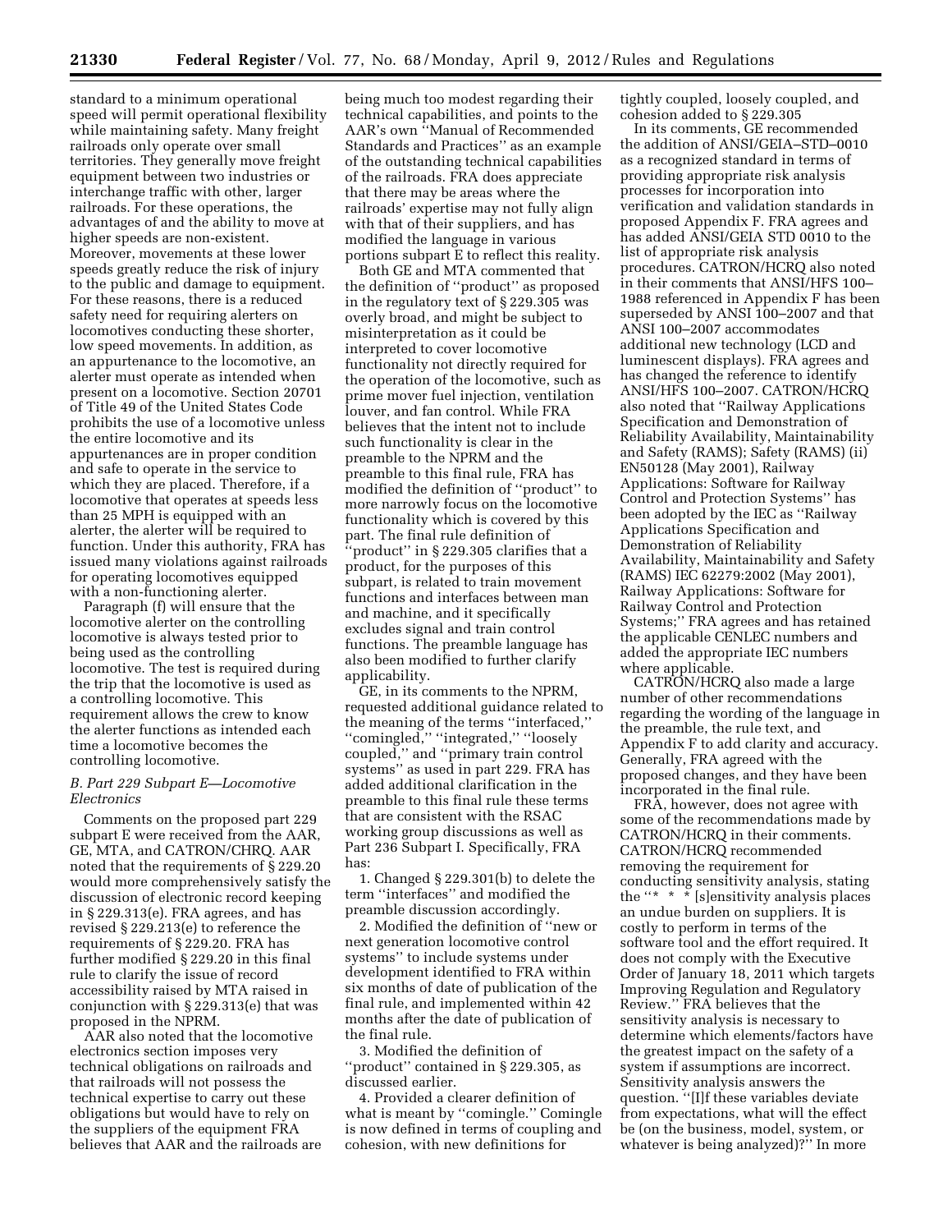standard to a minimum operational speed will permit operational flexibility while maintaining safety. Many freight railroads only operate over small territories. They generally move freight equipment between two industries or interchange traffic with other, larger railroads. For these operations, the advantages of and the ability to move at higher speeds are non-existent. Moreover, movements at these lower speeds greatly reduce the risk of injury to the public and damage to equipment. For these reasons, there is a reduced safety need for requiring alerters on locomotives conducting these shorter, low speed movements. In addition, as an appurtenance to the locomotive, an alerter must operate as intended when present on a locomotive. Section 20701 of Title 49 of the United States Code prohibits the use of a locomotive unless the entire locomotive and its appurtenances are in proper condition and safe to operate in the service to which they are placed. Therefore, if a locomotive that operates at speeds less than 25 MPH is equipped with an alerter, the alerter will be required to function. Under this authority, FRA has issued many violations against railroads for operating locomotives equipped with a non-functioning alerter.

Paragraph (f) will ensure that the locomotive alerter on the controlling locomotive is always tested prior to being used as the controlling locomotive. The test is required during the trip that the locomotive is used as a controlling locomotive. This requirement allows the crew to know the alerter functions as intended each time a locomotive becomes the controlling locomotive.

### *B. Part 229 Subpart E—Locomotive Electronics*

Comments on the proposed part 229 subpart E were received from the AAR, GE, MTA, and CATRON/CHRQ. AAR noted that the requirements of § 229.20 would more comprehensively satisfy the discussion of electronic record keeping in § 229.313(e). FRA agrees, and has revised § 229.213(e) to reference the requirements of § 229.20. FRA has further modified § 229.20 in this final rule to clarify the issue of record accessibility raised by MTA raised in conjunction with § 229.313(e) that was proposed in the NPRM.

AAR also noted that the locomotive electronics section imposes very technical obligations on railroads and that railroads will not possess the technical expertise to carry out these obligations but would have to rely on the suppliers of the equipment FRA believes that AAR and the railroads are being much too modest regarding their technical capabilities, and points to the AAR's own ''Manual of Recommended Standards and Practices'' as an example of the outstanding technical capabilities of the railroads. FRA does appreciate that there may be areas where the railroads' expertise may not fully align with that of their suppliers, and has modified the language in various portions subpart E to reflect this reality.

Both GE and MTA commented that the definition of ''product'' as proposed in the regulatory text of § 229.305 was overly broad, and might be subject to misinterpretation as it could be interpreted to cover locomotive functionality not directly required for the operation of the locomotive, such as prime mover fuel injection, ventilation louver, and fan control. While FRA believes that the intent not to include such functionality is clear in the preamble to the NPRM and the preamble to this final rule, FRA has modified the definition of ''product'' to more narrowly focus on the locomotive functionality which is covered by this part. The final rule definition of ''product'' in § 229.305 clarifies that a product, for the purposes of this subpart, is related to train movement functions and interfaces between man and machine, and it specifically excludes signal and train control functions. The preamble language has also been modified to further clarify applicability.

GE, in its comments to the NPRM, requested additional guidance related to the meaning of the terms ''interfaced,'' ''comingled,'' ''integrated,'' ''loosely coupled,'' and ''primary train control systems'' as used in part 229. FRA has added additional clarification in the preamble to this final rule these terms that are consistent with the RSAC working group discussions as well as Part 236 Subpart I. Specifically, FRA has:

1. Changed § 229.301(b) to delete the term ''interfaces'' and modified the preamble discussion accordingly.

2. Modified the definition of ''new or next generation locomotive control systems'' to include systems under development identified to FRA within six months of date of publication of the final rule, and implemented within 42 months after the date of publication of the final rule.

3. Modified the definition of ''product'' contained in § 229.305, as discussed earlier.

4. Provided a clearer definition of what is meant by ''comingle.'' Comingle is now defined in terms of coupling and cohesion, with new definitions for tightly coupled, loosely coupled, and cohesion added to § 229.305

In its comments, GE recommended the addition of ANSI/GEIA–STD–0010 as a recognized standard in terms of providing appropriate risk analysis processes for incorporation into verification and validation standards in proposed Appendix F. FRA agrees and has added ANSI/GEIA STD 0010 to the list of appropriate risk analysis procedures. CATRON/HCRQ also noted in their comments that ANSI/HFS 100–1988 referenced in Appendix F has been superseded by ANSI 100–2007 and that ANSI 100–2007 accommodates additional new technology (LCD and luminescent displays). FRA agrees and has changed the reference to identify ANSI/HFS 100–2007. CATRON/HCRQ also noted that ''Railway Applications Specification and Demonstration of Reliability Availability, Maintainability and Safety (RAMS); Safety (RAMS) (ii) EN50128 (May 2001), Railway Applications: Software for Railway Control and Protection Systems'' has been adopted by the IEC as ''Railway Applications Specification and Demonstration of Reliability Availability, Maintainability and Safety (RAMS) IEC 62279:2002 (May 2001), Railway Applications: Software for Railway Control and Protection Systems;'' FRA agrees and has retained the applicable CENLEC numbers and added the appropriate IEC numbers where applicable.

CATRON/HCRQ also made a large number of other recommendations regarding the wording of the language in the preamble, the rule text, and Appendix F to add clarity and accuracy. Generally, FRA agreed with the proposed changes, and they have been incorporated in the final rule.

FRA, however, does not agree with some of the recommendations made by CATRON/HCRQ in their comments. CATRON/HCRQ recommended removing the requirement for conducting sensitivity analysis, stating the ''* * * [s]ensitivity analysis places an undue burden on suppliers. It is costly to perform in terms of the software tool and the effort required. It does not comply with the Executive Order of January 18, 2011 which targets Improving Regulation and Regulatory Review.'' FRA believes that the sensitivity analysis is necessary to determine which elements/factors have the greatest impact on the safety of a system if assumptions are incorrect. Sensitivity analysis answers the question. ''[I]f these variables deviate from expectations, what will the effect be (on the business, model, system, or whatever is being analyzed)?'' In more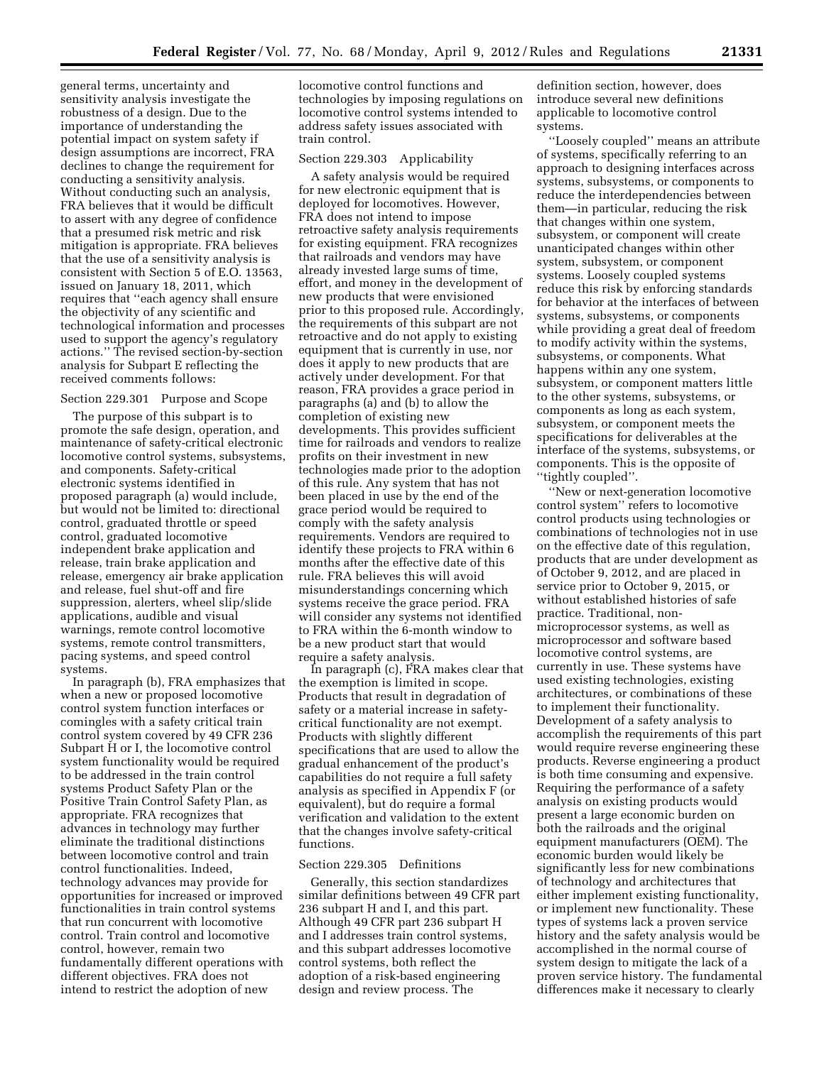general terms, uncertainty and sensitivity analysis investigate the robustness of a design. Due to the importance of understanding the potential impact on system safety if design assumptions are incorrect, FRA declines to change the requirement for conducting a sensitivity analysis. Without conducting such an analysis, FRA believes that it would be difficult to assert with any degree of confidence that a presumed risk metric and risk mitigation is appropriate. FRA believes that the use of a sensitivity analysis is consistent with Section 5 of E.O. 13563, issued on January 18, 2011, which requires that ''each agency shall ensure the objectivity of any scientific and technological information and processes used to support the agency's regulatory actions.'' The revised section-by-section analysis for Subpart E reflecting the received comments follows:

Section 229.301 Purpose and Scope

The purpose of this subpart is to promote the safe design, operation, and maintenance of safety-critical electronic locomotive control systems, subsystems, and components. Safety-critical electronic systems identified in proposed paragraph (a) would include, but would not be limited to: directional control, graduated throttle or speed control, graduated locomotive independent brake application and release, train brake application and release, emergency air brake application and release, fuel shut-off and fire suppression, alerters, wheel slip/slide applications, audible and visual warnings, remote control locomotive systems, remote control transmitters, pacing systems, and speed control systems.

In paragraph (b), FRA emphasizes that when a new or proposed locomotive control system function interfaces or comingles with a safety critical train control system covered by 49 CFR 236 Subpart H or I, the locomotive control system functionality would be required to be addressed in the train control systems Product Safety Plan or the Positive Train Control Safety Plan, as appropriate. FRA recognizes that advances in technology may further eliminate the traditional distinctions between locomotive control and train control functionalities. Indeed, technology advances may provide for opportunities for increased or improved functionalities in train control systems that run concurrent with locomotive control. Train control and locomotive control, however, remain two fundamentally different operations with different objectives. FRA does not intend to restrict the adoption of new locomotive control functions and technologies by imposing regulations on locomotive control systems intended to address safety issues associated with train control.

Section 229.303 Applicability

A safety analysis would be required for new electronic equipment that is deployed for locomotives. However, FRA does not intend to impose retroactive safety analysis requirements for existing equipment. FRA recognizes that railroads and vendors may have already invested large sums of time, effort, and money in the development of new products that were envisioned prior to this proposed rule. Accordingly, the requirements of this subpart are not retroactive and do not apply to existing equipment that is currently in use, nor does it apply to new products that are actively under development. For that reason, FRA provides a grace period in paragraphs (a) and (b) to allow the completion of existing new developments. This provides sufficient time for railroads and vendors to realize profits on their investment in new technologies made prior to the adoption of this rule. Any system that has not been placed in use by the end of the grace period would be required to comply with the safety analysis requirements. Vendors are required to identify these projects to FRA within 6 months after the effective date of this rule. FRA believes this will avoid misunderstandings concerning which systems receive the grace period. FRA will consider any systems not identified to FRA within the 6-month window to be a new product start that would require a safety analysis.

In paragraph (c), FRA makes clear that the exemption is limited in scope. Products that result in degradation of safety or a material increase in safety-critical functionality are not exempt. Products with slightly different specifications that are used to allow the gradual enhancement of the product's capabilities do not require a full safety analysis as specified in Appendix F (or equivalent), but do require a formal verification and validation to the extent that the changes involve safety-critical functions.

Section 229.305 Definitions

Generally, this section standardizes similar definitions between 49 CFR part 236 subpart H and I, and this part. Although 49 CFR part 236 subpart H and I addresses train control systems, and this subpart addresses locomotive control systems, both reflect the adoption of a risk-based engineering design and review process. The definition section, however, does introduce several new definitions applicable to locomotive control systems.

''Loosely coupled'' means an attribute of systems, specifically referring to an approach to designing interfaces across systems, subsystems, or components to reduce the interdependencies between them—in particular, reducing the risk that changes within one system, subsystem, or component will create unanticipated changes within other system, subsystem, or component systems. Loosely coupled systems reduce this risk by enforcing standards for behavior at the interfaces of between systems, subsystems, or components while providing a great deal of freedom to modify activity within the systems, subsystems, or components. What happens within any one system, subsystem, or component matters little to the other systems, subsystems, or components as long as each system, subsystem, or component meets the specifications for deliverables at the interface of the systems, subsystems, or components. This is the opposite of ''tightly coupled''.

''New or next-generation locomotive control system'' refers to locomotive control products using technologies or combinations of technologies not in use on the effective date of this regulation, products that are under development as of October 9, 2012, and are placed in service prior to October 9, 2015, or without established histories of safe practice. Traditional, non-microprocessor systems, as well as microprocessor and software based locomotive control systems, are currently in use. These systems have used existing technologies, existing architectures, or combinations of these to implement their functionality. Development of a safety analysis to accomplish the requirements of this part would require reverse engineering these products. Reverse engineering a product is both time consuming and expensive. Requiring the performance of a safety analysis on existing products would present a large economic burden on both the railroads and the original equipment manufacturers (OEM). The economic burden would likely be significantly less for new combinations of technology and architectures that either implement existing functionality, or implement new functionality. These types of systems lack a proven service history and the safety analysis would be accomplished in the normal course of system design to mitigate the lack of a proven service history. The fundamental differences make it necessary to clearly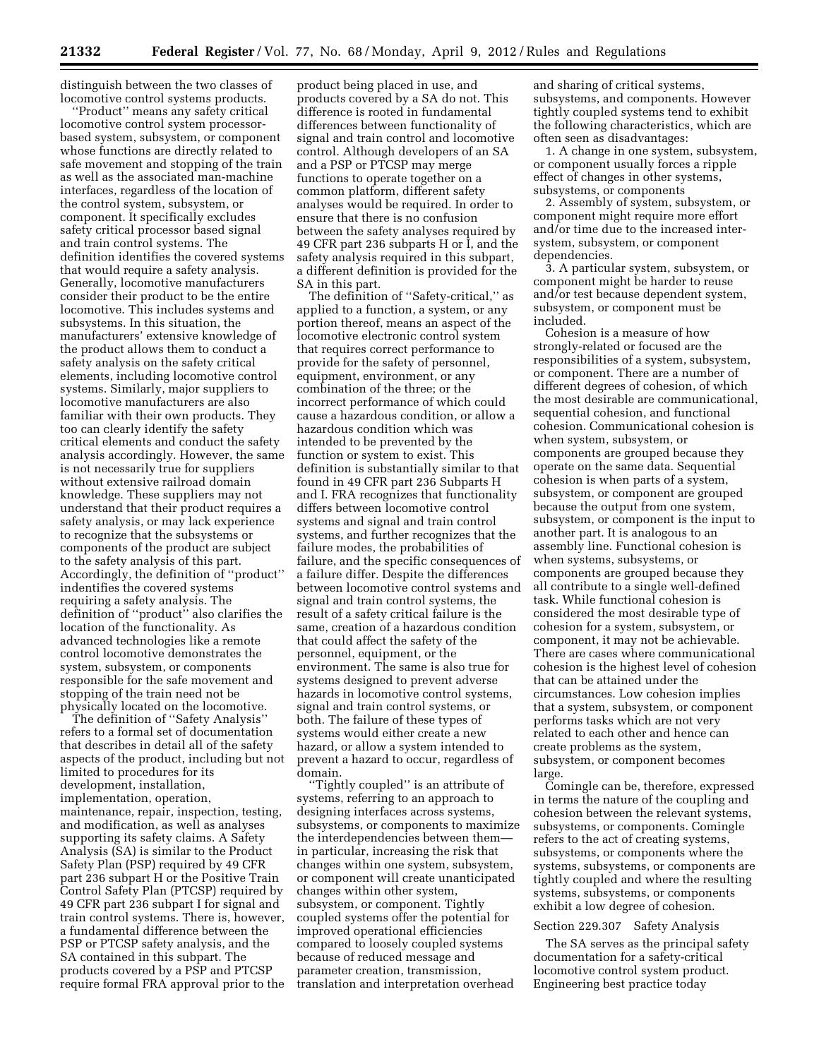distinguish between the two classes of locomotive control systems products.

"Product" means any safety critical locomotive control system processor-based system, subsystem, or component whose functions are directly related to safe movement and stopping of the train as well as the associated man-machine interfaces, regardless of the location of the control system, subsystem, or component. It specifically excludes safety critical processor based signal and train control systems. The definition identifies the covered systems that would require a safety analysis. Generally, locomotive manufacturers consider their product to be the entire locomotive. This includes systems and subsystems. In this situation, the manufacturers' extensive knowledge of the product allows them to conduct a safety analysis on the safety critical elements, including locomotive control systems. Similarly, major suppliers to locomotive manufacturers are also familiar with their own products. They too can clearly identify the safety critical elements and conduct the safety analysis accordingly. However, the same is not necessarily true for suppliers without extensive railroad domain knowledge. These suppliers may not understand that their product requires a safety analysis, or may lack experience to recognize that the subsystems or components of the product are subject to the safety analysis of this part. Accordingly, the definition of "product" indentifies the covered systems requiring a safety analysis. The definition of "product" also clarifies the location of the functionality. As advanced technologies like a remote control locomotive demonstrates the system, subsystem, or components responsible for the safe movement and stopping of the train need not be physically located on the locomotive.

The definition of "Safety Analysis" refers to a formal set of documentation that describes in detail all of the safety aspects of the product, including but not limited to procedures for its development, installation, implementation, operation, maintenance, repair, inspection, testing, and modification, as well as analyses supporting its safety claims. A Safety Analysis (SA) is similar to the Product Safety Plan (PSP) required by 49 CFR part 236 subpart H or the Positive Train Control Safety Plan (PTCSP) required by 49 CFR part 236 subpart I for signal and train control systems. There is, however, a fundamental difference between the PSP or PTCSP safety analysis, and the SA contained in this subpart. The products covered by a PSP and PTCSP require formal FRA approval prior to the product being placed in use, and products covered by a SA do not. This difference is rooted in fundamental differences between functionality of signal and train control and locomotive control. Although developers of an SA and a PSP or PTCSP may merge functions to operate together on a common platform, different safety analyses would be required. In order to ensure that there is no confusion between the safety analyses required by 49 CFR part 236 subparts H or I, and the safety analysis required in this subpart, a different definition is provided for the SA in this part.

The definition of "Safety-critical," as applied to a function, a system, or any portion thereof, means an aspect of the locomotive electronic control system that requires correct performance to provide for the safety of personnel, equipment, environment, or any combination of the three; or the incorrect performance of which could cause a hazardous condition, or allow a hazardous condition which was intended to be prevented by the function or system to exist. This definition is substantially similar to that found in 49 CFR part 236 Subparts H and I. FRA recognizes that functionality differs between locomotive control systems and signal and train control systems, and further recognizes that the failure modes, the probabilities of failure, and the specific consequences of a failure differ. Despite the differences between locomotive control systems and signal and train control systems, the result of a safety critical failure is the same, creation of a hazardous condition that could affect the safety of the personnel, equipment, or the environment. The same is also true for systems designed to prevent adverse hazards in locomotive control systems, signal and train control systems, or both. The failure of these types of systems would either create a new hazard, or allow a system intended to prevent a hazard to occur, regardless of domain.

"Tightly coupled" is an attribute of systems, referring to an approach to designing interfaces across systems, subsystems, or components to maximize the interdependencies between them—in particular, increasing the risk that changes within one system, subsystem, or component will create unanticipated changes within other system, subsystem, or component. Tightly coupled systems offer the potential for improved operational efficiencies compared to loosely coupled systems because of reduced message and parameter creation, transmission, translation and interpretation overhead and sharing of critical systems, subsystems, and components. However tightly coupled systems tend to exhibit the following characteristics, which are often seen as disadvantages:

1. A change in one system, subsystem, or component usually forces a ripple effect of changes in other systems, subsystems, or components
2. Assembly of system, subsystem, or component might require more effort and/or time due to the increased inter-system, subsystem, or component dependencies.
3. A particular system, subsystem, or component might be harder to reuse and/or test because dependent system, subsystem, or component must be included.

Cohesion is a measure of how strongly-related or focused are the responsibilities of a system, subsystem, or component. There are a number of different degrees of cohesion, of which the most desirable are communicational, sequential cohesion, and functional cohesion. Communicational cohesion is when system, subsystem, or components are grouped because they operate on the same data. Sequential cohesion is when parts of a system, subsystem, or component are grouped because the output from one system, subsystem, or component is the input to another part. It is analogous to an assembly line. Functional cohesion is when systems, subsystems, or components are grouped because they all contribute to a single well-defined task. While functional cohesion is considered the most desirable type of cohesion for a system, subsystem, or component, it may not be achievable. There are cases where communicational cohesion is the highest level of cohesion that can be attained under the circumstances. Low cohesion implies that a system, subsystem, or component performs tasks which are not very related to each other and hence can create problems as the system, subsystem, or component becomes large.

Comingle can be, therefore, expressed in terms the nature of the coupling and cohesion between the relevant systems, subsystems, or components. Comingle refers to the act of creating systems, subsystems, or components where the systems, subsystems, or components are tightly coupled and where the resulting systems, subsystems, or components exhibit a low degree of cohesion.

Section 229.307 Safety Analysis

The SA serves as the principal safety documentation for a safety-critical locomotive control system product. Engineering best practice today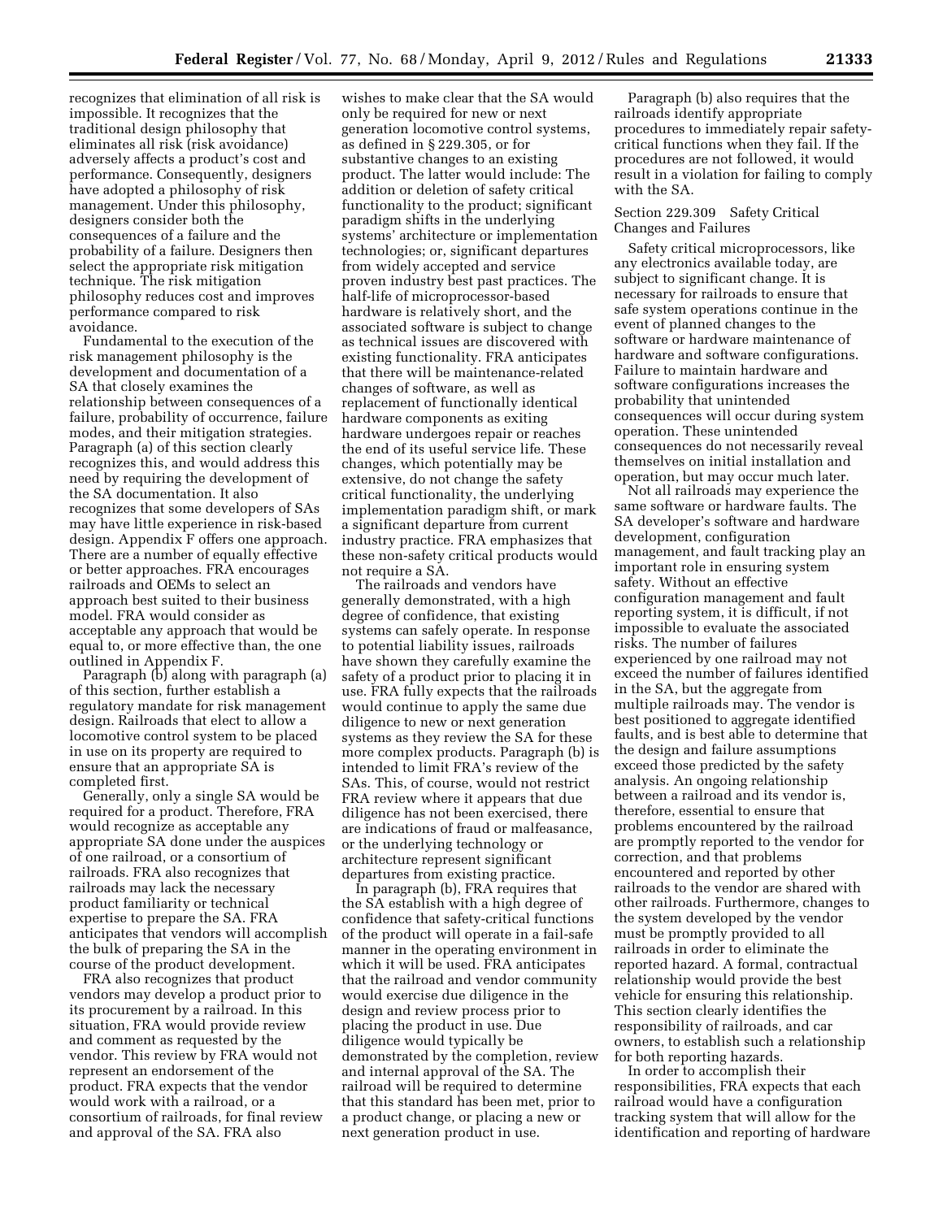recognizes that elimination of all risk is impossible. It recognizes that the traditional design philosophy that eliminates all risk (risk avoidance) adversely affects a product's cost and performance. Consequently, designers have adopted a philosophy of risk management. Under this philosophy, designers consider both the consequences of a failure and the probability of a failure. Designers then select the appropriate risk mitigation technique. The risk mitigation philosophy reduces cost and improves performance compared to risk avoidance.

Fundamental to the execution of the risk management philosophy is the development and documentation of a SA that closely examines the relationship between consequences of a failure, probability of occurrence, failure modes, and their mitigation strategies. Paragraph (a) of this section clearly recognizes this, and would address this need by requiring the development of the SA documentation. It also recognizes that some developers of SAs may have little experience in risk-based design. Appendix F offers one approach. There are a number of equally effective or better approaches. FRA encourages railroads and OEMs to select an approach best suited to their business model. FRA would consider as acceptable any approach that would be equal to, or more effective than, the one outlined in Appendix F.

Paragraph (b) along with paragraph (a) of this section, further establish a regulatory mandate for risk management design. Railroads that elect to allow a locomotive control system to be placed in use on its property are required to ensure that an appropriate SA is completed first.

Generally, only a single SA would be required for a product. Therefore, FRA would recognize as acceptable any appropriate SA done under the auspices of one railroad, or a consortium of railroads. FRA also recognizes that railroads may lack the necessary product familiarity or technical expertise to prepare the SA. FRA anticipates that vendors will accomplish the bulk of preparing the SA in the course of the product development.

FRA also recognizes that product vendors may develop a product prior to its procurement by a railroad. In this situation, FRA would provide review and comment as requested by the vendor. This review by FRA would not represent an endorsement of the product. FRA expects that the vendor would work with a railroad, or a consortium of railroads, for final review and approval of the SA. FRA also wishes to make clear that the SA would only be required for new or next generation locomotive control systems, as defined in § 229.305, or for substantive changes to an existing product. The latter would include: The addition or deletion of safety critical functionality to the product; significant paradigm shifts in the underlying systems' architecture or implementation technologies; or, significant departures from widely accepted and service proven industry best past practices. The half-life of microprocessor-based hardware is relatively short, and the associated software is subject to change as technical issues are discovered with existing functionality. FRA anticipates that there will be maintenance-related changes of software, as well as replacement of functionally identical hardware components as exiting hardware undergoes repair or reaches the end of its useful service life. These changes, which potentially may be extensive, do not change the safety critical functionality, the underlying implementation paradigm shift, or mark a significant departure from current industry practice. FRA emphasizes that these non-safety critical products would not require a SA.

The railroads and vendors have generally demonstrated, with a high degree of confidence, that existing systems can safely operate. In response to potential liability issues, railroads have shown they carefully examine the safety of a product prior to placing it in use. FRA fully expects that the railroads would continue to apply the same due diligence to new or next generation systems as they review the SA for these more complex products. Paragraph (b) is intended to limit FRA's review of the SAs. This, of course, would not restrict FRA review where it appears that due diligence has not been exercised, there are indications of fraud or malfeasance, or the underlying technology or architecture represent significant departures from existing practice.

In paragraph (b), FRA requires that the SA establish with a high degree of confidence that safety-critical functions of the product will operate in a fail-safe manner in the operating environment in which it will be used. FRA anticipates that the railroad and vendor community would exercise due diligence in the design and review process prior to placing the product in use. Due diligence would typically be demonstrated by the completion, review and internal approval of the SA. The railroad will be required to determine that this standard has been met, prior to a product change, or placing a new or next generation product in use.

Paragraph (b) also requires that the railroads identify appropriate procedures to immediately repair safety-critical functions when they fail. If the procedures are not followed, it would result in a violation for failing to comply with the SA.

Section 229.309 Safety Critical Changes and Failures

Safety critical microprocessors, like any electronics available today, are subject to significant change. It is necessary for railroads to ensure that safe system operations continue in the event of planned changes to the software or hardware maintenance of hardware and software configurations. Failure to maintain hardware and software configurations increases the probability that unintended consequences will occur during system operation. These unintended consequences do not necessarily reveal themselves on initial installation and operation, but may occur much later.

Not all railroads may experience the same software or hardware faults. The SA developer's software and hardware development, configuration management, and fault tracking play an important role in ensuring system safety. Without an effective configuration management and fault reporting system, it is difficult, if not impossible to evaluate the associated risks. The number of failures experienced by one railroad may not exceed the number of failures identified in the SA, but the aggregate from multiple railroads may. The vendor is best positioned to aggregate identified faults, and is best able to determine that the design and failure assumptions exceed those predicted by the safety analysis. An ongoing relationship between a railroad and its vendor is, therefore, essential to ensure that problems encountered by the railroad are promptly reported to the vendor for correction, and that problems encountered and reported by other railroads to the vendor are shared with other railroads. Furthermore, changes to the system developed by the vendor must be promptly provided to all railroads in order to eliminate the reported hazard. A formal, contractual relationship would provide the best vehicle for ensuring this relationship. This section clearly identifies the responsibility of railroads, and car owners, to establish such a relationship for both reporting hazards.

In order to accomplish their responsibilities, FRA expects that each railroad would have a configuration tracking system that will allow for the identification and reporting of hardware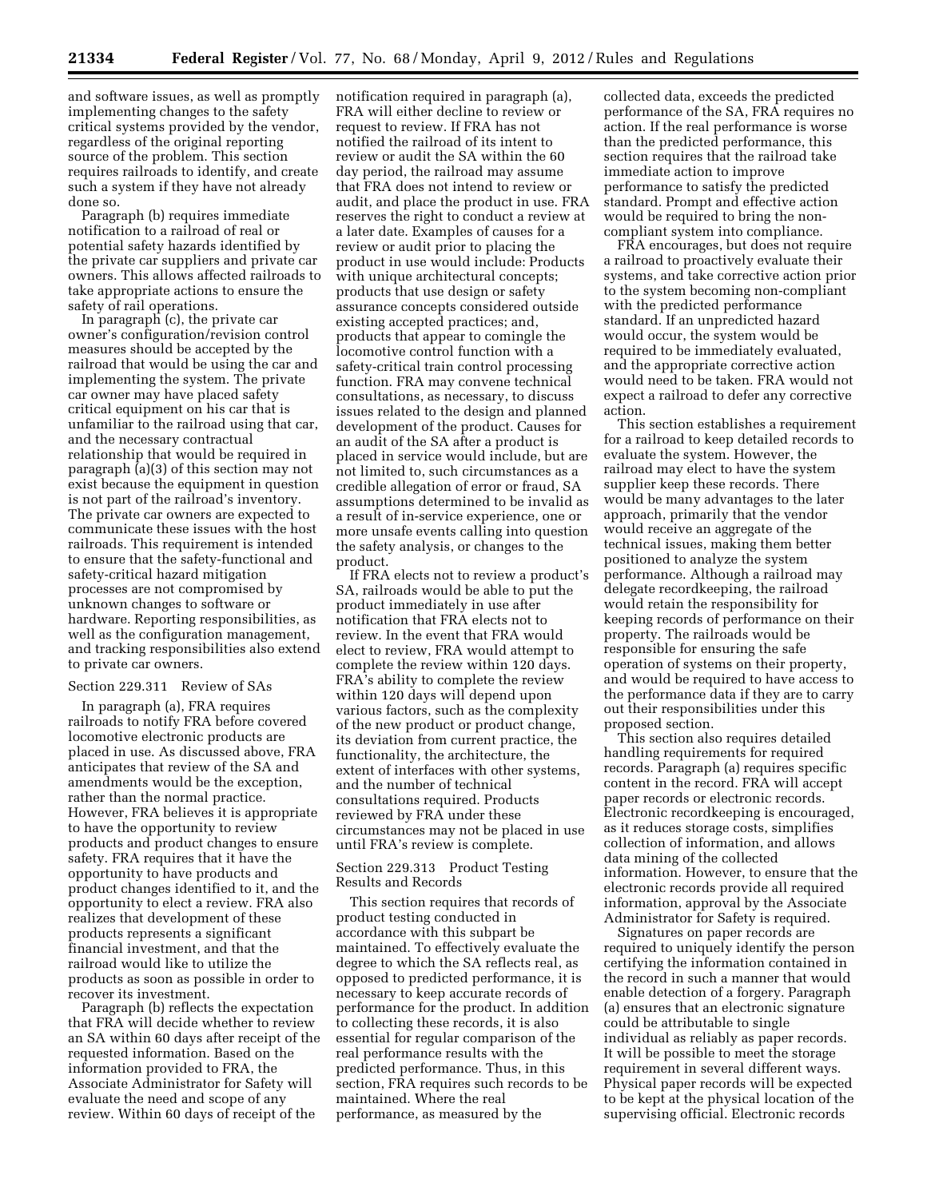and software issues, as well as promptly implementing changes to the safety critical systems provided by the vendor, regardless of the original reporting source of the problem. This section requires railroads to identify, and create such a system if they have not already done so.

Paragraph (b) requires immediate notification to a railroad of real or potential safety hazards identified by the private car suppliers and private car owners. This allows affected railroads to take appropriate actions to ensure the safety of rail operations.

In paragraph (c), the private car owner's configuration/revision control measures should be accepted by the railroad that would be using the car and implementing the system. The private car owner may have placed safety critical equipment on his car that is unfamiliar to the railroad using that car, and the necessary contractual relationship that would be required in paragraph (a)(3) of this section may not exist because the equipment in question is not part of the railroad's inventory. The private car owners are expected to communicate these issues with the host railroads. This requirement is intended to ensure that the safety-functional and safety-critical hazard mitigation processes are not compromised by unknown changes to software or hardware. Reporting responsibilities, as well as the configuration management, and tracking responsibilities also extend to private car owners.

Section 229.311 Review of SAs

In paragraph (a), FRA requires railroads to notify FRA before covered locomotive electronic products are placed in use. As discussed above, FRA anticipates that review of the SA and amendments would be the exception, rather than the normal practice. However, FRA believes it is appropriate to have the opportunity to review products and product changes to ensure safety. FRA requires that it have the opportunity to have products and product changes identified to it, and the opportunity to elect a review. FRA also realizes that development of these products represents a significant financial investment, and that the railroad would like to utilize the products as soon as possible in order to recover its investment.

Paragraph (b) reflects the expectation that FRA will decide whether to review an SA within 60 days after receipt of the requested information. Based on the information provided to FRA, the Associate Administrator for Safety will evaluate the need and scope of any review. Within 60 days of receipt of the notification required in paragraph (a), FRA will either decline to review or request to review. If FRA has not notified the railroad of its intent to review or audit the SA within the 60 day period, the railroad may assume that FRA does not intend to review or audit, and place the product in use. FRA reserves the right to conduct a review at a later date. Examples of causes for a review or audit prior to placing the product in use would include: Products with unique architectural concepts; products that use design or safety assurance concepts considered outside existing accepted practices; and, products that appear to comingle the locomotive control function with a safety-critical train control processing function. FRA may convene technical consultations, as necessary, to discuss issues related to the design and planned development of the product. Causes for an audit of the SA after a product is placed in service would include, but are not limited to, such circumstances as a credible allegation of error or fraud, SA assumptions determined to be invalid as a result of in-service experience, one or more unsafe events calling into question the safety analysis, or changes to the product.

If FRA elects not to review a product's SA, railroads would be able to put the product immediately in use after notification that FRA elects not to review. In the event that FRA would elect to review, FRA would attempt to complete the review within 120 days. FRA's ability to complete the review within 120 days will depend upon various factors, such as the complexity of the new product or product change, its deviation from current practice, the functionality, the architecture, the extent of interfaces with other systems, and the number of technical consultations required. Products reviewed by FRA under these circumstances may not be placed in use until FRA's review is complete.

Section 229.313 Product Testing Results and Records

This section requires that records of product testing conducted in accordance with this subpart be maintained. To effectively evaluate the degree to which the SA reflects real, as opposed to predicted performance, it is necessary to keep accurate records of performance for the product. In addition to collecting these records, it is also essential for regular comparison of the real performance results with the predicted performance. Thus, in this section, FRA requires such records to be maintained. Where the real performance, as measured by the collected data, exceeds the predicted performance of the SA, FRA requires no action. If the real performance is worse than the predicted performance, this section requires that the railroad take immediate action to improve performance to satisfy the predicted standard. Prompt and effective action would be required to bring the non-compliant system into compliance.

FRA encourages, but does not require a railroad to proactively evaluate their systems, and take corrective action prior to the system becoming non-compliant with the predicted performance standard. If an unpredicted hazard would occur, the system would be required to be immediately evaluated, and the appropriate corrective action would need to be taken. FRA would not expect a railroad to defer any corrective action.

This section establishes a requirement for a railroad to keep detailed records to evaluate the system. However, the railroad may elect to have the system supplier keep these records. There would be many advantages to the later approach, primarily that the vendor would receive an aggregate of the technical issues, making them better positioned to analyze the system performance. Although a railroad may delegate recordkeeping, the railroad would retain the responsibility for keeping records of performance on their property. The railroads would be responsible for ensuring the safe operation of systems on their property, and would be required to have access to the performance data if they are to carry out their responsibilities under this proposed section.

This section also requires detailed handling requirements for required records. Paragraph (a) requires specific content in the record. FRA will accept paper records or electronic records. Electronic recordkeeping is encouraged, as it reduces storage costs, simplifies collection of information, and allows data mining of the collected information. However, to ensure that the electronic records provide all required information, approval by the Associate Administrator for Safety is required.

Signatures on paper records are required to uniquely identify the person certifying the information contained in the record in such a manner that would enable detection of a forgery. Paragraph (a) ensures that an electronic signature could be attributable to single individual as reliably as paper records. It will be possible to meet the storage requirement in several different ways. Physical paper records will be expected to be kept at the physical location of the supervising official. Electronic records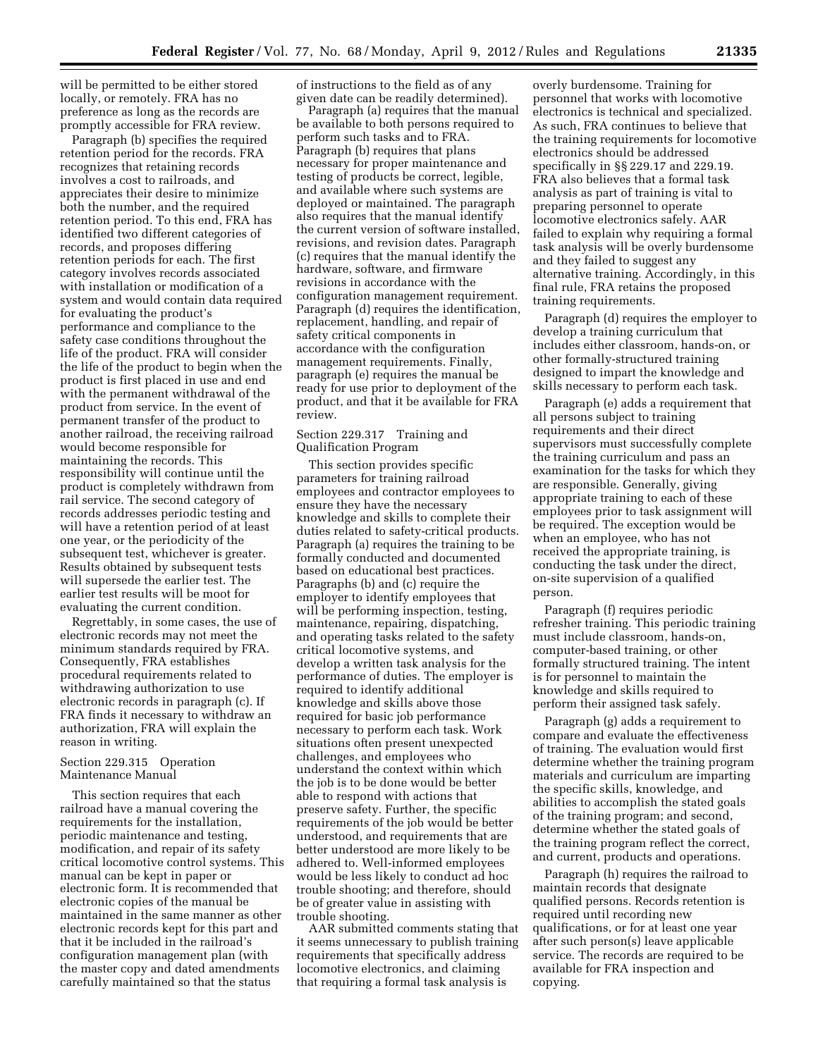will be permitted to be either stored locally, or remotely. FRA has no preference as long as the records are promptly accessible for FRA review.

Paragraph (b) specifies the required retention period for the records. FRA recognizes that retaining records involves a cost to railroads, and appreciates their desire to minimize both the number, and the required retention period. To this end, FRA has identified two different categories of records, and proposes differing retention periods for each. The first category involves records associated with installation or modification of a system and would contain data required for evaluating the product's performance and compliance to the safety case conditions throughout the life of the product. FRA will consider the life of the product to begin when the product is first placed in use and end with the permanent withdrawal of the product from service. In the event of permanent transfer of the product to another railroad, the receiving railroad would become responsible for maintaining the records. This responsibility will continue until the product is completely withdrawn from rail service. The second category of records addresses periodic testing and will have a retention period of at least one year, or the periodicity of the subsequent test, whichever is greater. Results obtained by subsequent tests will supersede the earlier test. The earlier test results will be moot for evaluating the current condition.

Regrettably, in some cases, the use of electronic records may not meet the minimum standards required by FRA. Consequently, FRA establishes procedural requirements related to withdrawing authorization to use electronic records in paragraph (c). If FRA finds it necessary to withdraw an authorization, FRA will explain the reason in writing.

### Section 229.315 Operation Maintenance Manual

This section requires that each railroad have a manual covering the requirements for the installation, periodic maintenance and testing, modification, and repair of its safety critical locomotive control systems. This manual can be kept in paper or electronic form. It is recommended that electronic copies of the manual be maintained in the same manner as other electronic records kept for this part and that it be included in the railroad's configuration management plan (with the master copy and dated amendments carefully maintained so that the status of instructions to the field as of any given date can be readily determined).

Paragraph (a) requires that the manual be available to both persons required to perform such tasks and to FRA. Paragraph (b) requires that plans necessary for proper maintenance and testing of products be correct, legible, and available where such systems are deployed or maintained. The paragraph also requires that the manual identify the current version of software installed, revisions, and revision dates. Paragraph (c) requires that the manual identify the hardware, software, and firmware revisions in accordance with the configuration management requirement. Paragraph (d) requires the identification, replacement, handling, and repair of safety critical components in accordance with the configuration management requirements. Finally, paragraph (e) requires the manual be ready for use prior to deployment of the product, and that it be available for FRA review.

### Section 229.317 Training and Qualification Program

This section provides specific parameters for training railroad employees and contractor employees to ensure they have the necessary knowledge and skills to complete their duties related to safety-critical products. Paragraph (a) requires the training to be formally conducted and documented based on educational best practices. Paragraphs (b) and (c) require the employer to identify employees that will be performing inspection, testing, maintenance, repairing, dispatching, and operating tasks related to the safety critical locomotive systems, and develop a written task analysis for the performance of duties. The employer is required to identify additional knowledge and skills above those required for basic job performance necessary to perform each task. Work situations often present unexpected challenges, and employees who understand the context within which the job is to be done would be better able to respond with actions that preserve safety. Further, the specific requirements of the job would be better understood, and requirements that are better understood are more likely to be adhered to. Well-informed employees would be less likely to conduct ad hoc trouble shooting; and therefore, should be of greater value in assisting with trouble shooting.

AAR submitted comments stating that it seems unnecessary to publish training requirements that specifically address locomotive electronics, and claiming that requiring a formal task analysis is overly burdensome. Training for personnel that works with locomotive electronics is technical and specialized. As such, FRA continues to believe that the training requirements for locomotive electronics should be addressed specifically in §§ 229.17 and 229.19. FRA also believes that a formal task analysis as part of training is vital to preparing personnel to operate locomotive electronics safely. AAR failed to explain why requiring a formal task analysis will be overly burdensome and they failed to suggest any alternative training. Accordingly, in this final rule, FRA retains the proposed training requirements.

Paragraph (d) requires the employer to develop a training curriculum that includes either classroom, hands-on, or other formally-structured training designed to impart the knowledge and skills necessary to perform each task.

Paragraph (e) adds a requirement that all persons subject to training requirements and their direct supervisors must successfully complete the training curriculum and pass an examination for the tasks for which they are responsible. Generally, giving appropriate training to each of these employees prior to task assignment will be required. The exception would be when an employee, who has not received the appropriate training, is conducting the task under the direct, on-site supervision of a qualified person.

Paragraph (f) requires periodic refresher training. This periodic training must include classroom, hands-on, computer-based training, or other formally structured training. The intent is for personnel to maintain the knowledge and skills required to perform their assigned task safely.

Paragraph (g) adds a requirement to compare and evaluate the effectiveness of training. The evaluation would first determine whether the training program materials and curriculum are imparting the specific skills, knowledge, and abilities to accomplish the stated goals of the training program; and second, determine whether the stated goals of the training program reflect the correct, and current, products and operations.

Paragraph (h) requires the railroad to maintain records that designate qualified persons. Records retention is required until recording new qualifications, or for at least one year after such person(s) leave applicable service. The records are required to be available for FRA inspection and copying.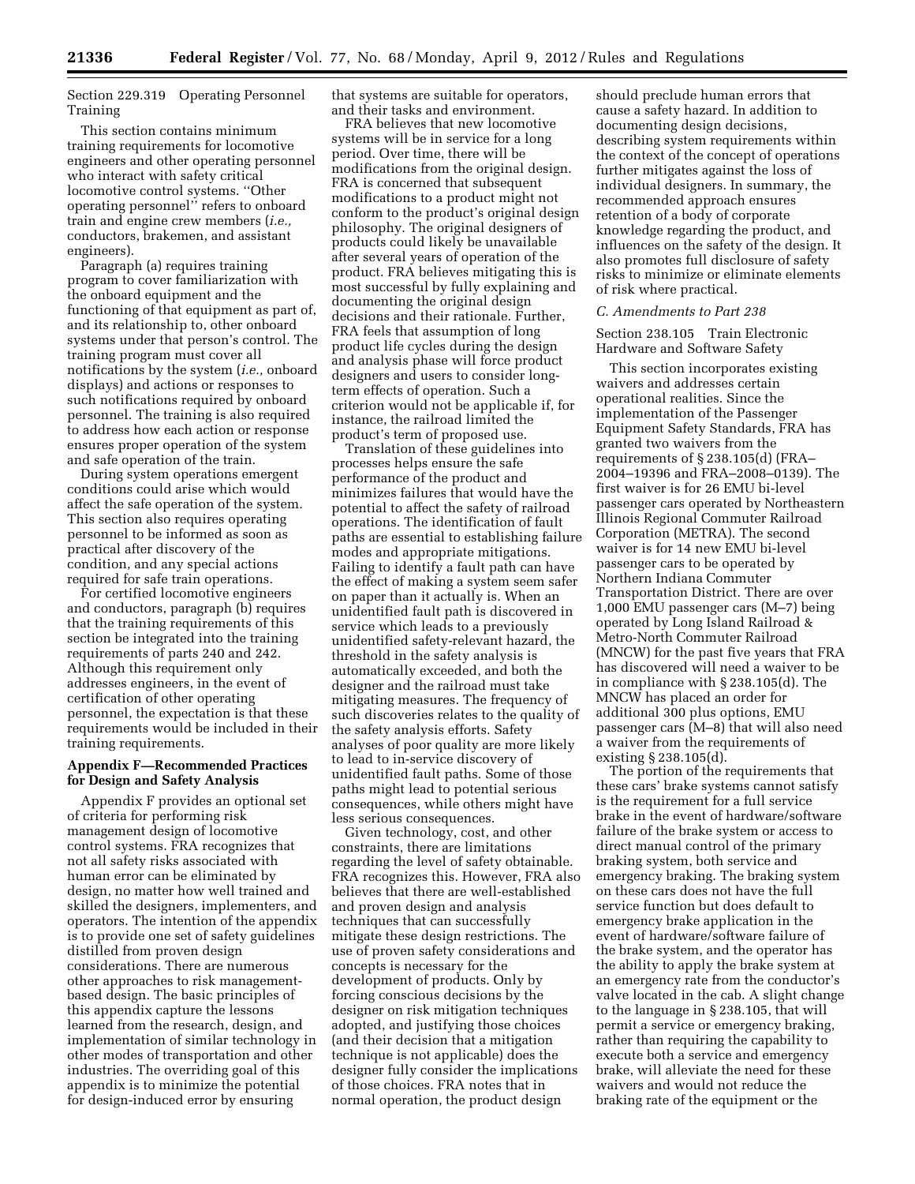Section 229.319 Operating Personnel Training

This section contains minimum training requirements for locomotive engineers and other operating personnel who interact with safety critical locomotive control systems. ''Other operating personnel'' refers to onboard train and engine crew members (*i.e.,* conductors, brakemen, and assistant engineers).

Paragraph (a) requires training program to cover familiarization with the onboard equipment and the functioning of that equipment as part of, and its relationship to, other onboard systems under that person's control. The training program must cover all notifications by the system (*i.e.,* onboard displays) and actions or responses to such notifications required by onboard personnel. The training is also required to address how each action or response ensures proper operation of the system and safe operation of the train.

During system operations emergent conditions could arise which would affect the safe operation of the system. This section also requires operating personnel to be informed as soon as practical after discovery of the condition, and any special actions required for safe train operations.

For certified locomotive engineers and conductors, paragraph (b) requires that the training requirements of this section be integrated into the training requirements of parts 240 and 242. Although this requirement only addresses engineers, in the event of certification of other operating personnel, the expectation is that these requirements would be included in their training requirements.

**Appendix F—Recommended Practices for Design and Safety Analysis**

Appendix F provides an optional set of criteria for performing risk management design of locomotive control systems. FRA recognizes that not all safety risks associated with human error can be eliminated by design, no matter how well trained and skilled the designers, implementers, and operators. The intention of the appendix is to provide one set of safety guidelines distilled from proven design considerations. There are numerous other approaches to risk management-based design. The basic principles of this appendix capture the lessons learned from the research, design, and implementation of similar technology in other modes of transportation and other industries. The overriding goal of this appendix is to minimize the potential for design-induced error by ensuring that systems are suitable for operators, and their tasks and environment.

FRA believes that new locomotive systems will be in service for a long period. Over time, there will be modifications from the original design. FRA is concerned that subsequent modifications to a product might not conform to the product's original design philosophy. The original designers of products could likely be unavailable after several years of operation of the product. FRA believes mitigating this is most successful by fully explaining and documenting the original design decisions and their rationale. Further, FRA feels that assumption of long product life cycles during the design and analysis phase will force product designers and users to consider long-term effects of operation. Such a criterion would not be applicable if, for instance, the railroad limited the product's term of proposed use.

Translation of these guidelines into processes helps ensure the safe performance of the product and minimizes failures that would have the potential to affect the safety of railroad operations. The identification of fault paths are essential to establishing failure modes and appropriate mitigations. Failing to identify a fault path can have the effect of making a system seem safer on paper than it actually is. When an unidentified fault path is discovered in service which leads to a previously unidentified safety-relevant hazard, the threshold in the safety analysis is automatically exceeded, and both the designer and the railroad must take mitigating measures. The frequency of such discoveries relates to the quality of the safety analysis efforts. Safety analyses of poor quality are more likely to lead to in-service discovery of unidentified fault paths. Some of those paths might lead to potential serious consequences, while others might have less serious consequences.

Given technology, cost, and other constraints, there are limitations regarding the level of safety obtainable. FRA recognizes this. However, FRA also believes that there are well-established and proven design and analysis techniques that can successfully mitigate these design restrictions. The use of proven safety considerations and concepts is necessary for the development of products. Only by forcing conscious decisions by the designer on risk mitigation techniques adopted, and justifying those choices (and their decision that a mitigation technique is not applicable) does the designer fully consider the implications of those choices. FRA notes that in normal operation, the product design should preclude human errors that cause a safety hazard. In addition to documenting design decisions, describing system requirements within the context of the concept of operations further mitigates against the loss of individual designers. In summary, the recommended approach ensures retention of a body of corporate knowledge regarding the product, and influences on the safety of the design. It also promotes full disclosure of safety risks to minimize or eliminate elements of risk where practical.

*C. Amendments to Part 238*

Section 238.105 Train Electronic Hardware and Software Safety

This section incorporates existing waivers and addresses certain operational realities. Since the implementation of the Passenger Equipment Safety Standards, FRA has granted two waivers from the requirements of § 238.105(d) (FRA–2004–19396 and FRA–2008–0139). The first waiver is for 26 EMU bi-level passenger cars operated by Northeastern Illinois Regional Commuter Railroad Corporation (METRA). The second waiver is for 14 new EMU bi-level passenger cars to be operated by Northern Indiana Commuter Transportation District. There are over 1,000 EMU passenger cars (M–7) being operated by Long Island Railroad & Metro-North Commuter Railroad (MNCW) for the past five years that FRA has discovered will need a waiver to be in compliance with § 238.105(d). The MNCW has placed an order for additional 300 plus options, EMU passenger cars (M–8) that will also need a waiver from the requirements of existing § 238.105(d).

The portion of the requirements that these cars' brake systems cannot satisfy is the requirement for a full service brake in the event of hardware/software failure of the brake system or access to direct manual control of the primary braking system, both service and emergency braking. The braking system on these cars does not have the full service function but does default to emergency brake application in the event of hardware/software failure of the brake system, and the operator has the ability to apply the brake system at an emergency rate from the conductor's valve located in the cab. A slight change to the language in § 238.105, that will permit a service or emergency braking, rather than requiring the capability to execute both a service and emergency brake, will alleviate the need for these waivers and would not reduce the braking rate of the equipment or the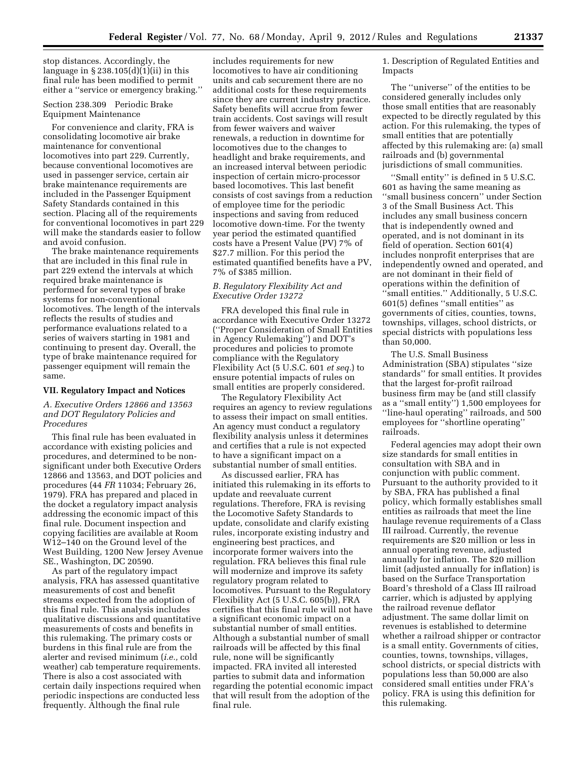stop distances. Accordingly, the language in § 238.105(d)(1)(ii) in this final rule has been modified to permit either a ''service or emergency braking.''

Section 238.309 Periodic Brake Equipment Maintenance

For convenience and clarity, FRA is consolidating locomotive air brake maintenance for conventional locomotives into part 229. Currently, because conventional locomotives are used in passenger service, certain air brake maintenance requirements are included in the Passenger Equipment Safety Standards contained in this section. Placing all of the requirements for conventional locomotives in part 229 will make the standards easier to follow and avoid confusion.

The brake maintenance requirements that are included in this final rule in part 229 extend the intervals at which required brake maintenance is performed for several types of brake systems for non-conventional locomotives. The length of the intervals reflects the results of studies and performance evaluations related to a series of waivers starting in 1981 and continuing to present day. Overall, the type of brake maintenance required for passenger equipment will remain the same.

## VII. Regulatory Impact and Notices

### *A. Executive Orders 12866 and 13563 and DOT Regulatory Policies and Procedures*

This final rule has been evaluated in accordance with existing policies and procedures, and determined to be non-significant under both Executive Orders 12866 and 13563, and DOT policies and procedures (44 *FR* 11034; February 26, 1979). FRA has prepared and placed in the docket a regulatory impact analysis addressing the economic impact of this final rule. Document inspection and copying facilities are available at Room W12–140 on the Ground level of the West Building, 1200 New Jersey Avenue SE., Washington, DC 20590.

As part of the regulatory impact analysis, FRA has assessed quantitative measurements of cost and benefit streams expected from the adoption of this final rule. This analysis includes qualitative discussions and quantitative measurements of costs and benefits in this rulemaking. The primary costs or burdens in this final rule are from the alerter and revised minimum (*i.e.,* cold weather) cab temperature requirements. There is also a cost associated with certain daily inspections required when periodic inspections are conducted less frequently. Although the final rule includes requirements for new locomotives to have air conditioning units and cab securement there are no additional costs for these requirements since they are current industry practice. Safety benefits will accrue from fewer train accidents. Cost savings will result from fewer waivers and waiver renewals, a reduction in downtime for locomotives due to the changes to headlight and brake requirements, and an increased interval between periodic inspection of certain micro-processor based locomotives. This last benefit consists of cost savings from a reduction of employee time for the periodic inspections and saving from reduced locomotive down-time. For the twenty year period the estimated quantified costs have a Present Value (PV) 7% of $27.7 million. For this period the estimated quantified benefits have a PV, 7% of $385 million.

### *B. Regulatory Flexibility Act and Executive Order 13272*

FRA developed this final rule in accordance with Executive Order 13272 (''Proper Consideration of Small Entities in Agency Rulemaking'') and DOT's procedures and policies to promote compliance with the Regulatory Flexibility Act (5 U.S.C. 601 *et seq.*) to ensure potential impacts of rules on small entities are properly considered.

The Regulatory Flexibility Act requires an agency to review regulations to assess their impact on small entities. An agency must conduct a regulatory flexibility analysis unless it determines and certifies that a rule is not expected to have a significant impact on a substantial number of small entities.

As discussed earlier, FRA has initiated this rulemaking in its efforts to update and reevaluate current regulations. Therefore, FRA is revising the Locomotive Safety Standards to update, consolidate and clarify existing rules, incorporate existing industry and engineering best practices, and incorporate former waivers into the regulation. FRA believes this final rule will modernize and improve its safety regulatory program related to locomotives. Pursuant to the Regulatory Flexibility Act (5 U.S.C. 605(b)), FRA certifies that this final rule will not have a significant economic impact on a substantial number of small entities. Although a substantial number of small railroads will be affected by this final rule, none will be significantly impacted. FRA invited all interested parties to submit data and information regarding the potential economic impact that will result from the adoption of the final rule.

1. Description of Regulated Entities and Impacts

The ''universe'' of the entities to be considered generally includes only those small entities that are reasonably expected to be directly regulated by this action. For this rulemaking, the types of small entities that are potentially affected by this rulemaking are: (a) small railroads and (b) governmental jurisdictions of small communities.

''Small entity'' is defined in 5 U.S.C. 601 as having the same meaning as ''small business concern'' under Section 3 of the Small Business Act. This includes any small business concern that is independently owned and operated, and is not dominant in its field of operation. Section 601(4) includes nonprofit enterprises that are independently owned and operated, and are not dominant in their field of operations within the definition of ''small entities.'' Additionally, 5 U.S.C. 601(5) defines ''small entities'' as governments of cities, counties, towns, townships, villages, school districts, or special districts with populations less than 50,000.

The U.S. Small Business Administration (SBA) stipulates ''size standards'' for small entities. It provides that the largest for-profit railroad business firm may be (and still classify as a ''small entity'') 1,500 employees for ''line-haul operating'' railroads, and 500 employees for ''shortline operating'' railroads.

Federal agencies may adopt their own size standards for small entities in consultation with SBA and in conjunction with public comment. Pursuant to the authority provided to it by SBA, FRA has published a final policy, which formally establishes small entities as railroads that meet the line haulage revenue requirements of a Class III railroad. Currently, the revenue requirements are $20 million or less in annual operating revenue, adjusted annually for inflation. The $20 million limit (adjusted annually for inflation) is based on the Surface Transportation Board's threshold of a Class III railroad carrier, which is adjusted by applying the railroad revenue deflator adjustment. The same dollar limit on revenues is established to determine whether a railroad shipper or contractor is a small entity. Governments of cities, counties, towns, townships, villages, school districts, or special districts with populations less than 50,000 are also considered small entities under FRA's policy. FRA is using this definition for this rulemaking.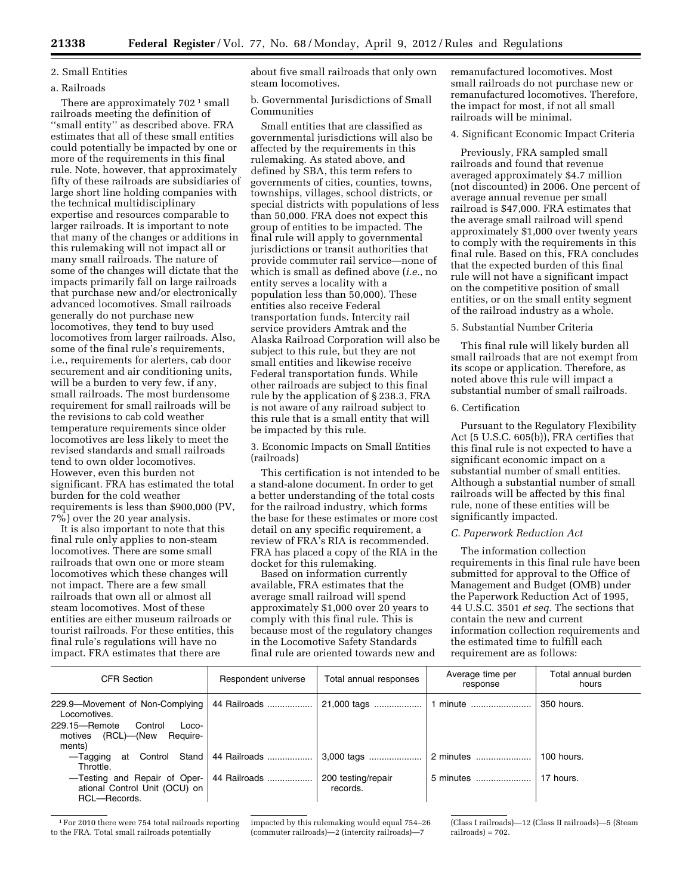2. Small Entities

a. Railroads

There are approximately 702 [1] small railroads meeting the definition of ''small entity'' as described above. FRA estimates that all of these small entities could potentially be impacted by one or more of the requirements in this final rule. Note, however, that approximately fifty of these railroads are subsidiaries of large short line holding companies with the technical multidisciplinary expertise and resources comparable to larger railroads. It is important to note that many of the changes or additions in this rulemaking will not impact all or many small railroads. The nature of some of the changes will dictate that the impacts primarily fall on large railroads that purchase new and/or electronically advanced locomotives. Small railroads generally do not purchase new locomotives, they tend to buy used locomotives from larger railroads. Also, some of the final rule's requirements, i.e., requirements for alerters, cab door securement and air conditioning units, will be a burden to very few, if any, small railroads. The most burdensome requirement for small railroads will be the revisions to cab cold weather temperature requirements since older locomotives are less likely to meet the revised standards and small railroads tend to own older locomotives. However, even this burden not significant. FRA has estimated the total burden for the cold weather requirements is less than $900,000 (PV, 7%) over the 20 year analysis.

It is also important to note that this final rule only applies to non-steam locomotives. There are some small railroads that own one or more steam locomotives which these changes will not impact. There are a few small railroads that own all or almost all steam locomotives. Most of these entities are either museum railroads or tourist railroads. For these entities, this final rule's regulations will have no impact. FRA estimates that there are about five small railroads that only own steam locomotives.

b. Governmental Jurisdictions of Small Communities

Small entities that are classified as governmental jurisdictions will also be affected by the requirements in this rulemaking. As stated above, and defined by SBA, this term refers to governments of cities, counties, towns, townships, villages, school districts, or special districts with populations of less than 50,000. FRA does not expect this group of entities to be impacted. The final rule will apply to governmental jurisdictions or transit authorities that provide commuter rail service—none of which is small as defined above (*i.e.,* no entity serves a locality with a population less than 50,000). These entities also receive Federal transportation funds. Intercity rail service providers Amtrak and the Alaska Railroad Corporation will also be subject to this rule, but they are not small entities and likewise receive Federal transportation funds. While other railroads are subject to this final rule by the application of § 238.3, FRA is not aware of any railroad subject to this rule that is a small entity that will be impacted by this rule.

3. Economic Impacts on Small Entities (railroads)

This certification is not intended to be a stand-alone document. In order to get a better understanding of the total costs for the railroad industry, which forms the base for these estimates or more cost detail on any specific requirement, a review of FRA's RIA is recommended. FRA has placed a copy of the RIA in the docket for this rulemaking.

Based on information currently available, FRA estimates that the average small railroad will spend approximately $1,000 over 20 years to comply with this final rule. This is because most of the regulatory changes in the Locomotive Safety Standards final rule are oriented towards new and remanufactured locomotives. Most small railroads do not purchase new or remanufactured locomotives. Therefore, the impact for most, if not all small railroads will be minimal.

4. Significant Economic Impact Criteria

Previously, FRA sampled small railroads and found that revenue averaged approximately $4.7 million (not discounted) in 2006. One percent of average annual revenue per small railroad is $47,000. FRA estimates that the average small railroad will spend approximately $1,000 over twenty years to comply with the requirements in this final rule. Based on this, FRA concludes that the expected burden of this final rule will not have a significant impact on the competitive position of small entities, or on the small entity segment of the railroad industry as a whole.

5. Substantial Number Criteria

This final rule will likely burden all small railroads that are not exempt from its scope or application. Therefore, as noted above this rule will impact a substantial number of small railroads.

6. Certification

Pursuant to the Regulatory Flexibility Act (5 U.S.C. 605(b)), FRA certifies that this final rule is not expected to have a significant economic impact on a substantial number of small entities. Although a substantial number of small railroads will be affected by this final rule, none of these entities will be significantly impacted.

### *C. Paperwork Reduction Act*

The information collection requirements in this final rule have been submitted for approval to the Office of Management and Budget (OMB) under the Paperwork Reduction Act of 1995, 44 U.S.C. 3501 *et seq.* The sections that contain the new and current information collection requirements and the estimated time to fulfill each requirement are as follows:

| CFR Section | Respondent universe | Total annual responses | Average time per response | Total annual burden hours |
|---|---|---|---|---|
| 229.9—Movement of Non-Complying Locomotives. | 44 Railroads | 21,000 tags | 1 minute | 350 hours. |
| 229.15—Remote Control Locomotives (RCL)—(New Requirements) | | | | |
| —Tagging at Control Stand Throttle. | 44 Railroads | 3,000 tags | 2 minutes | 100 hours. |
| —Testing and Repair of Operational Control Unit (OCU) on RCL—Records. | 44 Railroads | 200 testing/repair records. | 5 minutes | 17 hours. |

[1] For 2010 there were 754 total railroads reporting to the FRA. Total small railroads potentially impacted by this rulemaking would equal 754–26 (commuter railroads)—2 (intercity railroads)—7 (Class I railroads)—12 (Class II railroads)—5 (Steam railroads) = 702.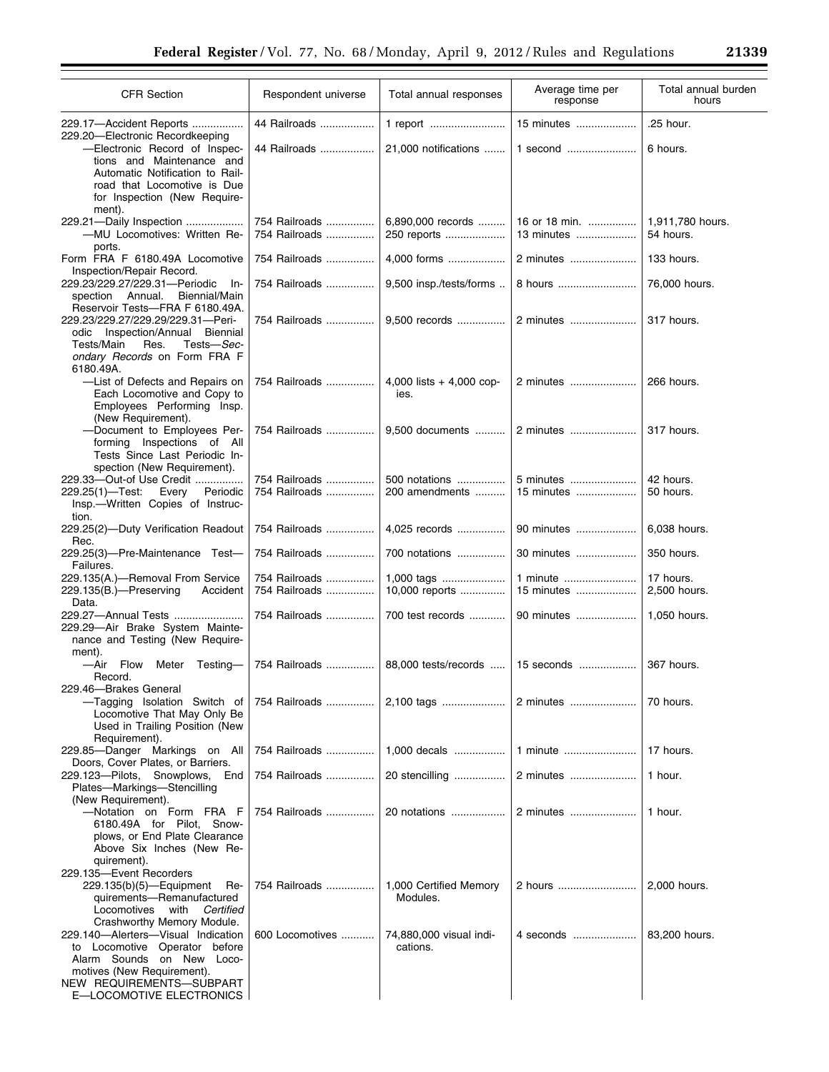| CFR Section | Respondent universe | Total annual responses | Average time per response | Total annual burden hours |
|---|---|---|---|---|
| 229.17—Accident Reports | 44 Railroads | 1 report | 15 minutes | .25 hour. |
| 229.20—Electronic Recordkeeping | | | | |
| —Electronic Record of Inspections and Maintenance and Automatic Notification to Railroad that Locomotive is Due for Inspection (New Requirement). | 44 Railroads | 21,000 notifications | 1 second | 6 hours. |
| 229.21—Daily Inspection | 754 Railroads | 6,890,000 records | 16 or 18 min. | 1,911,780 hours. |
| —MU Locomotives: Written Reports. | 754 Railroads | 250 reports | 13 minutes | 54 hours. |
| Form FRA F 6180.49A Locomotive Inspection/Repair Record. | 754 Railroads | 4,000 forms | 2 minutes | 133 hours. |
| 229.23/229.27/229.31—Periodic Inspection Annual. Biennial/Main Reservoir Tests—FRA F 6180.49A. | 754 Railroads | 9,500 insp./tests/forms | 8 hours | 76,000 hours. |
| 229.23/229.27/229.29/229.31—Periodic Inspection/Annual Biennial Tests/Main Res. Tests—*Secondary Records* on Form FRA F 6180.49A. | 754 Railroads | 9,500 records | 2 minutes | 317 hours. |
| —List of Defects and Repairs on Each Locomotive and Copy to Employees Performing Insp. (New Requirement). | 754 Railroads | 4,000 lists + 4,000 copies. | 2 minutes | 266 hours. |
| —Document to Employees Performing Inspections of All Tests Since Last Periodic Inspection (New Requirement). | 754 Railroads | 9,500 documents | 2 minutes | 317 hours. |
| 229.33—Out-of Use Credit | 754 Railroads | 500 notations | 5 minutes | 42 hours. |
| 229.25(1)—Test: Every Periodic Insp.—Written Copies of Instruction. | 754 Railroads | 200 amendments | 15 minutes | 50 hours. |
| 229.25(2)—Duty Verification Readout Rec. | 754 Railroads | 4,025 records | 90 minutes | 6,038 hours. |
| 229.25(3)—Pre-Maintenance Test—Failures. | 754 Railroads | 700 notations | 30 minutes | 350 hours. |
| 229.135(A.)—Removal From Service | 754 Railroads | 1,000 tags | 1 minute | 17 hours. |
| 229.135(B.)—Preserving Accident Data. | 754 Railroads | 10,000 reports | 15 minutes | 2,500 hours. |
| 229.27—Annual Tests | 754 Railroads | 700 test records | 90 minutes | 1,050 hours. |
| 229.29—Air Brake System Maintenance and Testing (New Requirement). | | | | |
| —Air Flow Meter Testing—Record. | 754 Railroads | 88,000 tests/records | 15 seconds | 367 hours. |
| 229.46—Brakes General | | | | |
| —Tagging Isolation Switch of Locomotive That May Only Be Used in Trailing Position (New Requirement). | 754 Railroads | 2,100 tags | 2 minutes | 70 hours. |
| 229.85—Danger Markings on All Doors, Cover Plates, or Barriers. | 754 Railroads | 1,000 decals | 1 minute | 17 hours. |
| 229.123—Pilots, Snowplows, End Plates—Markings—Stencilling (New Requirement). | 754 Railroads | 20 stencilling | 2 minutes | 1 hour. |
| —Notation on Form FRA F 6180.49A for Pilot, Snowplows, or End Plate Clearance Above Six Inches (New Requirement). | 754 Railroads | 20 notations | 2 minutes | 1 hour. |
| 229.135—Event Recorders | | | | |
| 229.135(b)(5)—Equipment Requirements—Remanufactured Locomotives with *Certified* Crashworthy Memory Module. | 754 Railroads | 1,000 Certified Memory Modules. | 2 hours | 2,000 hours. |
| 229.140—Alerters—Visual Indication to Locomotive Operator before Alarm Sounds on New Locomotives (New Requirement). | 600 Locomotives | 74,880,000 visual indications. | 4 seconds | 83,200 hours. |
| NEW REQUIREMENTS—SUBPART E—LOCOMOTIVE ELECTRONICS | | | | |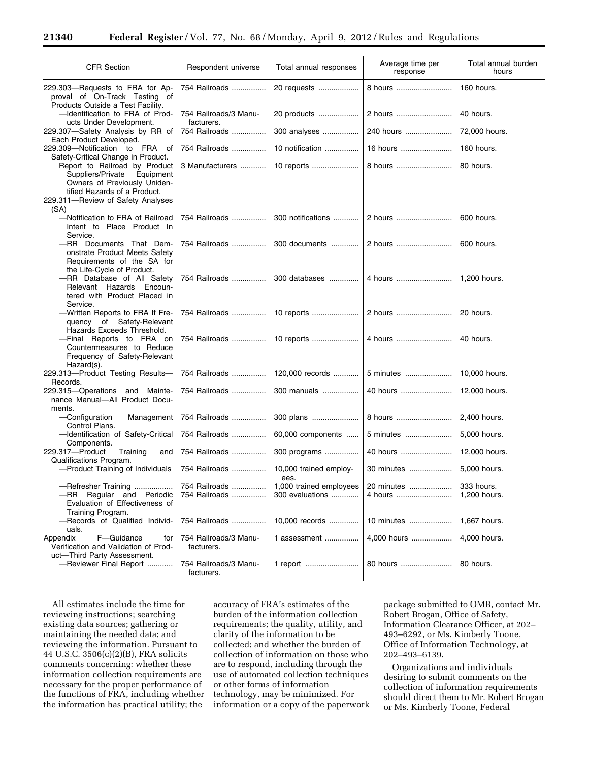| CFR Section | Respondent universe | Total annual responses | Average time per response | Total annual burden hours |
|---|---|---|---|---|
| 229.303—Requests to FRA for Approval of On-Track Testing of Products Outside a Test Facility. | 754 Railroads | 20 requests | 8 hours | 160 hours. |
| —Identification to FRA of Products Under Development. | 754 Railroads/3 Manufacturers. | 20 products | 2 hours | 40 hours. |
| 229.307—Safety Analysis by RR of Each Product Developed. | 754 Railroads | 300 analyses | 240 hours | 72,000 hours. |
| 229.309—Notification to FRA of Safety-Critical Change in Product. | 754 Railroads | 10 notification | 16 hours | 160 hours. |
| Report to Railroad by Product Suppliers/Private Equipment Owners of Previously Unidentified Hazards of a Product. | 3 Manufacturers | 10 reports | 8 hours | 80 hours. |
| 229.311—Review of Safety Analyses (SA) | | | | |
| —Notification to FRA of Railroad Intent to Place Product In Service. | 754 Railroads | 300 notifications | 2 hours | 600 hours. |
| —RR Documents That Demonstrate Product Meets Safety Requirements of the SA for the Life-Cycle of Product. | 754 Railroads | 300 documents | 2 hours | 600 hours. |
| —RR Database of All Safety Relevant Hazards Encountered with Product Placed in Service. | 754 Railroads | 300 databases | 4 hours | 1,200 hours. |
| —Written Reports to FRA If Frequency of Safety-Relevant Hazards Exceeds Threshold. | 754 Railroads | 10 reports | 2 hours | 20 hours. |
| —Final Reports to FRA on Countermeasures to Reduce Frequency of Safety-Relevant Hazard(s). | 754 Railroads | 10 reports | 4 hours | 40 hours. |
| 229.313—Product Testing Results—Records. | 754 Railroads | 120,000 records | 5 minutes | 10,000 hours. |
| 229.315—Operations and Maintenance Manual—All Product Documents. | 754 Railroads | 300 manuals | 40 hours | 12,000 hours. |
| —Configuration Management Control Plans. | 754 Railroads | 300 plans | 8 hours | 2,400 hours. |
| —Identification of Safety-Critical Components. | 754 Railroads | 60,000 components | 5 minutes | 5,000 hours. |
| 229.317—Product Training and Qualifications Program. | 754 Railroads | 300 programs | 40 hours | 12,000 hours. |
| —Product Training of Individuals | 754 Railroads | 10,000 trained employees. | 30 minutes | 5,000 hours. |
| —Refresher Training | 754 Railroads | 1,000 trained employees | 20 minutes | 333 hours. |
| —RR Regular and Periodic Evaluation of Effectiveness of Training Program. | 754 Railroads | 300 evaluations | 4 hours | 1,200 hours. |
| —Records of Qualified Individuals. | 754 Railroads | 10,000 records | 10 minutes | 1,667 hours. |
| Appendix F—Guidance for Verification and Validation of Product—Third Party Assessment. | 754 Railroads/3 Manufacturers. | 1 assessment | 4,000 hours | 4,000 hours. |
| —Reviewer Final Report | 754 Railroads/3 Manufacturers. | 1 report | 80 hours | 80 hours. |

All estimates include the time for reviewing instructions; searching existing data sources; gathering or maintaining the needed data; and reviewing the information. Pursuant to 44 U.S.C. 3506(c)(2)(B), FRA solicits comments concerning: whether these information collection requirements are necessary for the proper performance of the functions of FRA, including whether the information has practical utility; the accuracy of FRA's estimates of the burden of the information collection requirements; the quality, utility, and clarity of the information to be collected; and whether the burden of collection of information on those who are to respond, including through the use of automated collection techniques or other forms of information technology, may be minimized. For information or a copy of the paperwork package submitted to OMB, contact Mr. Robert Brogan, Office of Safety, Information Clearance Officer, at 202–493–6292, or Ms. Kimberly Toone, Office of Information Technology, at 202–493–6139.

Organizations and individuals desiring to submit comments on the collection of information requirements should direct them to Mr. Robert Brogan or Ms. Kimberly Toone, Federal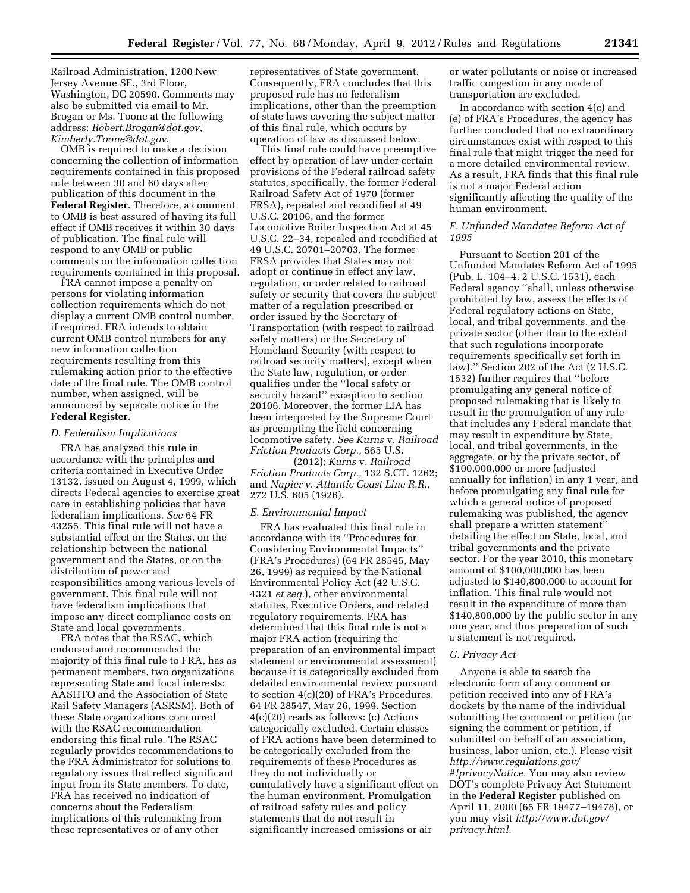Railroad Administration, 1200 New Jersey Avenue SE., 3rd Floor, Washington, DC 20590. Comments may also be submitted via email to Mr. Brogan or Ms. Toone at the following address: *Robert.Brogan@dot.gov; Kimberly.Toone@dot.gov*.

OMB is required to make a decision concerning the collection of information requirements contained in this proposed rule between 30 and 60 days after publication of this document in the **Federal Register**. Therefore, a comment to OMB is best assured of having its full effect if OMB receives it within 30 days of publication. The final rule will respond to any OMB or public comments on the information collection requirements contained in this proposal.

FRA cannot impose a penalty on persons for violating information collection requirements which do not display a current OMB control number, if required. FRA intends to obtain current OMB control numbers for any new information collection requirements resulting from this rulemaking action prior to the effective date of the final rule. The OMB control number, when assigned, will be announced by separate notice in the **Federal Register**.

### *D. Federalism Implications*

FRA has analyzed this rule in accordance with the principles and criteria contained in Executive Order 13132, issued on August 4, 1999, which directs Federal agencies to exercise great care in establishing policies that have federalism implications. *See* 64 FR 43255. This final rule will not have a substantial effect on the States, on the relationship between the national government and the States, or on the distribution of power and responsibilities among various levels of government. This final rule will not have federalism implications that impose any direct compliance costs on State and local governments.

FRA notes that the RSAC, which endorsed and recommended the majority of this final rule to FRA, has as permanent members, two organizations representing State and local interests: AASHTO and the Association of State Rail Safety Managers (ASRSM). Both of these State organizations concurred with the RSAC recommendation endorsing this final rule. The RSAC regularly provides recommendations to the FRA Administrator for solutions to regulatory issues that reflect significant input from its State members. To date, FRA has received no indication of concerns about the Federalism implications of this rulemaking from these representatives or of any other representatives of State government. Consequently, FRA concludes that this proposed rule has no federalism implications, other than the preemption of state laws covering the subject matter of this final rule, which occurs by operation of law as discussed below.

This final rule could have preemptive effect by operation of law under certain provisions of the Federal railroad safety statutes, specifically, the former Federal Railroad Safety Act of 1970 (former FRSA), repealed and recodified at 49 U.S.C. 20106, and the former Locomotive Boiler Inspection Act at 45 U.S.C. 22–34, repealed and recodified at 49 U.S.C. 20701–20703. The former FRSA provides that States may not adopt or continue in effect any law, regulation, or order related to railroad safety or security that covers the subject matter of a regulation prescribed or order issued by the Secretary of Transportation (with respect to railroad safety matters) or the Secretary of Homeland Security (with respect to railroad security matters), except when the State law, regulation, or order qualifies under the ''local safety or security hazard'' exception to section 20106. Moreover, the former LIA has been interpreted by the Supreme Court as preempting the field concerning locomotive safety. *See Kurns* v. *Railroad Friction Products Corp.,* 565 U.S. \_\_\_\_\_\_\_\_ (2012); *Kurns* v. *Railroad Friction Products Corp.,* 132 S.CT. 1262; and *Napier v. Atlantic Coast Line R.R.,* 272 U.S. 605 (1926).

### *E. Environmental Impact*

FRA has evaluated this final rule in accordance with its ''Procedures for Considering Environmental Impacts'' (FRA's Procedures) (64 FR 28545, May 26, 1999) as required by the National Environmental Policy Act (42 U.S.C. 4321 *et seq.*), other environmental statutes, Executive Orders, and related regulatory requirements. FRA has determined that this final rule is not a major FRA action (requiring the preparation of an environmental impact statement or environmental assessment) because it is categorically excluded from detailed environmental review pursuant to section 4(c)(20) of FRA's Procedures. 64 FR 28547, May 26, 1999. Section 4(c)(20) reads as follows: (c) Actions categorically excluded. Certain classes of FRA actions have been determined to be categorically excluded from the requirements of these Procedures as they do not individually or cumulatively have a significant effect on the human environment. Promulgation of railroad safety rules and policy statements that do not result in significantly increased emissions or air or water pollutants or noise or increased traffic congestion in any mode of transportation are excluded.

In accordance with section 4(c) and (e) of FRA's Procedures, the agency has further concluded that no extraordinary circumstances exist with respect to this final rule that might trigger the need for a more detailed environmental review. As a result, FRA finds that this final rule is not a major Federal action significantly affecting the quality of the human environment.

### *F. Unfunded Mandates Reform Act of 1995*

Pursuant to Section 201 of the Unfunded Mandates Reform Act of 1995 (Pub. L. 104–4, 2 U.S.C. 1531), each Federal agency ''shall, unless otherwise prohibited by law, assess the effects of Federal regulatory actions on State, local, and tribal governments, and the private sector (other than to the extent that such regulations incorporate requirements specifically set forth in law).'' Section 202 of the Act (2 U.S.C. 1532) further requires that ''before promulgating any general notice of proposed rulemaking that is likely to result in the promulgation of any rule that includes any Federal mandate that may result in expenditure by State, local, and tribal governments, in the aggregate, or by the private sector, of $100,000,000 or more (adjusted annually for inflation) in any 1 year, and before promulgating any final rule for which a general notice of proposed rulemaking was published, the agency shall prepare a written statement'' detailing the effect on State, local, and tribal governments and the private sector. For the year 2010, this monetary amount of $100,000,000 has been adjusted to $140,800,000 to account for inflation. This final rule would not result in the expenditure of more than $140,800,000 by the public sector in any one year, and thus preparation of such a statement is not required.

### *G. Privacy Act*

Anyone is able to search the electronic form of any comment or petition received into any of FRA's dockets by the name of the individual submitting the comment or petition (or signing the comment or petition, if submitted on behalf of an association, business, labor union, etc.). Please visit *http://www.regulations.gov/#!privacyNotice*. You may also review DOT's complete Privacy Act Statement in the **Federal Register** published on April 11, 2000 (65 FR 19477–19478), or you may visit *http://www.dot.gov/privacy.html.*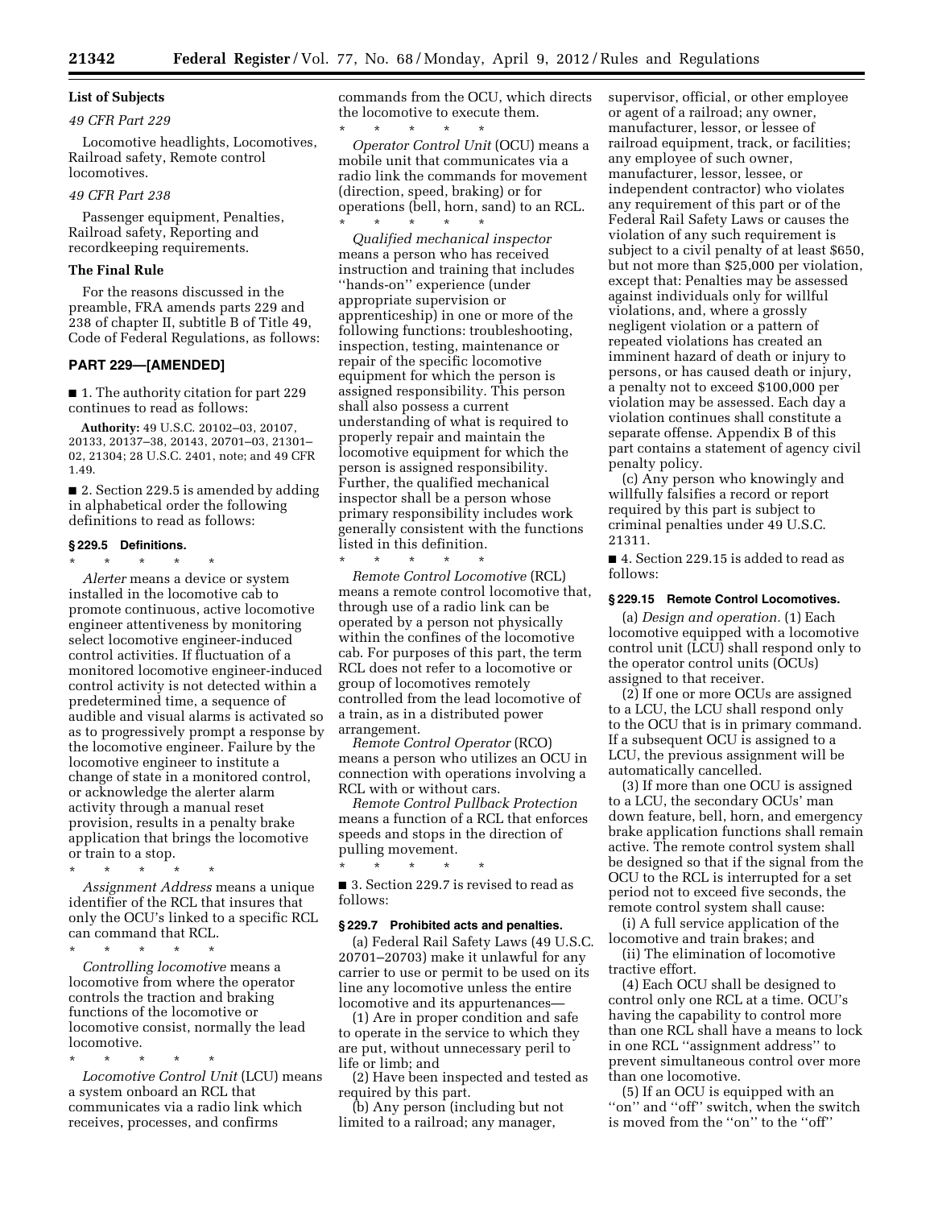**List of Subjects**

*49 CFR Part 229*

Locomotive headlights, Locomotives, Railroad safety, Remote control locomotives.

*49 CFR Part 238*

Passenger equipment, Penalties, Railroad safety, Reporting and recordkeeping requirements.

**The Final Rule**

For the reasons discussed in the preamble, FRA amends parts 229 and 238 of chapter II, subtitle B of Title 49, Code of Federal Regulations, as follows:

## PART 229—[AMENDED]

■ 1. The authority citation for part 229 continues to read as follows:

**Authority:** 49 U.S.C. 20102–03, 20107, 20133, 20137–38, 20143, 20701–03, 21301–02, 21304; 28 U.S.C. 2401, note; and 49 CFR 1.49.

■ 2. Section 229.5 is amended by adding in alphabetical order the following definitions to read as follows:

### § 229.5 Definitions.

\* \* \* \* \*

*Alerter* means a device or system installed in the locomotive cab to promote continuous, active locomotive engineer attentiveness by monitoring select locomotive engineer-induced control activities. If fluctuation of a monitored locomotive engineer-induced control activity is not detected within a predetermined time, a sequence of audible and visual alarms is activated so as to progressively prompt a response by the locomotive engineer. Failure by the locomotive engineer to institute a change of state in a monitored control, or acknowledge the alerter alarm activity through a manual reset provision, results in a penalty brake application that brings the locomotive or train to a stop.

\* \* \* \* \*

*Assignment Address* means a unique identifier of the RCL that insures that only the OCU's linked to a specific RCL can command that RCL.

\* \* \* \* \*

*Controlling locomotive* means a locomotive from where the operator controls the traction and braking functions of the locomotive or locomotive consist, normally the lead locomotive.

\* \* \* \* \*

*Locomotive Control Unit* (LCU) means a system onboard an RCL that communicates via a radio link which receives, processes, and confirms commands from the OCU, which directs the locomotive to execute them.

\* \* \* \* \*

*Operator Control Unit* (OCU) means a mobile unit that communicates via a radio link the commands for movement (direction, speed, braking) or for operations (bell, horn, sand) to an RCL.

\* \* \* \* \*

*Qualified mechanical inspector* means a person who has received instruction and training that includes "hands-on" experience (under appropriate supervision or apprenticeship) in one or more of the following functions: troubleshooting, inspection, testing, maintenance or repair of the specific locomotive equipment for which the person is assigned responsibility. This person shall also possess a current understanding of what is required to properly repair and maintain the locomotive equipment for which the person is assigned responsibility. Further, the qualified mechanical inspector shall be a person whose primary responsibility includes work generally consistent with the functions listed in this definition.

\* \* \* \* \*

*Remote Control Locomotive* (RCL) means a remote control locomotive that, through use of a radio link can be operated by a person not physically within the confines of the locomotive cab. For purposes of this part, the term RCL does not refer to a locomotive or group of locomotives remotely controlled from the lead locomotive of a train, as in a distributed power arrangement.

*Remote Control Operator* (RCO) means a person who utilizes an OCU in connection with operations involving a RCL with or without cars.

*Remote Control Pullback Protection* means a function of a RCL that enforces speeds and stops in the direction of pulling movement.

\* \* \* \* \*

■ 3. Section 229.7 is revised to read as follows:

### § 229.7 Prohibited acts and penalties.

(a) Federal Rail Safety Laws (49 U.S.C. 20701–20703) make it unlawful for any carrier to use or permit to be used on its line any locomotive unless the entire locomotive and its appurtenances—

(1) Are in proper condition and safe to operate in the service to which they are put, without unnecessary peril to life or limb; and

(2) Have been inspected and tested as required by this part.

(b) Any person (including but not limited to a railroad; any manager, supervisor, official, or other employee or agent of a railroad; any owner, manufacturer, lessor, or lessee of railroad equipment, track, or facilities; any employee of such owner, manufacturer, lessor, lessee, or independent contractor) who violates any requirement of this part or of the Federal Rail Safety Laws or causes the violation of any such requirement is subject to a civil penalty of at least $650, but not more than $25,000 per violation, except that: Penalties may be assessed against individuals only for willful violations, and, where a grossly negligent violation or a pattern of repeated violations has created an imminent hazard of death or injury to persons, or has caused death or injury, a penalty not to exceed $100,000 per violation may be assessed. Each day a violation continues shall constitute a separate offense. Appendix B of this part contains a statement of agency civil penalty policy.

(c) Any person who knowingly and willfully falsifies a record or report required by this part is subject to criminal penalties under 49 U.S.C. 21311.

■ 4. Section 229.15 is added to read as follows:

### § 229.15 Remote Control Locomotives.

(a) *Design and operation.* (1) Each locomotive equipped with a locomotive control unit (LCU) shall respond only to the operator control units (OCUs) assigned to that receiver.

(2) If one or more OCUs are assigned to a LCU, the LCU shall respond only to the OCU that is in primary command. If a subsequent OCU is assigned to a LCU, the previous assignment will be automatically cancelled.

(3) If more than one OCU is assigned to a LCU, the secondary OCUs' man down feature, bell, horn, and emergency brake application functions shall remain active. The remote control system shall be designed so that if the signal from the OCU to the RCL is interrupted for a set period not to exceed five seconds, the remote control system shall cause:

(i) A full service application of the locomotive and train brakes; and

(ii) The elimination of locomotive tractive effort.

(4) Each OCU shall be designed to control only one RCL at a time. OCU's having the capability to control more than one RCL shall have a means to lock in one RCL "assignment address" to prevent simultaneous control over more than one locomotive.

(5) If an OCU is equipped with an "on" and "off" switch, when the switch is moved from the "on" to the "off"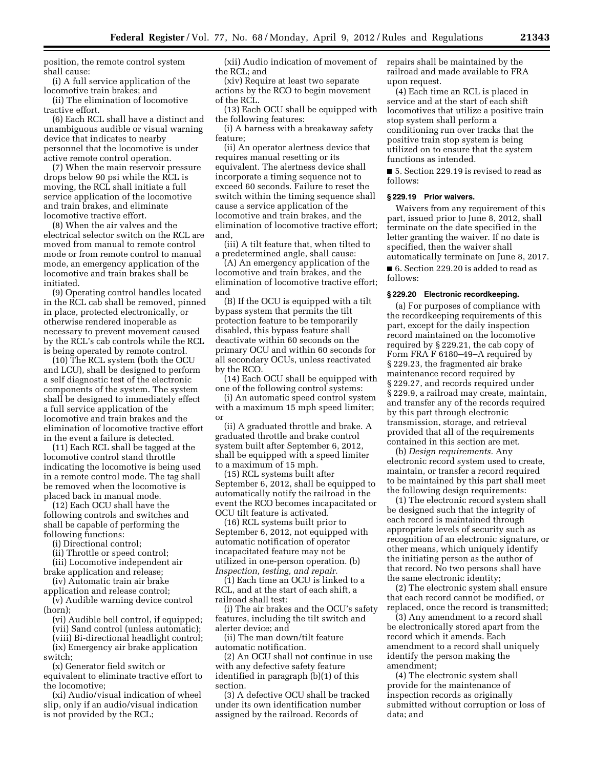position, the remote control system shall cause:

(i) A full service application of the locomotive train brakes; and

(ii) The elimination of locomotive tractive effort.

(6) Each RCL shall have a distinct and unambiguous audible or visual warning device that indicates to nearby personnel that the locomotive is under active remote control operation.

(7) When the main reservoir pressure drops below 90 psi while the RCL is moving, the RCL shall initiate a full service application of the locomotive and train brakes, and eliminate locomotive tractive effort.

(8) When the air valves and the electrical selector switch on the RCL are moved from manual to remote control mode or from remote control to manual mode, an emergency application of the locomotive and train brakes shall be initiated.

(9) Operating control handles located in the RCL cab shall be removed, pinned in place, protected electronically, or otherwise rendered inoperable as necessary to prevent movement caused by the RCL's cab controls while the RCL is being operated by remote control.

(10) The RCL system (both the OCU and LCU), shall be designed to perform a self diagnostic test of the electronic components of the system. The system shall be designed to immediately effect a full service application of the locomotive and train brakes and the elimination of locomotive tractive effort in the event a failure is detected.

(11) Each RCL shall be tagged at the locomotive control stand throttle indicating the locomotive is being used in a remote control mode. The tag shall be removed when the locomotive is placed back in manual mode.

(12) Each OCU shall have the following controls and switches and shall be capable of performing the following functions:

(i) Directional control;

(ii) Throttle or speed control;

(iii) Locomotive independent air brake application and release;

(iv) Automatic train air brake application and release control;

(v) Audible warning device control (horn);

(vi) Audible bell control, if equipped;

(vii) Sand control (unless automatic);

(viii) Bi-directional headlight control;

(ix) Emergency air brake application switch;

(x) Generator field switch or equivalent to eliminate tractive effort to the locomotive;

(xi) Audio/visual indication of wheel slip, only if an audio/visual indication is not provided by the RCL;

(xii) Audio indication of movement of the RCL; and

(xiv) Require at least two separate actions by the RCO to begin movement of the RCL.

(13) Each OCU shall be equipped with the following features:

(i) A harness with a breakaway safety feature;

(ii) An operator alertness device that requires manual resetting or its equivalent. The alertness device shall incorporate a timing sequence not to exceed 60 seconds. Failure to reset the switch within the timing sequence shall cause a service application of the locomotive and train brakes, and the elimination of locomotive tractive effort; and,

(iii) A tilt feature that, when tilted to a predetermined angle, shall cause:

(A) An emergency application of the locomotive and train brakes, and the elimination of locomotive tractive effort; and

(B) If the OCU is equipped with a tilt bypass system that permits the tilt protection feature to be temporarily disabled, this bypass feature shall deactivate within 60 seconds on the primary OCU and within 60 seconds for all secondary OCUs, unless reactivated by the RCO.

(14) Each OCU shall be equipped with one of the following control systems:

(i) An automatic speed control system with a maximum 15 mph speed limiter; or

(ii) A graduated throttle and brake. A graduated throttle and brake control system built after September 6, 2012, shall be equipped with a speed limiter to a maximum of 15 mph.

(15) RCL systems built after September 6, 2012, shall be equipped to automatically notify the railroad in the event the RCO becomes incapacitated or OCU tilt feature is activated.

(16) RCL systems built prior to September 6, 2012, not equipped with automatic notification of operator incapacitated feature may not be utilized in one-person operation. (b) *Inspection, testing, and repair.*

(1) Each time an OCU is linked to a RCL, and at the start of each shift, a railroad shall test:

(i) The air brakes and the OCU's safety features, including the tilt switch and alerter device; and

(ii) The man down/tilt feature automatic notification.

(2) An OCU shall not continue in use with any defective safety feature identified in paragraph (b)(1) of this section.

(3) A defective OCU shall be tracked under its own identification number assigned by the railroad. Records of repairs shall be maintained by the railroad and made available to FRA upon request.

(4) Each time an RCL is placed in service and at the start of each shift locomotives that utilize a positive train stop system shall perform a conditioning run over tracks that the positive train stop system is being utilized on to ensure that the system functions as intended.

■ 5. Section 229.19 is revised to read as follows:

### § 229.19 Prior waivers.

Waivers from any requirement of this part, issued prior to June 8, 2012, shall terminate on the date specified in the letter granting the waiver. If no date is specified, then the waiver shall automatically terminate on June 8, 2017.

■ 6. Section 229.20 is added to read as follows:

### § 229.20 Electronic recordkeeping.

(a) For purposes of compliance with the recordkeeping requirements of this part, except for the daily inspection record maintained on the locomotive required by § 229.21, the cab copy of Form FRA F 6180–49–A required by § 229.23, the fragmented air brake maintenance record required by § 229.27, and records required under § 229.9, a railroad may create, maintain, and transfer any of the records required by this part through electronic transmission, storage, and retrieval provided that all of the requirements contained in this section are met.

(b) *Design requirements.* Any electronic record system used to create, maintain, or transfer a record required to be maintained by this part shall meet the following design requirements:

(1) The electronic record system shall be designed such that the integrity of each record is maintained through appropriate levels of security such as recognition of an electronic signature, or other means, which uniquely identify the initiating person as the author of that record. No two persons shall have the same electronic identity;

(2) The electronic system shall ensure that each record cannot be modified, or replaced, once the record is transmitted;

(3) Any amendment to a record shall be electronically stored apart from the record which it amends. Each amendment to a record shall uniquely identify the person making the amendment;

(4) The electronic system shall provide for the maintenance of inspection records as originally submitted without corruption or loss of data; and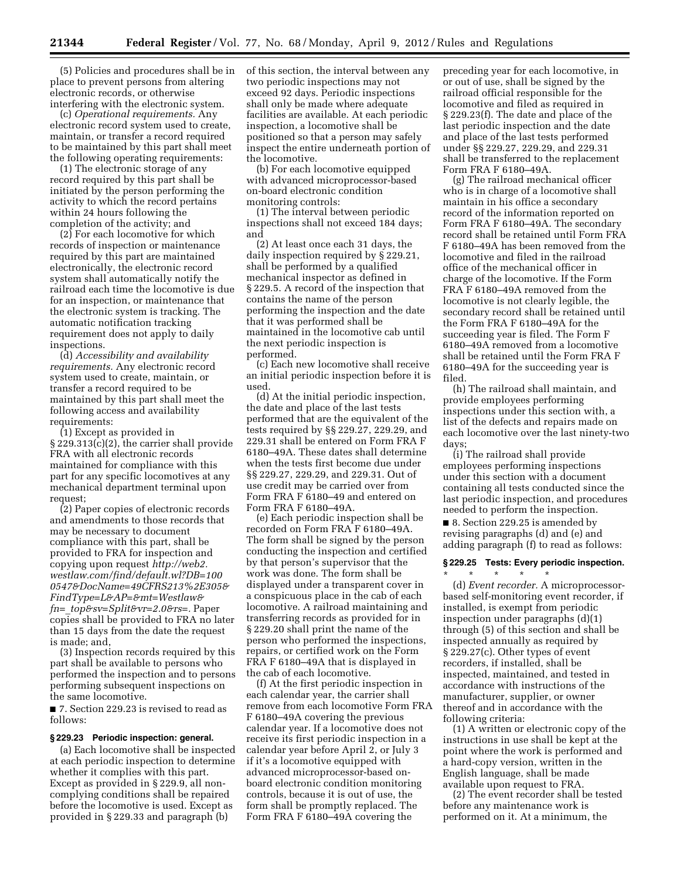(5) Policies and procedures shall be in place to prevent persons from altering electronic records, or otherwise interfering with the electronic system.

(c) *Operational requirements.* Any electronic record system used to create, maintain, or transfer a record required to be maintained by this part shall meet the following operating requirements:

(1) The electronic storage of any record required by this part shall be initiated by the person performing the activity to which the record pertains within 24 hours following the completion of the activity; and

(2) For each locomotive for which records of inspection or maintenance required by this part are maintained electronically, the electronic record system shall automatically notify the railroad each time the locomotive is due for an inspection, or maintenance that the electronic system is tracking. The automatic notification tracking requirement does not apply to daily inspections.

(d) *Accessibility and availability requirements.* Any electronic record system used to create, maintain, or transfer a record required to be maintained by this part shall meet the following access and availability requirements:

(1) Except as provided in § 229.313(c)(2), the carrier shall provide FRA with all electronic records maintained for compliance with this part for any specific locomotives at any mechanical department terminal upon request;

(2) Paper copies of electronic records and amendments to those records that may be necessary to document compliance with this part, shall be provided to FRA for inspection and copying upon request *http://web2.westlaw.com/find/default.wl?DB=1000547&DocName=49CFRS213%2E305&FindType=L&AP=&mt=Westlaw&fn=_top&sv=Split&vr=2.0&rs=.* Paper copies shall be provided to FRA no later than 15 days from the date the request is made; and,

(3) Inspection records required by this part shall be available to persons who performed the inspection and to persons performing subsequent inspections on the same locomotive.

■ 7. Section 229.23 is revised to read as follows:

### § 229.23 Periodic inspection: general.

(a) Each locomotive shall be inspected at each periodic inspection to determine whether it complies with this part. Except as provided in § 229.9, all non-complying conditions shall be repaired before the locomotive is used. Except as provided in § 229.33 and paragraph (b) of this section, the interval between any two periodic inspections may not exceed 92 days. Periodic inspections shall only be made where adequate facilities are available. At each periodic inspection, a locomotive shall be positioned so that a person may safely inspect the entire underneath portion of the locomotive.

(b) For each locomotive equipped with advanced microprocessor-based on-board electronic condition monitoring controls:

(1) The interval between periodic inspections shall not exceed 184 days; and

(2) At least once each 31 days, the daily inspection required by § 229.21, shall be performed by a qualified mechanical inspector as defined in § 229.5. A record of the inspection that contains the name of the person performing the inspection and the date that it was performed shall be maintained in the locomotive cab until the next periodic inspection is performed.

(c) Each new locomotive shall receive an initial periodic inspection before it is used.

(d) At the initial periodic inspection, the date and place of the last tests performed that are the equivalent of the tests required by §§ 229.27, 229.29, and 229.31 shall be entered on Form FRA F 6180–49A. These dates shall determine when the tests first become due under §§ 229.27, 229.29, and 229.31. Out of use credit may be carried over from Form FRA F 6180–49 and entered on Form FRA F 6180–49A.

(e) Each periodic inspection shall be recorded on Form FRA F 6180–49A. The form shall be signed by the person conducting the inspection and certified by that person's supervisor that the work was done. The form shall be displayed under a transparent cover in a conspicuous place in the cab of each locomotive. A railroad maintaining and transferring records as provided for in § 229.20 shall print the name of the person who performed the inspections, repairs, or certified work on the Form FRA F 6180–49A that is displayed in the cab of each locomotive.

(f) At the first periodic inspection in each calendar year, the carrier shall remove from each locomotive Form FRA F 6180–49A covering the previous calendar year. If a locomotive does not receive its first periodic inspection in a calendar year before April 2, or July 3 if it's a locomotive equipped with advanced microprocessor-based on-board electronic condition monitoring controls, because it is out of use, the form shall be promptly replaced. The Form FRA F 6180–49A covering the preceding year for each locomotive, in or out of use, shall be signed by the railroad official responsible for the locomotive and filed as required in § 229.23(f). The date and place of the last periodic inspection and the date and place of the last tests performed under §§ 229.27, 229.29, and 229.31 shall be transferred to the replacement Form FRA F 6180–49A.

(g) The railroad mechanical officer who is in charge of a locomotive shall maintain in his office a secondary record of the information reported on Form FRA F 6180–49A. The secondary record shall be retained until Form FRA F 6180–49A has been removed from the locomotive and filed in the railroad office of the mechanical officer in charge of the locomotive. If the Form FRA F 6180–49A removed from the locomotive is not clearly legible, the secondary record shall be retained until the Form FRA F 6180–49A for the succeeding year is filed. The Form F 6180–49A removed from a locomotive shall be retained until the Form FRA F 6180–49A for the succeeding year is filed.

(h) The railroad shall maintain, and provide employees performing inspections under this section with, a list of the defects and repairs made on each locomotive over the last ninety-two days;

(i) The railroad shall provide employees performing inspections under this section with a document containing all tests conducted since the last periodic inspection, and procedures needed to perform the inspection.

■ 8. Section 229.25 is amended by revising paragraphs (d) and (e) and adding paragraph (f) to read as follows:

### § 229.25 Tests: Every periodic inspection.

\* \* \* \* \*

(d) *Event recorder.* A microprocessor-based self-monitoring event recorder, if installed, is exempt from periodic inspection under paragraphs (d)(1) through (5) of this section and shall be inspected annually as required by § 229.27(c). Other types of event recorders, if installed, shall be inspected, maintained, and tested in accordance with instructions of the manufacturer, supplier, or owner thereof and in accordance with the following criteria:

(1) A written or electronic copy of the instructions in use shall be kept at the point where the work is performed and a hard-copy version, written in the English language, shall be made available upon request to FRA.

(2) The event recorder shall be tested before any maintenance work is performed on it. At a minimum, the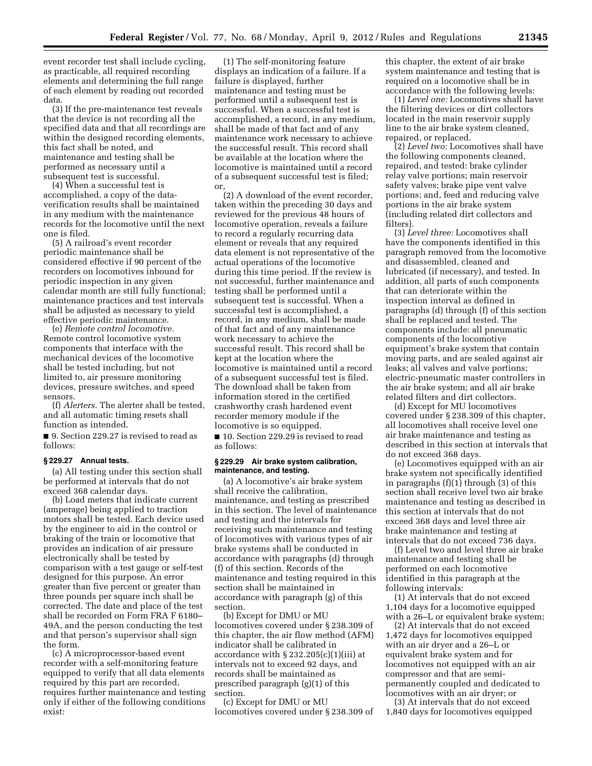event recorder test shall include cycling, as practicable, all required recording elements and determining the full range of each element by reading out recorded data.

(3) If the pre-maintenance test reveals that the device is not recording all the specified data and that all recordings are within the designed recording elements, this fact shall be noted, and maintenance and testing shall be performed as necessary until a subsequent test is successful.

(4) When a successful test is accomplished, a copy of the data-verification results shall be maintained in any medium with the maintenance records for the locomotive until the next one is filed.

(5) A railroad's event recorder periodic maintenance shall be considered effective if 90 percent of the recorders on locomotives inbound for periodic inspection in any given calendar month are still fully functional; maintenance practices and test intervals shall be adjusted as necessary to yield effective periodic maintenance.

(e) *Remote control locomotive.* Remote control locomotive system components that interface with the mechanical devices of the locomotive shall be tested including, but not limited to, air pressure monitoring devices, pressure switches, and speed sensors.

(f) *Alerters.* The alerter shall be tested, and all automatic timing resets shall function as intended.

■ 9. Section 229.27 is revised to read as follows:

### § 229.27 Annual tests.

(a) All testing under this section shall be performed at intervals that do not exceed 368 calendar days.

(b) Load meters that indicate current (amperage) being applied to traction motors shall be tested. Each device used by the engineer to aid in the control or braking of the train or locomotive that provides an indication of air pressure electronically shall be tested by comparison with a test gauge or self-test designed for this purpose. An error greater than five percent or greater than three pounds per square inch shall be corrected. The date and place of the test shall be recorded on Form FRA F 6180–49A, and the person conducting the test and that person's supervisor shall sign the form.

(c) A microprocessor-based event recorder with a self-monitoring feature equipped to verify that all data elements required by this part are recorded, requires further maintenance and testing only if either of the following conditions exist:

(1) The self-monitoring feature displays an indication of a failure. If a failure is displayed, further maintenance and testing must be performed until a subsequent test is successful. When a successful test is accomplished, a record, in any medium, shall be made of that fact and of any maintenance work necessary to achieve the successful result. This record shall be available at the location where the locomotive is maintained until a record of a subsequent successful test is filed; or,

(2) A download of the event recorder, taken within the preceding 30 days and reviewed for the previous 48 hours of locomotive operation, reveals a failure to record a regularly recurring data element or reveals that any required data element is not representative of the actual operations of the locomotive during this time period. If the review is not successful, further maintenance and testing shall be performed until a subsequent test is successful. When a successful test is accomplished, a record, in any medium, shall be made of that fact and of any maintenance work necessary to achieve the successful result. This record shall be kept at the location where the locomotive is maintained until a record of a subsequent successful test is filed. The download shall be taken from information stored in the certified crashworthy crash hardened event recorder memory module if the locomotive is so equipped.

■ 10. Section 229.29 is revised to read as follows:

### § 229.29 Air brake system calibration, maintenance, and testing.

(a) A locomotive's air brake system shall receive the calibration, maintenance, and testing as prescribed in this section. The level of maintenance and testing and the intervals for receiving such maintenance and testing of locomotives with various types of air brake systems shall be conducted in accordance with paragraphs (d) through (f) of this section. Records of the maintenance and testing required in this section shall be maintained in accordance with paragraph (g) of this section.

(b) Except for DMU or MU locomotives covered under § 238.309 of this chapter, the air flow method (AFM) indicator shall be calibrated in accordance with § 232.205(c)(1)(iii) at intervals not to exceed 92 days, and records shall be maintained as prescribed paragraph (g)(1) of this section.

(c) Except for DMU or MU locomotives covered under § 238.309 of this chapter, the extent of air brake system maintenance and testing that is required on a locomotive shall be in accordance with the following levels:

(1) *Level one:* Locomotives shall have the filtering devices or dirt collectors located in the main reservoir supply line to the air brake system cleaned, repaired, or replaced.

(2) *Level two:* Locomotives shall have the following components cleaned, repaired, and tested: brake cylinder relay valve portions; main reservoir safety valves; brake pipe vent valve portions; and, feed and reducing valve portions in the air brake system (including related dirt collectors and filters).

(3) *Level three:* Locomotives shall have the components identified in this paragraph removed from the locomotive and disassembled, cleaned and lubricated (if necessary), and tested. In addition, all parts of such components that can deteriorate within the inspection interval as defined in paragraphs (d) through (f) of this section shall be replaced and tested. The components include: all pneumatic components of the locomotive equipment's brake system that contain moving parts, and are sealed against air leaks; all valves and valve portions; electric-pneumatic master controllers in the air brake system; and all air brake related filters and dirt collectors.

(d) Except for MU locomotives covered under § 238.309 of this chapter, all locomotives shall receive level one air brake maintenance and testing as described in this section at intervals that do not exceed 368 days.

(e) Locomotives equipped with an air brake system not specifically identified in paragraphs (f)(1) through (3) of this section shall receive level two air brake maintenance and testing as described in this section at intervals that do not exceed 368 days and level three air brake maintenance and testing at intervals that do not exceed 736 days.

(f) Level two and level three air brake maintenance and testing shall be performed on each locomotive identified in this paragraph at the following intervals:

(1) At intervals that do not exceed 1,104 days for a locomotive equipped with a 26–L or equivalent brake system;

(2) At intervals that do not exceed 1,472 days for locomotives equipped with an air dryer and a 26–L or equivalent brake system and for locomotives not equipped with an air compressor and that are semi-permanently coupled and dedicated to locomotives with an air dryer; or

(3) At intervals that do not exceed 1,840 days for locomotives equipped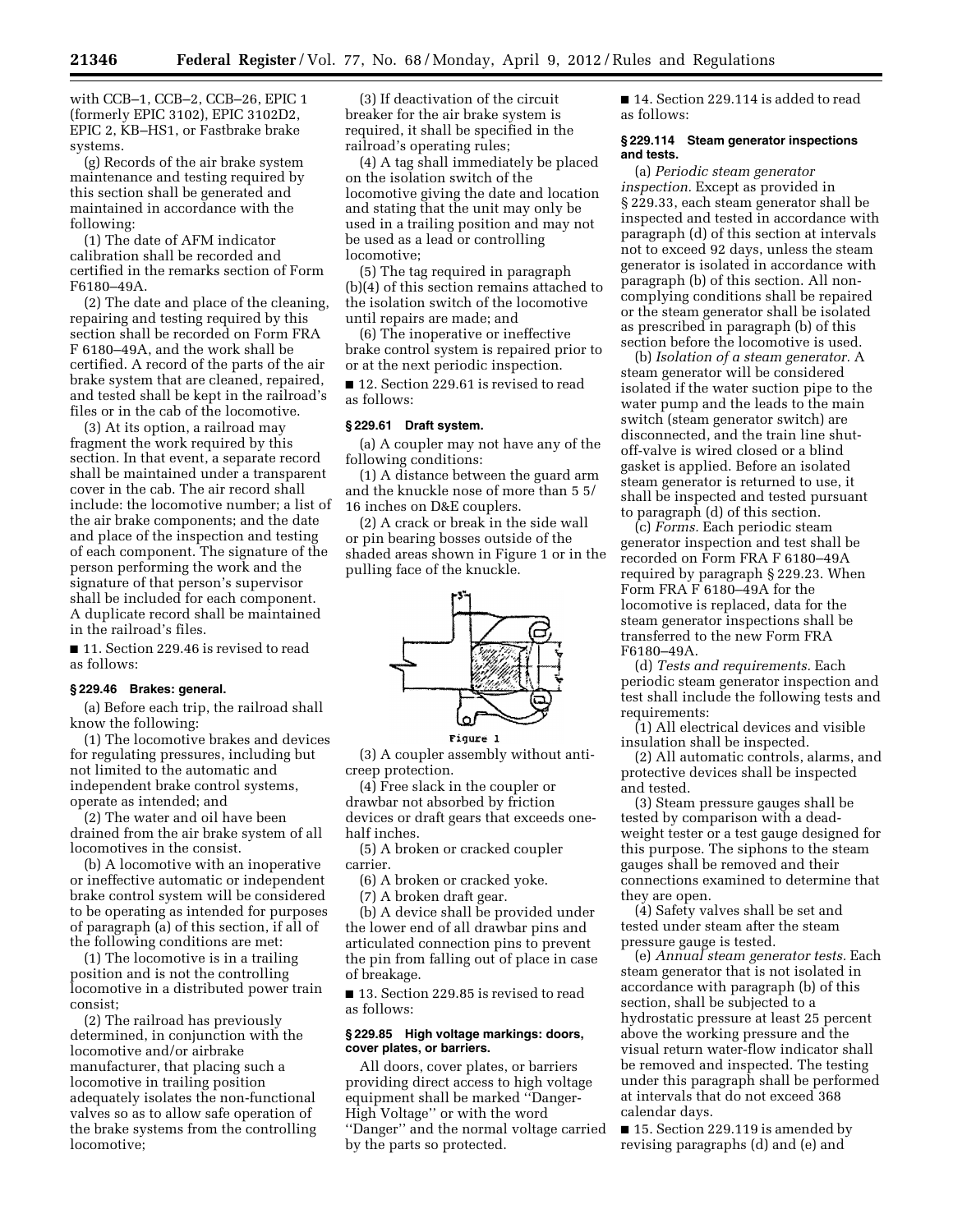with CCB–1, CCB–2, CCB–26, EPIC 1 (formerly EPIC 3102), EPIC 3102D2, EPIC 2, KB–HS1, or Fastbrake brake systems.

(g) Records of the air brake system maintenance and testing required by this section shall be generated and maintained in accordance with the following:

(1) The date of AFM indicator calibration shall be recorded and certified in the remarks section of Form F6180–49A.

(2) The date and place of the cleaning, repairing and testing required by this section shall be recorded on Form FRA F 6180–49A, and the work shall be certified. A record of the parts of the air brake system that are cleaned, repaired, and tested shall be kept in the railroad's files or in the cab of the locomotive.

(3) At its option, a railroad may fragment the work required by this section. In that event, a separate record shall be maintained under a transparent cover in the cab. The air record shall include: the locomotive number; a list of the air brake components; and the date and place of the inspection and testing of each component. The signature of the person performing the work and the signature of that person's supervisor shall be included for each component. A duplicate record shall be maintained in the railroad's files.

■ 11. Section 229.46 is revised to read as follows:

### § 229.46 Brakes: general.

(a) Before each trip, the railroad shall know the following:

(1) The locomotive brakes and devices for regulating pressures, including but not limited to the automatic and independent brake control systems, operate as intended; and

(2) The water and oil have been drained from the air brake system of all locomotives in the consist.

(b) A locomotive with an inoperative or ineffective automatic or independent brake control system will be considered to be operating as intended for purposes of paragraph (a) of this section, if all of the following conditions are met:

(1) The locomotive is in a trailing position and is not the controlling locomotive in a distributed power train consist;

(2) The railroad has previously determined, in conjunction with the locomotive and/or airbrake manufacturer, that placing such a locomotive in trailing position adequately isolates the non-functional valves so as to allow safe operation of the brake systems from the controlling locomotive;

(3) If deactivation of the circuit breaker for the air brake system is required, it shall be specified in the railroad's operating rules;

(4) A tag shall immediately be placed on the isolation switch of the locomotive giving the date and location and stating that the unit may only be used in a trailing position and may not be used as a lead or controlling locomotive;

(5) The tag required in paragraph (b)(4) of this section remains attached to the isolation switch of the locomotive until repairs are made; and

(6) The inoperative or ineffective brake control system is repaired prior to or at the next periodic inspection.

■ 12. Section 229.61 is revised to read as follows:

### § 229.61 Draft system.

(a) A coupler may not have any of the following conditions:

(1) A distance between the guard arm and the knuckle nose of more than 5 5/16 inches on D&E couplers.

(2) A crack or break in the side wall or pin bearing bosses outside of the shaded areas shown in Figure 1 or in the pulling face of the knuckle.

Figure 1

(3) A coupler assembly without anti-creep protection.

(4) Free slack in the coupler or drawbar not absorbed by friction devices or draft gears that exceeds one-half inches.

(5) A broken or cracked coupler carrier.

(6) A broken or cracked yoke.

(7) A broken draft gear.

(b) A device shall be provided under the lower end of all drawbar pins and articulated connection pins to prevent the pin from falling out of place in case of breakage.

■ 13. Section 229.85 is revised to read as follows:

### § 229.85 High voltage markings: doors, cover plates, or barriers.

All doors, cover plates, or barriers providing direct access to high voltage equipment shall be marked ''Danger-High Voltage'' or with the word ''Danger'' and the normal voltage carried by the parts so protected.

■ 14. Section 229.114 is added to read as follows:

### § 229.114 Steam generator inspections and tests.

(a) *Periodic steam generator inspection.* Except as provided in § 229.33, each steam generator shall be inspected and tested in accordance with paragraph (d) of this section at intervals not to exceed 92 days, unless the steam generator is isolated in accordance with paragraph (b) of this section. All non-complying conditions shall be repaired or the steam generator shall be isolated as prescribed in paragraph (b) of this section before the locomotive is used.

(b) *Isolation of a steam generator.* A steam generator will be considered isolated if the water suction pipe to the water pump and the leads to the main switch (steam generator switch) are disconnected, and the train line shut-off-valve is wired closed or a blind gasket is applied. Before an isolated steam generator is returned to use, it shall be inspected and tested pursuant to paragraph (d) of this section.

(c) *Forms.* Each periodic steam generator inspection and test shall be recorded on Form FRA F 6180–49A required by paragraph § 229.23. When Form FRA F 6180–49A for the locomotive is replaced, data for the steam generator inspections shall be transferred to the new Form FRA F6180–49A.

(d) *Tests and requirements.* Each periodic steam generator inspection and test shall include the following tests and requirements:

(1) All electrical devices and visible insulation shall be inspected.

(2) All automatic controls, alarms, and protective devices shall be inspected and tested.

(3) Steam pressure gauges shall be tested by comparison with a dead-weight tester or a test gauge designed for this purpose. The siphons to the steam gauges shall be removed and their connections examined to determine that they are open.

(4) Safety valves shall be set and tested under steam after the steam pressure gauge is tested.

(e) *Annual steam generator tests.* Each steam generator that is not isolated in accordance with paragraph (b) of this section, shall be subjected to a hydrostatic pressure at least 25 percent above the working pressure and the visual return water-flow indicator shall be removed and inspected. The testing under this paragraph shall be performed at intervals that do not exceed 368 calendar days.

■ 15. Section 229.119 is amended by revising paragraphs (d) and (e) and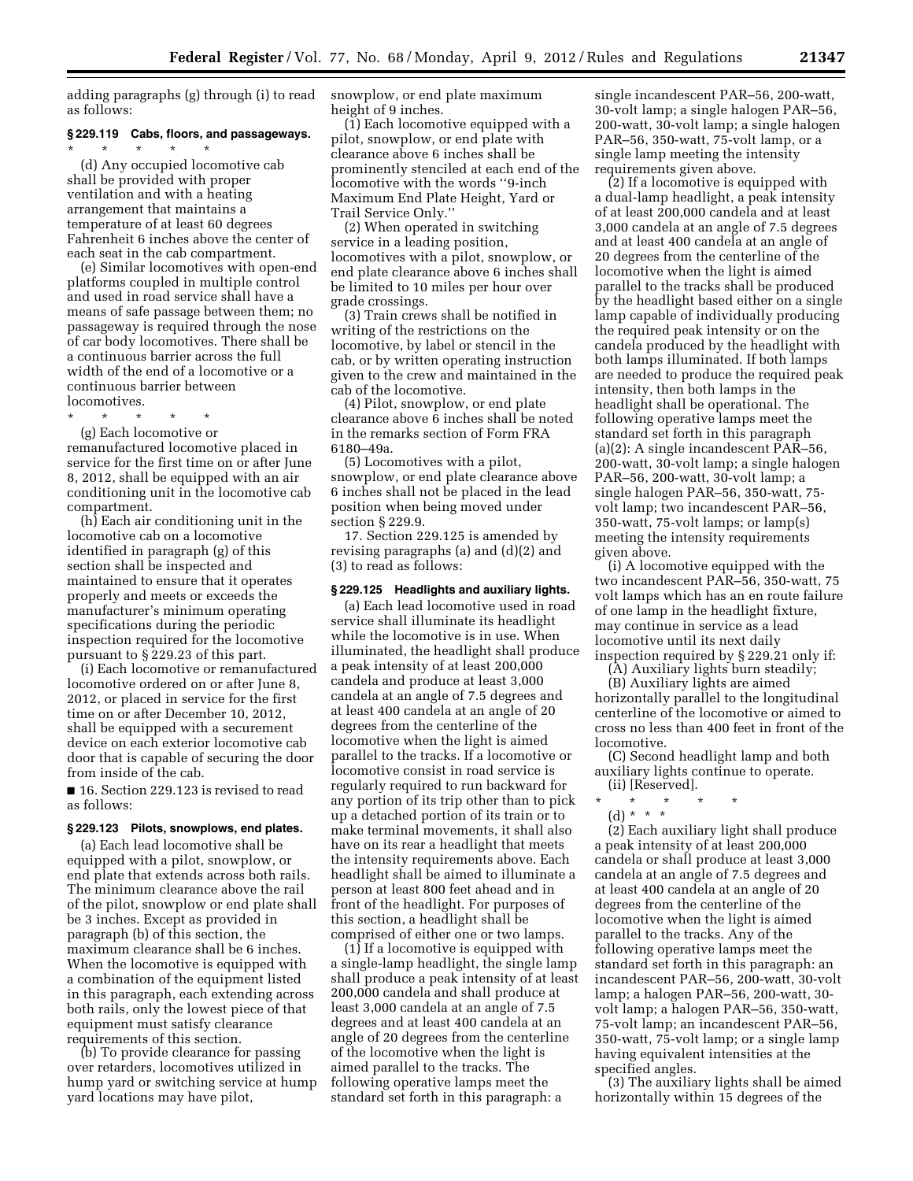adding paragraphs (g) through (i) to read as follows:

### § 229.119 Cabs, floors, and passageways.

\* \* \* \* \*

(d) Any occupied locomotive cab shall be provided with proper ventilation and with a heating arrangement that maintains a temperature of at least 60 degrees Fahrenheit 6 inches above the center of each seat in the cab compartment.

(e) Similar locomotives with open-end platforms coupled in multiple control and used in road service shall have a means of safe passage between them; no passageway is required through the nose of car body locomotives. There shall be a continuous barrier across the full width of the end of a locomotive or a continuous barrier between locomotives.

\* \* \* \* \*

(g) Each locomotive or remanufactured locomotive placed in service for the first time on or after June 8, 2012, shall be equipped with an air conditioning unit in the locomotive cab compartment.

(h) Each air conditioning unit in the locomotive cab on a locomotive identified in paragraph (g) of this section shall be inspected and maintained to ensure that it operates properly and meets or exceeds the manufacturer's minimum operating specifications during the periodic inspection required for the locomotive pursuant to § 229.23 of this part.

(i) Each locomotive or remanufactured locomotive ordered on or after June 8, 2012, or placed in service for the first time on or after December 10, 2012, shall be equipped with a securement device on each exterior locomotive cab door that is capable of securing the door from inside of the cab.

■ 16. Section 229.123 is revised to read as follows:

### § 229.123 Pilots, snowplows, end plates.

(a) Each lead locomotive shall be equipped with a pilot, snowplow, or end plate that extends across both rails. The minimum clearance above the rail of the pilot, snowplow or end plate shall be 3 inches. Except as provided in paragraph (b) of this section, the maximum clearance shall be 6 inches. When the locomotive is equipped with a combination of the equipment listed in this paragraph, each extending across both rails, only the lowest piece of that equipment must satisfy clearance requirements of this section.

(b) To provide clearance for passing over retarders, locomotives utilized in hump yard or switching service at hump yard locations may have pilot, snowplow, or end plate maximum height of 9 inches.

(1) Each locomotive equipped with a pilot, snowplow, or end plate with clearance above 6 inches shall be prominently stenciled at each end of the locomotive with the words ''9-inch Maximum End Plate Height, Yard or Trail Service Only.''

(2) When operated in switching service in a leading position, locomotives with a pilot, snowplow, or end plate clearance above 6 inches shall be limited to 10 miles per hour over grade crossings.

(3) Train crews shall be notified in writing of the restrictions on the locomotive, by label or stencil in the cab, or by written operating instruction given to the crew and maintained in the cab of the locomotive.

(4) Pilot, snowplow, or end plate clearance above 6 inches shall be noted in the remarks section of Form FRA 6180–49a.

(5) Locomotives with a pilot, snowplow, or end plate clearance above 6 inches shall not be placed in the lead position when being moved under section § 229.9.

17. Section 229.125 is amended by revising paragraphs (a) and (d)(2) and (3) to read as follows:

### § 229.125 Headlights and auxiliary lights.

(a) Each lead locomotive used in road service shall illuminate its headlight while the locomotive is in use. When illuminated, the headlight shall produce a peak intensity of at least 200,000 candela and produce at least 3,000 candela at an angle of 7.5 degrees and at least 400 candela at an angle of 20 degrees from the centerline of the locomotive when the light is aimed parallel to the tracks. If a locomotive or locomotive consist in road service is regularly required to run backward for any portion of its trip other than to pick up a detached portion of its train or to make terminal movements, it shall also have on its rear a headlight that meets the intensity requirements above. Each headlight shall be aimed to illuminate a person at least 800 feet ahead and in front of the headlight. For purposes of this section, a headlight shall be comprised of either one or two lamps.

(1) If a locomotive is equipped with a single-lamp headlight, the single lamp shall produce a peak intensity of at least 200,000 candela and shall produce at least 3,000 candela at an angle of 7.5 degrees and at least 400 candela at an angle of 20 degrees from the centerline of the locomotive when the light is aimed parallel to the tracks. The following operative lamps meet the standard set forth in this paragraph: a single incandescent PAR–56, 200-watt, 30-volt lamp; a single halogen PAR–56, 200-watt, 30-volt lamp; a single halogen PAR–56, 350-watt, 75-volt lamp, or a single lamp meeting the intensity requirements given above.

(2) If a locomotive is equipped with a dual-lamp headlight, a peak intensity of at least 200,000 candela and at least 3,000 candela at an angle of 7.5 degrees and at least 400 candela at an angle of 20 degrees from the centerline of the locomotive when the light is aimed parallel to the tracks shall be produced by the headlight based either on a single lamp capable of individually producing the required peak intensity or on the candela produced by the headlight with both lamps illuminated. If both lamps are needed to produce the required peak intensity, then both lamps in the headlight shall be operational. The following operative lamps meet the standard set forth in this paragraph (a)(2): A single incandescent PAR–56, 200-watt, 30-volt lamp; a single halogen PAR–56, 200-watt, 30-volt lamp; a single halogen PAR–56, 350-watt, 75-volt lamp; two incandescent PAR–56, 350-watt, 75-volt lamps; or lamp(s) meeting the intensity requirements given above.

(i) A locomotive equipped with the two incandescent PAR–56, 350-watt, 75 volt lamps which has an en route failure of one lamp in the headlight fixture, may continue in service as a lead locomotive until its next daily inspection required by § 229.21 only if:

(A) Auxiliary lights burn steadily;

(B) Auxiliary lights are aimed horizontally parallel to the longitudinal centerline of the locomotive or aimed to cross no less than 400 feet in front of the locomotive.

(C) Second headlight lamp and both auxiliary lights continue to operate.

(ii) [Reserved].

\* \* \* \* \*

(d) \* \* \*

(2) Each auxiliary light shall produce a peak intensity of at least 200,000 candela or shall produce at least 3,000 candela at an angle of 7.5 degrees and at least 400 candela at an angle of 20 degrees from the centerline of the locomotive when the light is aimed parallel to the tracks. Any of the following operative lamps meet the standard set forth in this paragraph: an incandescent PAR–56, 200-watt, 30-volt lamp; a halogen PAR–56, 200-watt, 30-volt lamp; a halogen PAR–56, 350-watt, 75-volt lamp; an incandescent PAR–56, 350-watt, 75-volt lamp; or a single lamp having equivalent intensities at the specified angles.

(3) The auxiliary lights shall be aimed horizontally within 15 degrees of the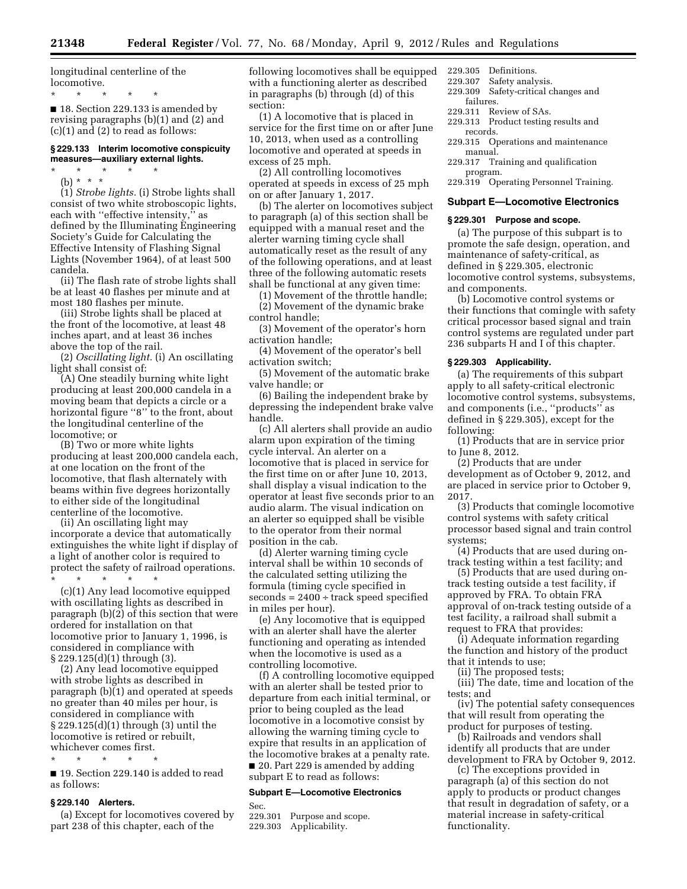longitudinal centerline of the locomotive.

\* \* \* \* \*

■ 18. Section 229.133 is amended by revising paragraphs (b)(1) and (2) and (c)(1) and (2) to read as follows:

### § 229.133 Interim locomotive conspicuity measures—auxiliary external lights.

\* \* \* \* \*

(b) \* \* \*

(1) *Strobe lights.* (i) Strobe lights shall consist of two white stroboscopic lights, each with "effective intensity," as defined by the Illuminating Engineering Society's Guide for Calculating the Effective Intensity of Flashing Signal Lights (November 1964), of at least 500 candela.

(ii) The flash rate of strobe lights shall be at least 40 flashes per minute and at most 180 flashes per minute.

(iii) Strobe lights shall be placed at the front of the locomotive, at least 48 inches apart, and at least 36 inches above the top of the rail.

(2) *Oscillating light.* (i) An oscillating light shall consist of:

(A) One steadily burning white light producing at least 200,000 candela in a moving beam that depicts a circle or a horizontal figure "8" to the front, about the longitudinal centerline of the locomotive; or

(B) Two or more white lights producing at least 200,000 candela each, at one location on the front of the locomotive, that flash alternately with beams within five degrees horizontally to either side of the longitudinal centerline of the locomotive.

(ii) An oscillating light may incorporate a device that automatically extinguishes the white light if display of a light of another color is required to protect the safety of railroad operations.

\* \* \* \* \*

(c)(1) Any lead locomotive equipped with oscillating lights as described in paragraph (b)(2) of this section that were ordered for installation on that locomotive prior to January 1, 1996, is considered in compliance with § 229.125(d)(1) through (3).

(2) Any lead locomotive equipped with strobe lights as described in paragraph (b)(1) and operated at speeds no greater than 40 miles per hour, is considered in compliance with § 229.125(d)(1) through (3) until the locomotive is retired or rebuilt, whichever comes first.

\* \* \* \* \*

■ 19. Section 229.140 is added to read as follows:

### § 229.140 Alerters.

(a) Except for locomotives covered by part 238 of this chapter, each of the following locomotives shall be equipped with a functioning alerter as described in paragraphs (b) through (d) of this section:

(1) A locomotive that is placed in service for the first time on or after June 10, 2013, when used as a controlling locomotive and operated at speeds in excess of 25 mph.

(2) All controlling locomotives operated at speeds in excess of 25 mph on or after January 1, 2017.

(b) The alerter on locomotives subject to paragraph (a) of this section shall be equipped with a manual reset and the alerter warning timing cycle shall automatically reset as the result of any of the following operations, and at least three of the following automatic resets shall be functional at any given time:

(1) Movement of the throttle handle;

(2) Movement of the dynamic brake control handle;

(3) Movement of the operator's horn activation handle;

(4) Movement of the operator's bell activation switch;

(5) Movement of the automatic brake valve handle; or

(6) Bailing the independent brake by depressing the independent brake valve handle.

(c) All alerters shall provide an audio alarm upon expiration of the timing cycle interval. An alerter on a locomotive that is placed in service for the first time on or after June 10, 2013, shall display a visual indication to the operator at least five seconds prior to an audio alarm. The visual indication on an alerter so equipped shall be visible to the operator from their normal position in the cab.

(d) Alerter warning timing cycle interval shall be within 10 seconds of the calculated setting utilizing the formula (timing cycle specified in seconds = 2400 ÷ track speed specified in miles per hour).

(e) Any locomotive that is equipped with an alerter shall have the alerter functioning and operating as intended when the locomotive is used as a controlling locomotive.

(f) A controlling locomotive equipped with an alerter shall be tested prior to departure from each initial terminal, or prior to being coupled as the lead locomotive in a locomotive consist by allowing the warning timing cycle to expire that results in an application of the locomotive brakes at a penalty rate.

■ 20. Part 229 is amended by adding subpart E to read as follows:

#### Subpart E—Locomotive Electronics

Sec.
229.301 Purpose and scope.
229.303 Applicability.
229.305 Definitions.
229.307 Safety analysis.
229.309 Safety-critical changes and failures.
229.311 Review of SAs.
229.313 Product testing results and records.
229.315 Operations and maintenance manual.
229.317 Training and qualification program.
229.319 Operating Personnel Training.

## Subpart E—Locomotive Electronics

### § 229.301 Purpose and scope.

(a) The purpose of this subpart is to promote the safe design, operation, and maintenance of safety-critical, as defined in § 229.305, electronic locomotive control systems, subsystems, and components.

(b) Locomotive control systems or their functions that comingle with safety critical processor based signal and train control systems are regulated under part 236 subparts H and I of this chapter.

### § 229.303 Applicability.

(a) The requirements of this subpart apply to all safety-critical electronic locomotive control systems, subsystems, and components (i.e., "products" as defined in § 229.305), except for the following:

(1) Products that are in service prior to June 8, 2012.

(2) Products that are under development as of October 9, 2012, and are placed in service prior to October 9, 2017.

(3) Products that comingle locomotive control systems with safety critical processor based signal and train control systems;

(4) Products that are used during on-track testing within a test facility; and

(5) Products that are used during on-track testing outside a test facility, if approved by FRA. To obtain FRA approval of on-track testing outside of a test facility, a railroad shall submit a request to FRA that provides:

(i) Adequate information regarding the function and history of the product that it intends to use;

(ii) The proposed tests;

(iii) The date, time and location of the tests; and

(iv) The potential safety consequences that will result from operating the product for purposes of testing.

(b) Railroads and vendors shall identify all products that are under development to FRA by October 9, 2012.

(c) The exceptions provided in paragraph (a) of this section do not apply to products or product changes that result in degradation of safety, or a material increase in safety-critical functionality.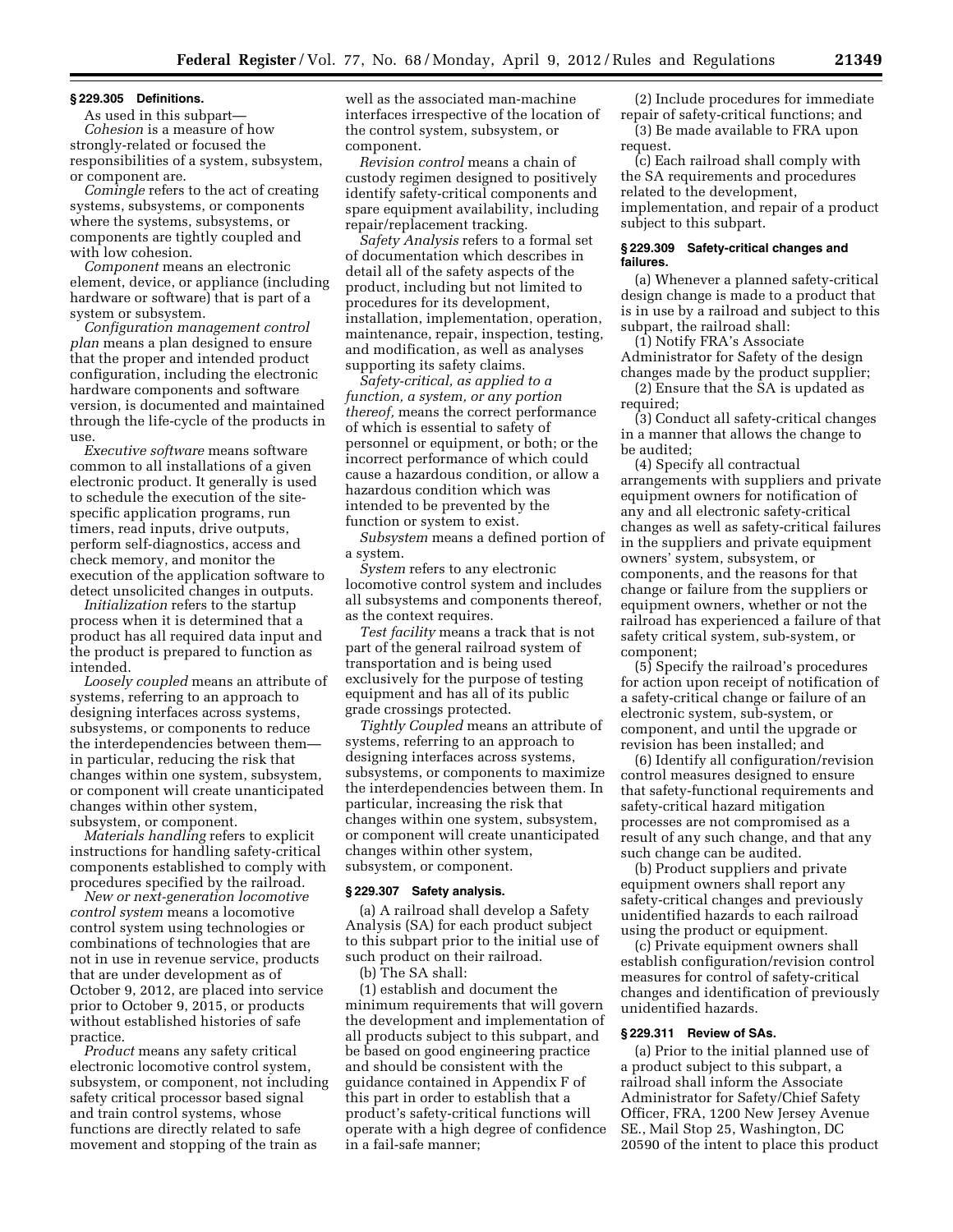### § 229.305 Definitions.

As used in this subpart—

*Cohesion* is a measure of how strongly-related or focused the responsibilities of a system, subsystem, or component are.

*Comingle* refers to the act of creating systems, subsystems, or components where the systems, subsystems, or components are tightly coupled and with low cohesion.

*Component* means an electronic element, device, or appliance (including hardware or software) that is part of a system or subsystem.

*Configuration management control plan* means a plan designed to ensure that the proper and intended product configuration, including the electronic hardware components and software version, is documented and maintained through the life-cycle of the products in use.

*Executive software* means software common to all installations of a given electronic product. It generally is used to schedule the execution of the site-specific application programs, run timers, read inputs, drive outputs, perform self-diagnostics, access and check memory, and monitor the execution of the application software to detect unsolicited changes in outputs.

*Initialization* refers to the startup process when it is determined that a product has all required data input and the product is prepared to function as intended.

*Loosely coupled* means an attribute of systems, referring to an approach to designing interfaces across systems, subsystems, or components to reduce the interdependencies between them—in particular, reducing the risk that changes within one system, subsystem, or component will create unanticipated changes within other system, subsystem, or component.

*Materials handling* refers to explicit instructions for handling safety-critical components established to comply with procedures specified by the railroad.

*New or next-generation locomotive control system* means a locomotive control system using technologies or combinations of technologies that are not in use in revenue service, products that are under development as of October 9, 2012, are placed into service prior to October 9, 2015, or products without established histories of safe practice.

*Product* means any safety critical electronic locomotive control system, subsystem, or component, not including safety critical processor based signal and train control systems, whose functions are directly related to safe movement and stopping of the train as well as the associated man-machine interfaces irrespective of the location of the control system, subsystem, or component.

*Revision control* means a chain of custody regimen designed to positively identify safety-critical components and spare equipment availability, including repair/replacement tracking.

*Safety Analysis* refers to a formal set of documentation which describes in detail all of the safety aspects of the product, including but not limited to procedures for its development, installation, implementation, operation, maintenance, repair, inspection, testing, and modification, as well as analyses supporting its safety claims.

*Safety-critical, as applied to a function, a system, or any portion thereof,* means the correct performance of which is essential to safety of personnel or equipment, or both; or the incorrect performance of which could cause a hazardous condition, or allow a hazardous condition which was intended to be prevented by the function or system to exist.

*Subsystem* means a defined portion of a system.

*System* refers to any electronic locomotive control system and includes all subsystems and components thereof, as the context requires.

*Test facility* means a track that is not part of the general railroad system of transportation and is being used exclusively for the purpose of testing equipment and has all of its public grade crossings protected.

*Tightly Coupled* means an attribute of systems, referring to an approach to designing interfaces across systems, subsystems, or components to maximize the interdependencies between them. In particular, increasing the risk that changes within one system, subsystem, or component will create unanticipated changes within other system, subsystem, or component.

### § 229.307 Safety analysis.

(a) A railroad shall develop a Safety Analysis (SA) for each product subject to this subpart prior to the initial use of such product on their railroad.

(b) The SA shall:

(1) establish and document the minimum requirements that will govern the development and implementation of all products subject to this subpart, and be based on good engineering practice and should be consistent with the guidance contained in Appendix F of this part in order to establish that a product's safety-critical functions will operate with a high degree of confidence in a fail-safe manner;

(2) Include procedures for immediate repair of safety-critical functions; and

(3) Be made available to FRA upon request.

(c) Each railroad shall comply with the SA requirements and procedures related to the development, implementation, and repair of a product subject to this subpart.

### § 229.309 Safety-critical changes and failures.

(a) Whenever a planned safety-critical design change is made to a product that is in use by a railroad and subject to this subpart, the railroad shall:

(1) Notify FRA's Associate Administrator for Safety of the design changes made by the product supplier;

(2) Ensure that the SA is updated as required;

(3) Conduct all safety-critical changes in a manner that allows the change to be audited;

(4) Specify all contractual arrangements with suppliers and private equipment owners for notification of any and all electronic safety-critical changes as well as safety-critical failures in the suppliers and private equipment owners' system, subsystem, or components, and the reasons for that change or failure from the suppliers or equipment owners, whether or not the railroad has experienced a failure of that safety critical system, sub-system, or component;

(5) Specify the railroad's procedures for action upon receipt of notification of a safety-critical change or failure of an electronic system, sub-system, or component, and until the upgrade or revision has been installed; and

(6) Identify all configuration/revision control measures designed to ensure that safety-functional requirements and safety-critical hazard mitigation processes are not compromised as a result of any such change, and that any such change can be audited.

(b) Product suppliers and private equipment owners shall report any safety-critical changes and previously unidentified hazards to each railroad using the product or equipment.

(c) Private equipment owners shall establish configuration/revision control measures for control of safety-critical changes and identification of previously unidentified hazards.

### § 229.311 Review of SAs.

(a) Prior to the initial planned use of a product subject to this subpart, a railroad shall inform the Associate Administrator for Safety/Chief Safety Officer, FRA, 1200 New Jersey Avenue SE., Mail Stop 25, Washington, DC 20590 of the intent to place this product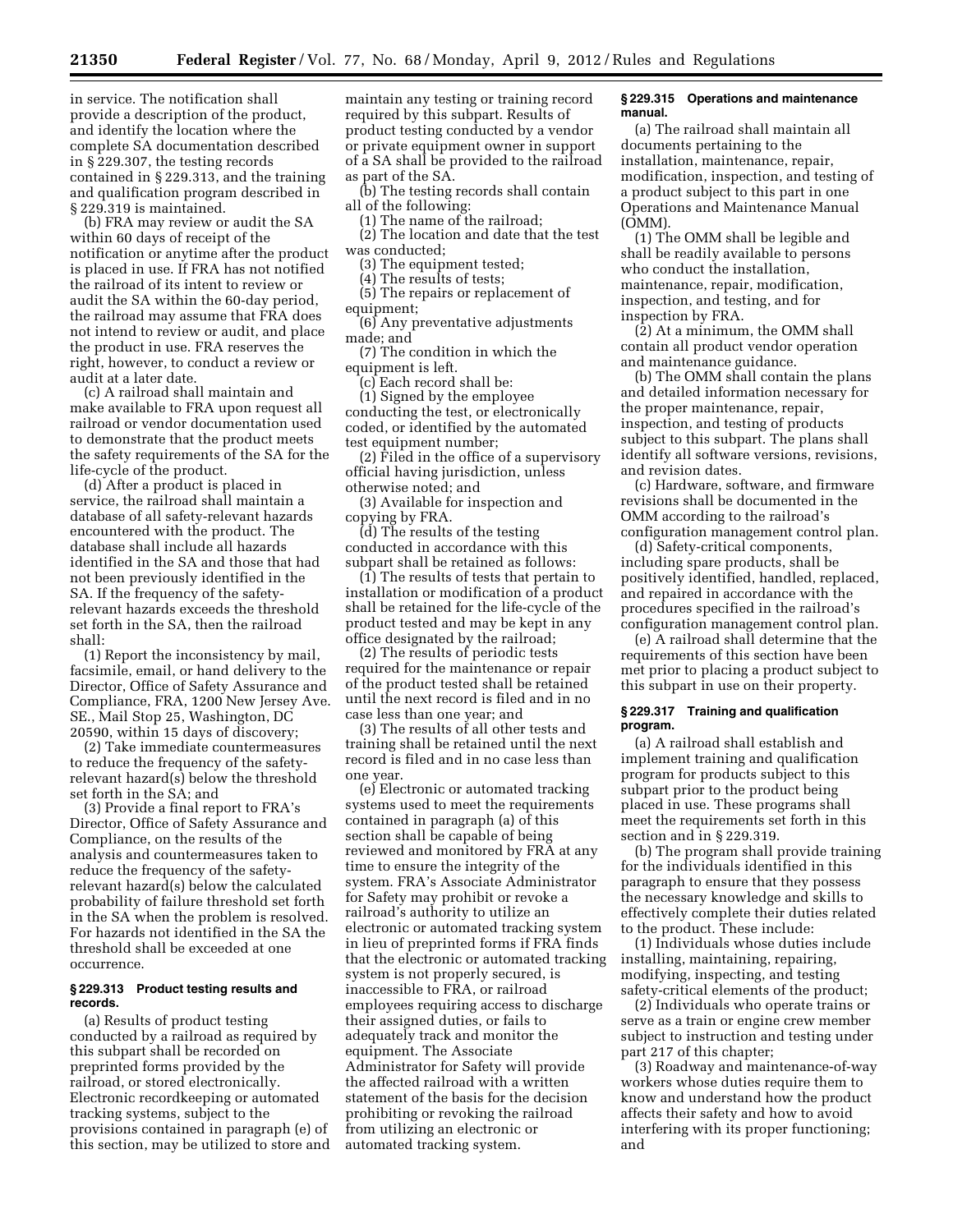in service. The notification shall provide a description of the product, and identify the location where the complete SA documentation described in § 229.307, the testing records contained in § 229.313, and the training and qualification program described in § 229.319 is maintained.

(b) FRA may review or audit the SA within 60 days of receipt of the notification or anytime after the product is placed in use. If FRA has not notified the railroad of its intent to review or audit the SA within the 60-day period, the railroad may assume that FRA does not intend to review or audit, and place the product in use. FRA reserves the right, however, to conduct a review or audit at a later date.

(c) A railroad shall maintain and make available to FRA upon request all railroad or vendor documentation used to demonstrate that the product meets the safety requirements of the SA for the life-cycle of the product.

(d) After a product is placed in service, the railroad shall maintain a database of all safety-relevant hazards encountered with the product. The database shall include all hazards identified in the SA and those that had not been previously identified in the SA. If the frequency of the safety-relevant hazards exceeds the threshold set forth in the SA, then the railroad shall:

(1) Report the inconsistency by mail, facsimile, email, or hand delivery to the Director, Office of Safety Assurance and Compliance, FRA, 1200 New Jersey Ave. SE., Mail Stop 25, Washington, DC 20590, within 15 days of discovery;

(2) Take immediate countermeasures to reduce the frequency of the safety-relevant hazard(s) below the threshold set forth in the SA; and

(3) Provide a final report to FRA's Director, Office of Safety Assurance and Compliance, on the results of the analysis and countermeasures taken to reduce the frequency of the safety-relevant hazard(s) below the calculated probability of failure threshold set forth in the SA when the problem is resolved. For hazards not identified in the SA the threshold shall be exceeded at one occurrence.

### § 229.313 Product testing results and records.

(a) Results of product testing conducted by a railroad as required by this subpart shall be recorded on preprinted forms provided by the railroad, or stored electronically. Electronic recordkeeping or automated tracking systems, subject to the provisions contained in paragraph (e) of this section, may be utilized to store and maintain any testing or training record required by this subpart. Results of product testing conducted by a vendor or private equipment owner in support of a SA shall be provided to the railroad as part of the SA.

(b) The testing records shall contain all of the following:

(1) The name of the railroad;

(2) The location and date that the test was conducted;

(3) The equipment tested;

(4) The results of tests;

(5) The repairs or replacement of equipment;

(6) Any preventative adjustments made; and

(7) The condition in which the equipment is left.

(c) Each record shall be:

(1) Signed by the employee conducting the test, or electronically coded, or identified by the automated test equipment number;

(2) Filed in the office of a supervisory official having jurisdiction, unless otherwise noted; and

(3) Available for inspection and copying by FRA.

(d) The results of the testing conducted in accordance with this subpart shall be retained as follows:

(1) The results of tests that pertain to installation or modification of a product shall be retained for the life-cycle of the product tested and may be kept in any office designated by the railroad;

(2) The results of periodic tests required for the maintenance or repair of the product tested shall be retained until the next record is filed and in no case less than one year; and

(3) The results of all other tests and training shall be retained until the next record is filed and in no case less than one year.

(e) Electronic or automated tracking systems used to meet the requirements contained in paragraph (a) of this section shall be capable of being reviewed and monitored by FRA at any time to ensure the integrity of the system. FRA's Associate Administrator for Safety may prohibit or revoke a railroad's authority to utilize an electronic or automated tracking system in lieu of preprinted forms if FRA finds that the electronic or automated tracking system is not properly secured, is inaccessible to FRA, or railroad employees requiring access to discharge their assigned duties, or fails to adequately track and monitor the equipment. The Associate Administrator for Safety will provide the affected railroad with a written statement of the basis for the decision prohibiting or revoking the railroad from utilizing an electronic or automated tracking system.

### § 229.315 Operations and maintenance manual.

(a) The railroad shall maintain all documents pertaining to the installation, maintenance, repair, modification, inspection, and testing of a product subject to this part in one Operations and Maintenance Manual (OMM).

(1) The OMM shall be legible and shall be readily available to persons who conduct the installation, maintenance, repair, modification, inspection, and testing, and for inspection by FRA.

(2) At a minimum, the OMM shall contain all product vendor operation and maintenance guidance.

(b) The OMM shall contain the plans and detailed information necessary for the proper maintenance, repair, inspection, and testing of products subject to this subpart. The plans shall identify all software versions, revisions, and revision dates.

(c) Hardware, software, and firmware revisions shall be documented in the OMM according to the railroad's configuration management control plan.

(d) Safety-critical components, including spare products, shall be positively identified, handled, replaced, and repaired in accordance with the procedures specified in the railroad's configuration management control plan.

(e) A railroad shall determine that the requirements of this section have been met prior to placing a product subject to this subpart in use on their property.

### § 229.317 Training and qualification program.

(a) A railroad shall establish and implement training and qualification program for products subject to this subpart prior to the product being placed in use. These programs shall meet the requirements set forth in this section and in § 229.319.

(b) The program shall provide training for the individuals identified in this paragraph to ensure that they possess the necessary knowledge and skills to effectively complete their duties related to the product. These include:

(1) Individuals whose duties include installing, maintaining, repairing, modifying, inspecting, and testing safety-critical elements of the product;

(2) Individuals who operate trains or serve as a train or engine crew member subject to instruction and testing under part 217 of this chapter;

(3) Roadway and maintenance-of-way workers whose duties require them to know and understand how the product affects their safety and how to avoid interfering with its proper functioning; and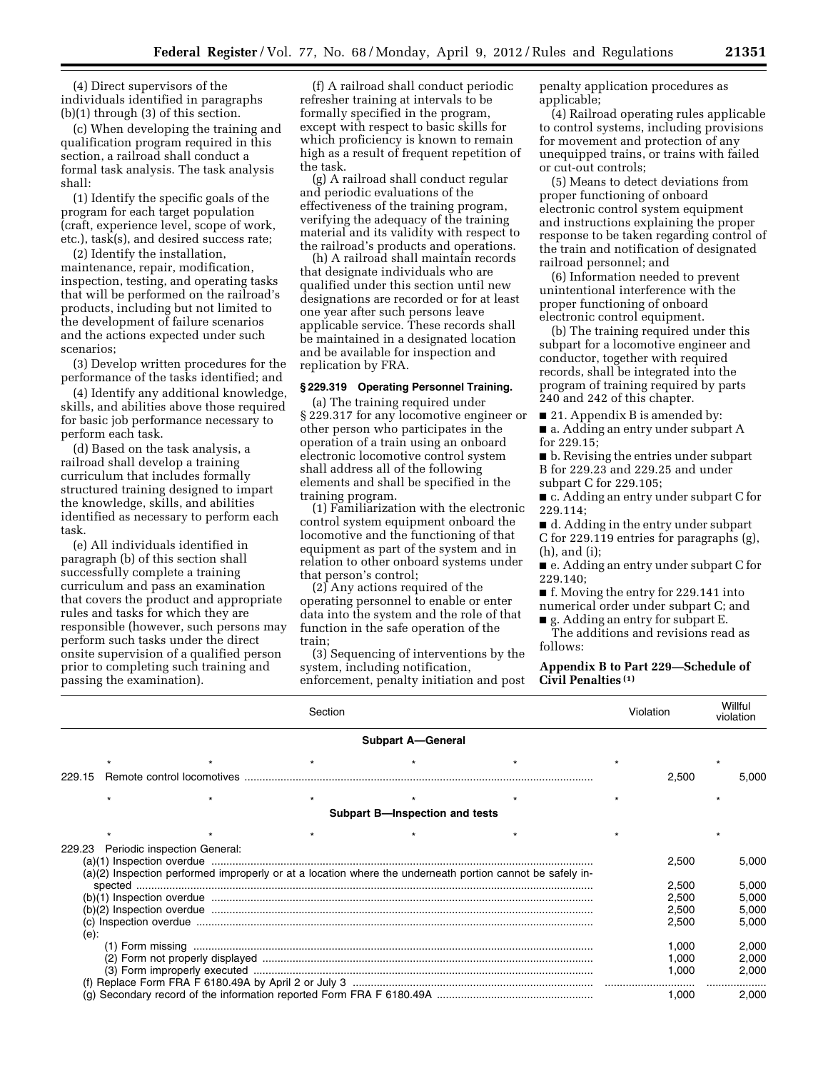(4) Direct supervisors of the individuals identified in paragraphs (b)(1) through (3) of this section.

(c) When developing the training and qualification program required in this section, a railroad shall conduct a formal task analysis. The task analysis shall:

(1) Identify the specific goals of the program for each target population (craft, experience level, scope of work, etc.), task(s), and desired success rate;

(2) Identify the installation, maintenance, repair, modification, inspection, testing, and operating tasks that will be performed on the railroad's products, including but not limited to the development of failure scenarios and the actions expected under such scenarios;

(3) Develop written procedures for the performance of the tasks identified; and

(4) Identify any additional knowledge, skills, and abilities above those required for basic job performance necessary to perform each task.

(d) Based on the task analysis, a railroad shall develop a training curriculum that includes formally structured training designed to impart the knowledge, skills, and abilities identified as necessary to perform each task.

(e) All individuals identified in paragraph (b) of this section shall successfully complete a training curriculum and pass an examination that covers the product and appropriate rules and tasks for which they are responsible (however, such persons may perform such tasks under the direct onsite supervision of a qualified person prior to completing such training and passing the examination).

(f) A railroad shall conduct periodic refresher training at intervals to be formally specified in the program, except with respect to basic skills for which proficiency is known to remain high as a result of frequent repetition of the task.

(g) A railroad shall conduct regular and periodic evaluations of the effectiveness of the training program, verifying the adequacy of the training material and its validity with respect to the railroad's products and operations.

(h) A railroad shall maintain records that designate individuals who are qualified under this section until new designations are recorded or for at least one year after such persons leave applicable service. These records shall be maintained in a designated location and be available for inspection and replication by FRA.

### § 229.319 Operating Personnel Training.

(a) The training required under § 229.317 for any locomotive engineer or other person who participates in the operation of a train using an onboard electronic locomotive control system shall address all of the following elements and shall be specified in the training program.

(1) Familiarization with the electronic control system equipment onboard the locomotive and the functioning of that equipment as part of the system and in relation to other onboard systems under that person's control;

(2) Any actions required of the operating personnel to enable or enter data into the system and the role of that function in the safe operation of the train;

(3) Sequencing of interventions by the system, including notification, enforcement, penalty initiation and post penalty application procedures as applicable;

(4) Railroad operating rules applicable to control systems, including provisions for movement and protection of any unequipped trains, or trains with failed or cut-out controls;

(5) Means to detect deviations from proper functioning of onboard electronic control system equipment and instructions explaining the proper response to be taken regarding control of the train and notification of designated railroad personnel; and

(6) Information needed to prevent unintentional interference with the proper functioning of onboard electronic control equipment.

(b) The training required under this subpart for a locomotive engineer and conductor, together with required records, shall be integrated into the program of training required by parts 240 and 242 of this chapter.

■ 21. Appendix B is amended by:

■ a. Adding an entry under subpart A for 229.15;

■ b. Revising the entries under subpart B for 229.23 and 229.25 and under subpart C for 229.105;

■ c. Adding an entry under subpart C for 229.114;

■ d. Adding in the entry under subpart C for 229.119 entries for paragraphs (g), (h), and (i);

■ e. Adding an entry under subpart C for 229.140;

■ f. Moving the entry for 229.141 into numerical order under subpart C; and

■ g. Adding an entry for subpart E.

The additions and revisions read as follows:

## Appendix B to Part 229—Schedule of Civil Penalties (1)

| Section | Violation | Willful violation |
|---|---|---|
| **Subpart A—General** | | |
| * * * * * | * | * |
| 229.15 Remote control locomotives | 2,500 | 5,000 |
| * * * * * | * | * |
| **Subpart B—Inspection and tests** | | |
| * * * * * | * | * |
| 229.23 Periodic inspection General: | | |
| (a)(1) Inspection overdue | 2,500 | 5,000 |
| (a)(2) Inspection performed improperly or at a location where the underneath portion cannot be safely inspected | 2,500 | 5,000 |
| (b)(1) Inspection overdue | 2,500 | 5,000 |
| (b)(2) Inspection overdue | 2,500 | 5,000 |
| (c) Inspection overdue | 2,500 | 5,000 |
| (e): | | |
| (1) Form missing | 1,000 | 2,000 |
| (2) Form not properly displayed | 1,000 | 2,000 |
| (3) Form improperly executed | 1,000 | 2,000 |
| (f) Replace Form FRA F 6180.49A by April 2 or July 3 | | |
| (g) Secondary record of the information reported Form FRA F 6180.49A | 1,000 | 2,000 |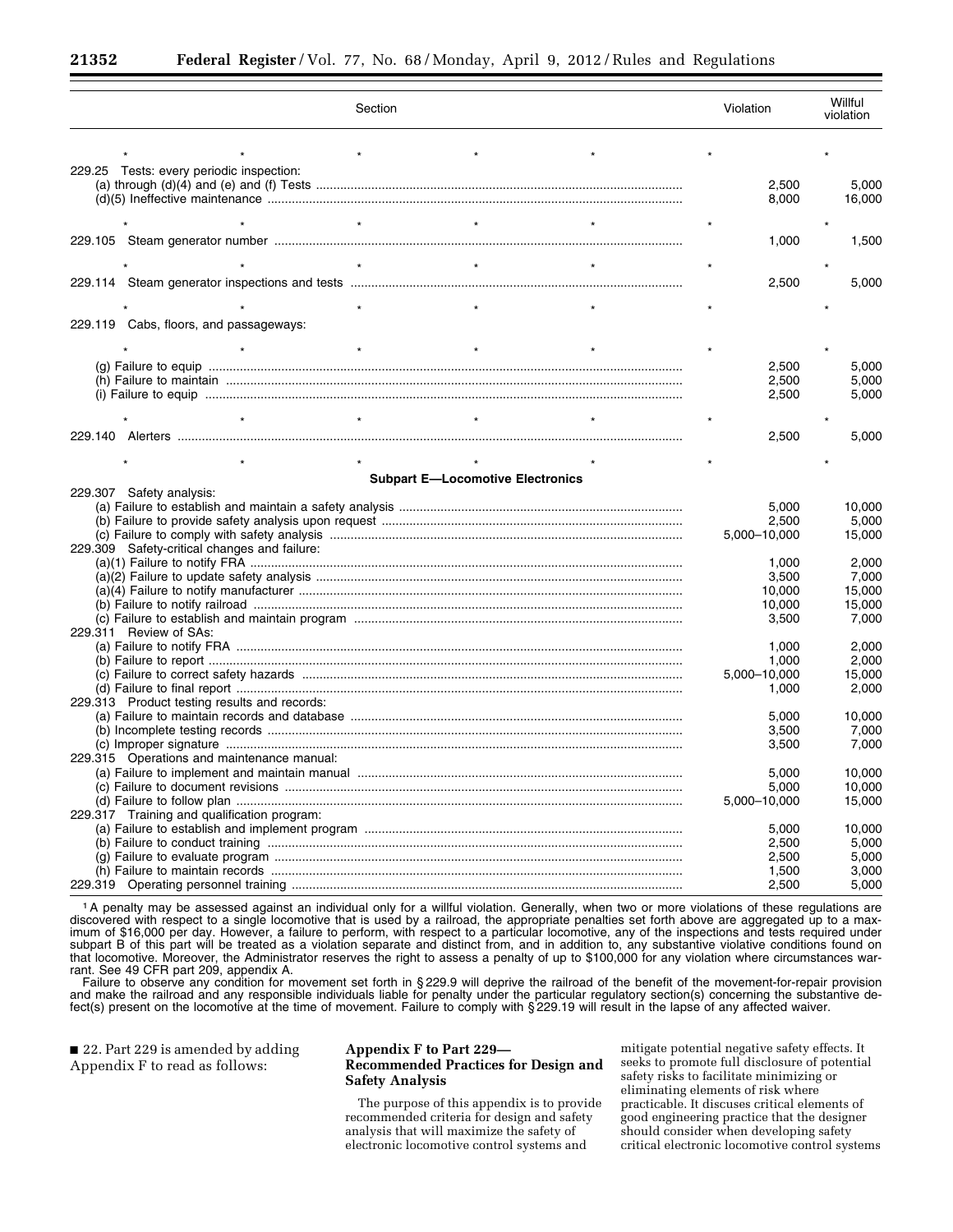| Section | Violation | Willful violation |
|---|---|---|
| * * * * * | * | * |
| 229.25 Tests: every periodic inspection: | | |
| (a) through (d)(4) and (e) and (f) Tests | 2,500 | 5,000 |
| (d)(5) Ineffective maintenance | 8,000 | 16,000 |
| * * * * * | * | * |
| 229.105 Steam generator number | 1,000 | 1,500 |
| * * * * * | * | * |
| 229.114 Steam generator inspections and tests | 2,500 | 5,000 |
| * * * * * | * | * |
| 229.119 Cabs, floors, and passageways: | | |
| * * * * * | * | * |
| (g) Failure to equip | 2,500 | 5,000 |
| (h) Failure to maintain | 2,500 | 5,000 |
| (i) Failure to equip | 2,500 | 5,000 |
| * * * * * | * | * |
| 229.140 Alerters | 2,500 | 5,000 |
| * * * * * | * | * |
| **Subpart E—Locomotive Electronics** | | |
| 229.307 Safety analysis: | | |
| (a) Failure to establish and maintain a safety analysis | 5,000 | 10,000 |
| (b) Failure to provide safety analysis upon request | 2,500 | 5,000 |
| (c) Failure to comply with safety analysis | 5,000–10,000 | 15,000 |
| 229.309 Safety-critical changes and failure: | | |
| (a)(1) Failure to notify FRA | 1,000 | 2,000 |
| (a)(2) Failure to update safety analysis | 3,500 | 7,000 |
| (a)(4) Failure to notify manufacturer | 10,000 | 15,000 |
| (b) Failure to notify railroad | 10,000 | 15,000 |
| (c) Failure to establish and maintain program | 3,500 | 7,000 |
| 229.311 Review of SAs: | | |
| (a) Failure to notify FRA | 1,000 | 2,000 |
| (b) Failure to report | 1,000 | 2,000 |
| (c) Failure to correct safety hazards | 5,000–10,000 | 15,000 |
| (d) Failure to final report | 1,000 | 2,000 |
| 229.313 Product testing results and records: | | |
| (a) Failure to maintain records and database | 5,000 | 10,000 |
| (b) Incomplete testing records | 3,500 | 7,000 |
| (c) Improper signature | 3,500 | 7,000 |
| 229.315 Operations and maintenance manual: | | |
| (a) Failure to implement and maintain manual | 5,000 | 10,000 |
| (c) Failure to document revisions | 5,000 | 10,000 |
| (d) Failure to follow plan | 5,000–10,000 | 15,000 |
| 229.317 Training and qualification program: | | |
| (a) Failure to establish and implement program | 5,000 | 10,000 |
| (b) Failure to conduct training | 2,500 | 5,000 |
| (g) Failure to evaluate program | 2,500 | 5,000 |
| (h) Failure to maintain records | 1,500 | 3,000 |
| 229.319 Operating personnel training | 2,500 | 5,000 |

[1] A penalty may be assessed against an individual only for a willful violation. Generally, when two or more violations of these regulations are discovered with respect to a single locomotive that is used by a railroad, the appropriate penalties set forth above are aggregated up to a maximum of $16,000 per day. However, a failure to perform, with respect to a particular locomotive, any of the inspections and tests required under subpart B of this part will be treated as a violation separate and distinct from, and in addition to, any substantive violative conditions found on that locomotive. Moreover, the Administrator reserves the right to assess a penalty of up to $100,000 for any violation where circumstances warrant. See 49 CFR part 209, appendix A.

Failure to observe any condition for movement set forth in § 229.9 will deprive the railroad of the benefit of the movement-for-repair provision and make the railroad and any responsible individuals liable for penalty under the particular regulatory section(s) concerning the substantive defect(s) present on the locomotive at the time of movement. Failure to comply with § 229.19 will result in the lapse of any affected waiver.

■ 22. Part 229 is amended by adding Appendix F to read as follows:

## Appendix F to Part 229—Recommended Practices for Design and Safety Analysis

The purpose of this appendix is to provide recommended criteria for design and safety analysis that will maximize the safety of electronic locomotive control systems and mitigate potential negative safety effects. It seeks to promote full disclosure of potential safety risks to facilitate minimizing or eliminating elements of risk where practicable. It discuses critical elements of good engineering practice that the designer should consider when developing safety critical electronic locomotive control systems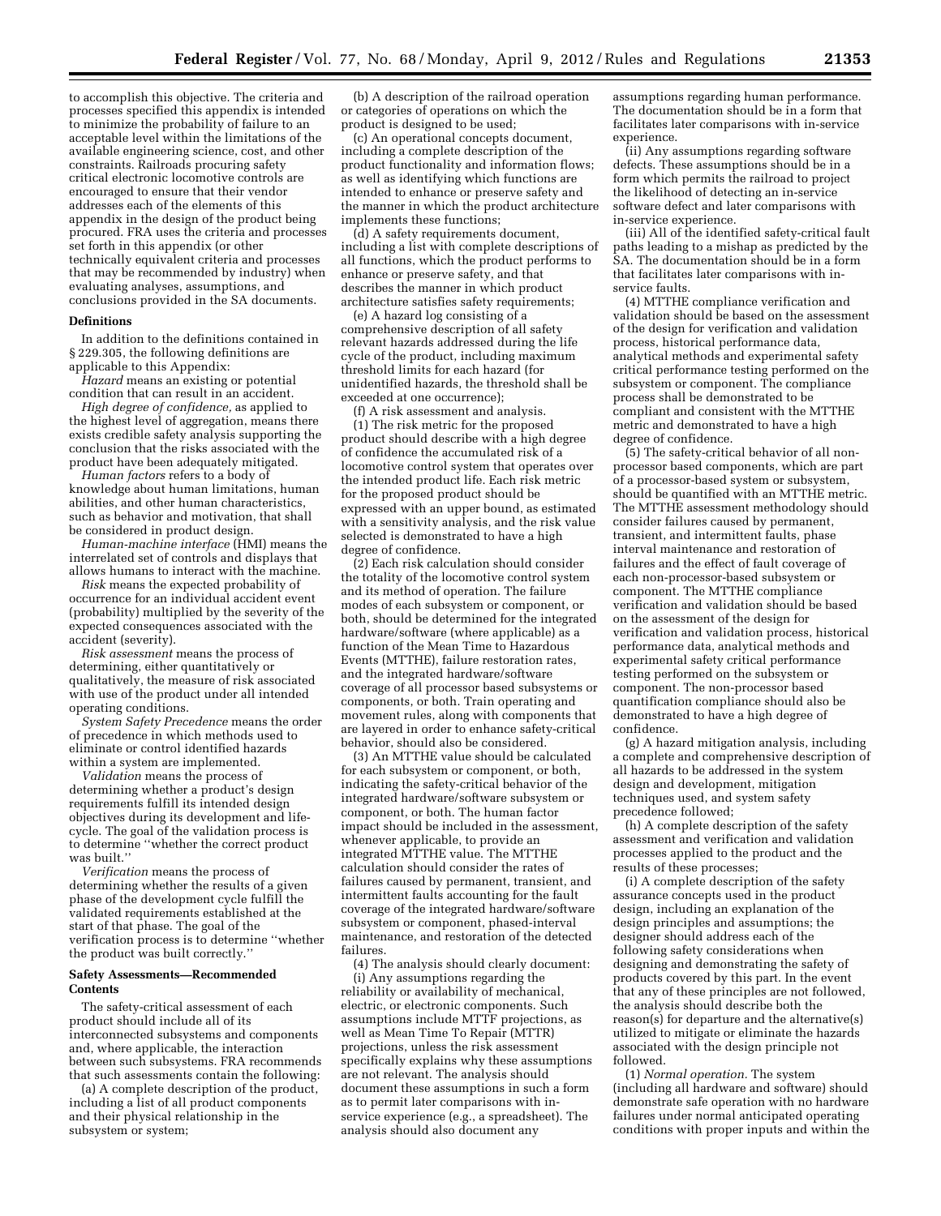to accomplish this objective. The criteria and processes specified this appendix is intended to minimize the probability of failure to an acceptable level within the limitations of the available engineering science, cost, and other constraints. Railroads procuring safety critical electronic locomotive controls are encouraged to ensure that their vendor addresses each of the elements of this appendix in the design of the product being procured. FRA uses the criteria and processes set forth in this appendix (or other technically equivalent criteria and processes that may be recommended by industry) when evaluating analyses, assumptions, and conclusions provided in the SA documents.

### Definitions

In addition to the definitions contained in § 229.305, the following definitions are applicable to this Appendix:

*Hazard* means an existing or potential condition that can result in an accident.

*High degree of confidence,* as applied to the highest level of aggregation, means there exists credible safety analysis supporting the conclusion that the risks associated with the product have been adequately mitigated.

*Human factors* refers to a body of knowledge about human limitations, human abilities, and other human characteristics, such as behavior and motivation, that shall be considered in product design.

*Human-machine interface* (HMI) means the interrelated set of controls and displays that allows humans to interact with the machine.

*Risk* means the expected probability of occurrence for an individual accident event (probability) multiplied by the severity of the expected consequences associated with the accident (severity).

*Risk assessment* means the process of determining, either quantitatively or qualitatively, the measure of risk associated with use of the product under all intended operating conditions.

*System Safety Precedence* means the order of precedence in which methods used to eliminate or control identified hazards within a system are implemented.

*Validation* means the process of determining whether a product's design requirements fulfill its intended design objectives during its development and life-cycle. The goal of the validation process is to determine ''whether the correct product was built.''

*Verification* means the process of determining whether the results of a given phase of the development cycle fulfill the validated requirements established at the start of that phase. The goal of the verification process is to determine ''whether the product was built correctly.''

### Safety Assessments—Recommended Contents

The safety-critical assessment of each product should include all of its interconnected subsystems and components and, where applicable, the interaction between such subsystems. FRA recommends that such assessments contain the following:

(a) A complete description of the product, including a list of all product components and their physical relationship in the subsystem or system;

(b) A description of the railroad operation or categories of operations on which the product is designed to be used;

(c) An operational concepts document, including a complete description of the product functionality and information flows; as well as identifying which functions are intended to enhance or preserve safety and the manner in which the product architecture implements these functions;

(d) A safety requirements document, including a list with complete descriptions of all functions, which the product performs to enhance or preserve safety, and that describes the manner in which product architecture satisfies safety requirements;

(e) A hazard log consisting of a comprehensive description of all safety relevant hazards addressed during the life cycle of the product, including maximum threshold limits for each hazard (for unidentified hazards, the threshold shall be exceeded at one occurrence);

(f) A risk assessment and analysis.

(1) The risk metric for the proposed product should describe with a high degree of confidence the accumulated risk of a locomotive control system that operates over the intended product life. Each risk metric for the proposed product should be expressed with an upper bound, as estimated with a sensitivity analysis, and the risk value selected is demonstrated to have a high degree of confidence.

(2) Each risk calculation should consider the totality of the locomotive control system and its method of operation. The failure modes of each subsystem or component, or both, should be determined for the integrated hardware/software (where applicable) as a function of the Mean Time to Hazardous Events (MTTHE), failure restoration rates, and the integrated hardware/software coverage of all processor based subsystems or components, or both. Train operating and movement rules, along with components that are layered in order to enhance safety-critical behavior, should also be considered.

(3) An MTTHE value should be calculated for each subsystem or component, or both, indicating the safety-critical behavior of the integrated hardware/software subsystem or component, or both. The human factor impact should be included in the assessment, whenever applicable, to provide an integrated MTTHE value. The MTTHE calculation should consider the rates of failures caused by permanent, transient, and intermittent faults accounting for the fault coverage of the integrated hardware/software subsystem or component, phased-interval maintenance, and restoration of the detected failures.

(4) The analysis should clearly document:

(i) Any assumptions regarding the reliability or availability of mechanical, electric, or electronic components. Such assumptions include MTTF projections, as well as Mean Time To Repair (MTTR) projections, unless the risk assessment specifically explains why these assumptions are not relevant. The analysis should document these assumptions in such a form as to permit later comparisons with in-service experience (e.g., a spreadsheet). The analysis should also document any assumptions regarding human performance. The documentation should be in a form that facilitates later comparisons with in-service experience.

(ii) Any assumptions regarding software defects. These assumptions should be in a form which permits the railroad to project the likelihood of detecting an in-service software defect and later comparisons with in-service experience.

(iii) All of the identified safety-critical fault paths leading to a mishap as predicted by the SA. The documentation should be in a form that facilitates later comparisons with in-service faults.

(4) MTTHE compliance verification and validation should be based on the assessment of the design for verification and validation process, historical performance data, analytical methods and experimental safety critical performance testing performed on the subsystem or component. The compliance process shall be demonstrated to be compliant and consistent with the MTTHE metric and demonstrated to have a high degree of confidence.

(5) The safety-critical behavior of all non-processor based components, which are part of a processor-based system or subsystem, should be quantified with an MTTHE metric. The MTTHE assessment methodology should consider failures caused by permanent, transient, and intermittent faults, phase interval maintenance and restoration of failures and the effect of fault coverage of each non-processor-based subsystem or component. The MTTHE compliance verification and validation should be based on the assessment of the design for verification and validation process, historical performance data, analytical methods and experimental safety critical performance testing performed on the subsystem or component. The non-processor based quantification compliance should also be demonstrated to have a high degree of confidence.

(g) A hazard mitigation analysis, including a complete and comprehensive description of all hazards to be addressed in the system design and development, mitigation techniques used, and system safety precedence followed;

(h) A complete description of the safety assessment and verification and validation processes applied to the product and the results of these processes;

(i) A complete description of the safety assurance concepts used in the product design, including an explanation of the design principles and assumptions; the designer should address each of the following safety considerations when designing and demonstrating the safety of products covered by this part. In the event that any of these principles are not followed, the analysis should describe both the reason(s) for departure and the alternative(s) utilized to mitigate or eliminate the hazards associated with the design principle not followed.

(1) *Normal operation.* The system (including all hardware and software) should demonstrate safe operation with no hardware failures under normal anticipated operating conditions with proper inputs and within the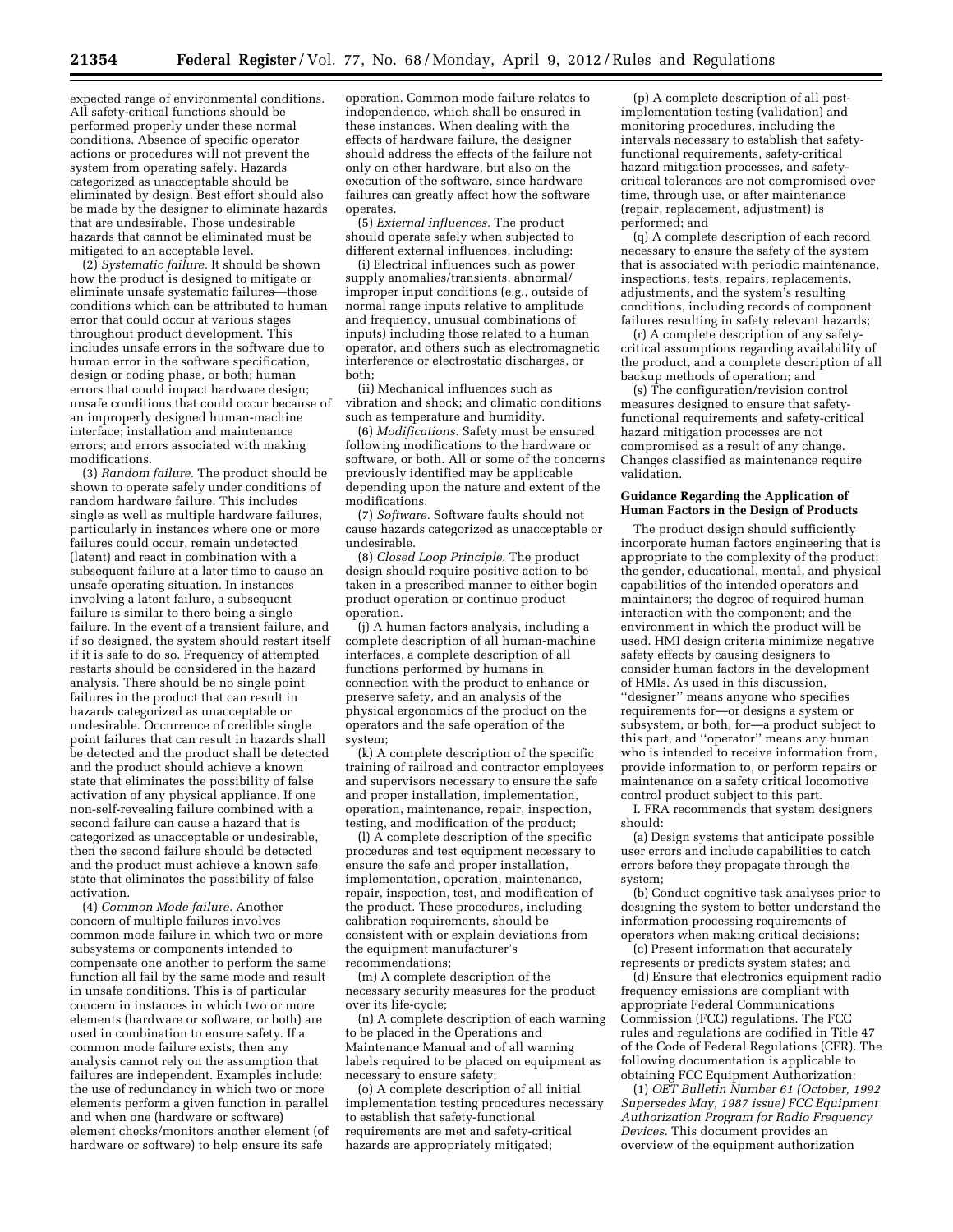expected range of environmental conditions. All safety-critical functions should be performed properly under these normal conditions. Absence of specific operator actions or procedures will not prevent the system from operating safely. Hazards categorized as unacceptable should be eliminated by design. Best effort should also be made by the designer to eliminate hazards that are undesirable. Those undesirable hazards that cannot be eliminated must be mitigated to an acceptable level.

(2) *Systematic failure.* It should be shown how the product is designed to mitigate or eliminate unsafe systematic failures—those conditions which can be attributed to human error that could occur at various stages throughout product development. This includes unsafe errors in the software due to human error in the software specification, design or coding phase, or both; human errors that could impact hardware design; unsafe conditions that could occur because of an improperly designed human-machine interface; installation and maintenance errors; and errors associated with making modifications.

(3) *Random failure.* The product should be shown to operate safely under conditions of random hardware failure. This includes single as well as multiple hardware failures, particularly in instances where one or more failures could occur, remain undetected (latent) and react in combination with a subsequent failure at a later time to cause an unsafe operating situation. In instances involving a latent failure, a subsequent failure is similar to there being a single failure. In the event of a transient failure, and if so designed, the system should restart itself if it is safe to do so. Frequency of attempted restarts should be considered in the hazard analysis. There should be no single point failures in the product that can result in hazards categorized as unacceptable or undesirable. Occurrence of credible single point failures that can result in hazards shall be detected and the product shall be detected and the product should achieve a known state that eliminates the possibility of false activation of any physical appliance. If one non-self-revealing failure combined with a second failure can cause a hazard that is categorized as unacceptable or undesirable, then the second failure should be detected and the product must achieve a known safe state that eliminates the possibility of false activation.

(4) *Common Mode failure.* Another concern of multiple failures involves common mode failure in which two or more subsystems or components intended to compensate one another to perform the same function all fail by the same mode and result in unsafe conditions. This is of particular concern in instances in which two or more elements (hardware or software, or both) are used in combination to ensure safety. If a common mode failure exists, then any analysis cannot rely on the assumption that failures are independent. Examples include: the use of redundancy in which two or more elements perform a given function in parallel and when one (hardware or software) element checks/monitors another element (of hardware or software) to help ensure its safe operation. Common mode failure relates to independence, which shall be ensured in these instances. When dealing with the effects of hardware failure, the designer should address the effects of the failure not only on other hardware, but also on the execution of the software, since hardware failures can greatly affect how the software operates.

(5) *External influences.* The product should operate safely when subjected to different external influences, including:

(i) Electrical influences such as power supply anomalies/transients, abnormal/improper input conditions (e.g., outside of normal range inputs relative to amplitude and frequency, unusual combinations of inputs) including those related to a human operator, and others such as electromagnetic interference or electrostatic discharges, or both;

(ii) Mechanical influences such as vibration and shock; and climatic conditions such as temperature and humidity.

(6) *Modifications.* Safety must be ensured following modifications to the hardware or software, or both. All or some of the concerns previously identified may be applicable depending upon the nature and extent of the modifications.

(7) *Software.* Software faults should not cause hazards categorized as unacceptable or undesirable.

(8) *Closed Loop Principle.* The product design should require positive action to be taken in a prescribed manner to either begin product operation or continue product operation.

(j) A human factors analysis, including a complete description of all human-machine interfaces, a complete description of all functions performed by humans in connection with the product to enhance or preserve safety, and an analysis of the physical ergonomics of the product on the operators and the safe operation of the system;

(k) A complete description of the specific training of railroad and contractor employees and supervisors necessary to ensure the safe and proper installation, implementation, operation, maintenance, repair, inspection, testing, and modification of the product;

(l) A complete description of the specific procedures and test equipment necessary to ensure the safe and proper installation, implementation, operation, maintenance, repair, inspection, test, and modification of the product. These procedures, including calibration requirements, should be consistent with or explain deviations from the equipment manufacturer's recommendations;

(m) A complete description of the necessary security measures for the product over its life-cycle;

(n) A complete description of each warning to be placed in the Operations and Maintenance Manual and of all warning labels required to be placed on equipment as necessary to ensure safety;

(o) A complete description of all initial implementation testing procedures necessary to establish that safety-functional requirements are met and safety-critical hazards are appropriately mitigated;

(p) A complete description of all post-implementation testing (validation) and monitoring procedures, including the intervals necessary to establish that safety-functional requirements, safety-critical hazard mitigation processes, and safety-critical tolerances are not compromised over time, through use, or after maintenance (repair, replacement, adjustment) is performed; and

(q) A complete description of each record necessary to ensure the safety of the system that is associated with periodic maintenance, inspections, tests, repairs, replacements, adjustments, and the system's resulting conditions, including records of component failures resulting in safety relevant hazards;

(r) A complete description of any safety-critical assumptions regarding availability of the product, and a complete description of all backup methods of operation; and

(s) The configuration/revision control measures designed to ensure that safety-functional requirements and safety-critical hazard mitigation processes are not compromised as a result of any change. Changes classified as maintenance require validation.

**Guidance Regarding the Application of Human Factors in the Design of Products**

The product design should sufficiently incorporate human factors engineering that is appropriate to the complexity of the product; the gender, educational, mental, and physical capabilities of the intended operators and maintainers; the degree of required human interaction with the component; and the environment in which the product will be used. HMI design criteria minimize negative safety effects by causing designers to consider human factors in the development of HMIs. As used in this discussion, "designer" means anyone who specifies requirements for—or designs a system or subsystem, or both, for—a product subject to this part, and "operator" means any human who is intended to receive information from, provide information to, or perform repairs or maintenance on a safety critical locomotive control product subject to this part.

I. FRA recommends that system designers should:

(a) Design systems that anticipate possible user errors and include capabilities to catch errors before they propagate through the system;

(b) Conduct cognitive task analyses prior to designing the system to better understand the information processing requirements of operators when making critical decisions;

(c) Present information that accurately represents or predicts system states; and

(d) Ensure that electronics equipment radio frequency emissions are compliant with appropriate Federal Communications Commission (FCC) regulations. The FCC rules and regulations are codified in Title 47 of the Code of Federal Regulations (CFR). The following documentation is applicable to obtaining FCC Equipment Authorization:

(1) *OET Bulletin Number 61 (October, 1992 Supersedes May, 1987 issue) FCC Equipment Authorization Program for Radio Frequency Devices.* This document provides an overview of the equipment authorization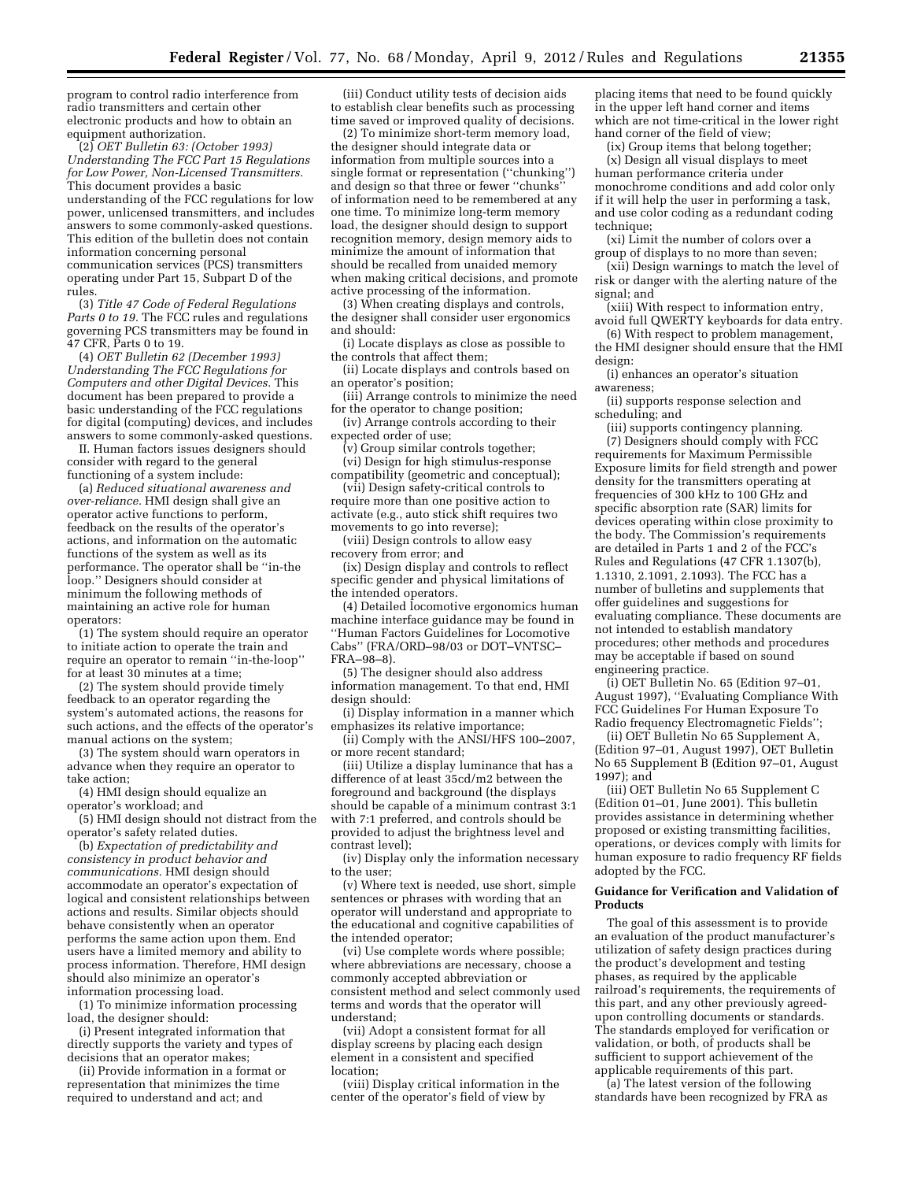program to control radio interference from radio transmitters and certain other electronic products and how to obtain an equipment authorization.

(2) *OET Bulletin 63: (October 1993) Understanding The FCC Part 15 Regulations for Low Power, Non-Licensed Transmitters.* This document provides a basic understanding of the FCC regulations for low power, unlicensed transmitters, and includes answers to some commonly-asked questions. This edition of the bulletin does not contain information concerning personal communication services (PCS) transmitters operating under Part 15, Subpart D of the rules.

(3) *Title 47 Code of Federal Regulations Parts 0 to 19.* The FCC rules and regulations governing PCS transmitters may be found in 47 CFR, Parts 0 to 19.

(4) *OET Bulletin 62 (December 1993) Understanding The FCC Regulations for Computers and other Digital Devices.* This document has been prepared to provide a basic understanding of the FCC regulations for digital (computing) devices, and includes answers to some commonly-asked questions.

II. Human factors issues designers should consider with regard to the general functioning of a system include:

(a) *Reduced situational awareness and over-reliance.* HMI design shall give an operator active functions to perform, feedback on the results of the operator's actions, and information on the automatic functions of the system as well as its performance. The operator shall be ''in-the loop.'' Designers should consider at minimum the following methods of maintaining an active role for human operators:

(1) The system should require an operator to initiate action to operate the train and require an operator to remain ''in-the-loop'' for at least 30 minutes at a time;

(2) The system should provide timely feedback to an operator regarding the system's automated actions, the reasons for such actions, and the effects of the operator's manual actions on the system;

(3) The system should warn operators in advance when they require an operator to take action;

(4) HMI design should equalize an operator's workload; and

(5) HMI design should not distract from the operator's safety related duties.

(b) *Expectation of predictability and consistency in product behavior and communications.* HMI design should accommodate an operator's expectation of logical and consistent relationships between actions and results. Similar objects should behave consistently when an operator performs the same action upon them. End users have a limited memory and ability to process information. Therefore, HMI design should also minimize an operator's information processing load.

(1) To minimize information processing load, the designer should:

(i) Present integrated information that directly supports the variety and types of decisions that an operator makes;

(ii) Provide information in a format or representation that minimizes the time required to understand and act; and

(iii) Conduct utility tests of decision aids to establish clear benefits such as processing time saved or improved quality of decisions.

(2) To minimize short-term memory load, the designer should integrate data or information from multiple sources into a single format or representation (''chunking'') and design so that three or fewer ''chunks'' of information need to be remembered at any one time. To minimize long-term memory load, the designer should design to support recognition memory, design memory aids to minimize the amount of information that should be recalled from unaided memory when making critical decisions, and promote active processing of the information.

(3) When creating displays and controls, the designer shall consider user ergonomics and should:

(i) Locate displays as close as possible to the controls that affect them;

(ii) Locate displays and controls based on an operator's position;

(iii) Arrange controls to minimize the need for the operator to change position;

(iv) Arrange controls according to their expected order of use;

(v) Group similar controls together;

(vi) Design for high stimulus-response compatibility (geometric and conceptual);

(vii) Design safety-critical controls to require more than one positive action to activate (e.g., auto stick shift requires two movements to go into reverse);

(viii) Design controls to allow easy recovery from error; and

(ix) Design display and controls to reflect specific gender and physical limitations of the intended operators.

(4) Detailed locomotive ergonomics human machine interface guidance may be found in ''Human Factors Guidelines for Locomotive Cabs'' (FRA/ORD–98/03 or DOT–VNTSC–FRA–98–8).

(5) The designer should also address information management. To that end, HMI design should:

(i) Display information in a manner which emphasizes its relative importance;

(ii) Comply with the ANSI/HFS 100–2007, or more recent standard;

(iii) Utilize a display luminance that has a difference of at least 35cd/m2 between the foreground and background (the displays should be capable of a minimum contrast 3:1 with 7:1 preferred, and controls should be provided to adjust the brightness level and contrast level);

(iv) Display only the information necessary to the user;

(v) Where text is needed, use short, simple sentences or phrases with wording that an operator will understand and appropriate to the educational and cognitive capabilities of the intended operator;

(vi) Use complete words where possible; where abbreviations are necessary, choose a commonly accepted abbreviation or consistent method and select commonly used terms and words that the operator will understand;

(vii) Adopt a consistent format for all display screens by placing each design element in a consistent and specified location;

(viii) Display critical information in the center of the operator's field of view by placing items that need to be found quickly in the upper left hand corner and items which are not time-critical in the lower right hand corner of the field of view;

(ix) Group items that belong together;

(x) Design all visual displays to meet human performance criteria under monochrome conditions and add color only if it will help the user in performing a task, and use color coding as a redundant coding technique;

(xi) Limit the number of colors over a group of displays to no more than seven;

(xii) Design warnings to match the level of risk or danger with the alerting nature of the signal; and

(xiii) With respect to information entry, avoid full QWERTY keyboards for data entry.

(6) With respect to problem management, the HMI designer should ensure that the HMI design:

(i) enhances an operator's situation awareness;

(ii) supports response selection and scheduling; and

(iii) supports contingency planning.

(7) Designers should comply with FCC requirements for Maximum Permissible Exposure limits for field strength and power density for the transmitters operating at frequencies of 300 kHz to 100 GHz and specific absorption rate (SAR) limits for devices operating within close proximity to the body. The Commission's requirements are detailed in Parts 1 and 2 of the FCC's Rules and Regulations (47 CFR 1.1307(b), 1.1310, 2.1091, 2.1093). The FCC has a number of bulletins and supplements that offer guidelines and suggestions for evaluating compliance. These documents are not intended to establish mandatory procedures; other methods and procedures may be acceptable if based on sound engineering practice.

(i) OET Bulletin No. 65 (Edition 97–01, August 1997), ''Evaluating Compliance With FCC Guidelines For Human Exposure To Radio frequency Electromagnetic Fields'';

(ii) OET Bulletin No 65 Supplement A, (Edition 97–01, August 1997), OET Bulletin No 65 Supplement B (Edition 97–01, August 1997); and

(iii) OET Bulletin No 65 Supplement C (Edition 01–01, June 2001). This bulletin provides assistance in determining whether proposed or existing transmitting facilities, operations, or devices comply with limits for human exposure to radio frequency RF fields adopted by the FCC.

**Guidance for Verification and Validation of Products**

The goal of this assessment is to provide an evaluation of the product manufacturer's utilization of safety design practices during the product's development and testing phases, as required by the applicable railroad's requirements, the requirements of this part, and any other previously agreed-upon controlling documents or standards. The standards employed for verification or validation, or both, of products shall be sufficient to support achievement of the applicable requirements of this part.

(a) The latest version of the following standards have been recognized by FRA as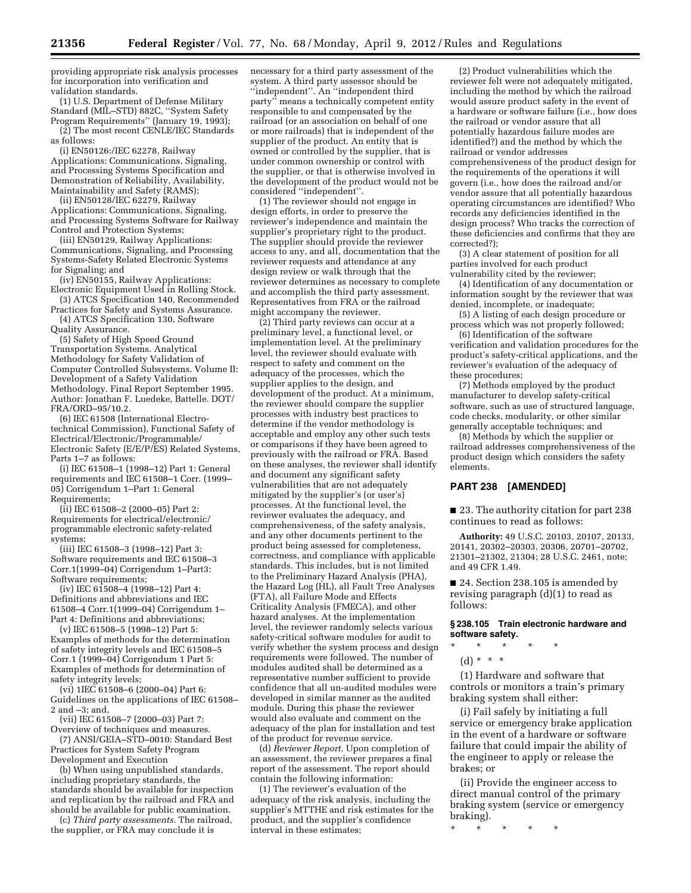providing appropriate risk analysis processes for incorporation into verification and validation standards.

(1) U.S. Department of Defense Military Standard (MIL–STD) 882C, ''System Safety Program Requirements'' (January 19, 1993);

(2) The most recent CENLE/IEC Standards as follows:

(i) EN50126:/IEC 62278, Railway Applications: Communications, Signaling, and Processing Systems Specification and Demonstration of Reliability, Availability, Maintainability and Safety (RAMS);

(ii) EN50128/IEC 62279, Railway Applications: Communications, Signaling, and Processing Systems Software for Railway Control and Protection Systems;

(iii) EN50129, Railway Applications: Communications, Signaling, and Processing Systems-Safety Related Electronic Systems for Signaling; and

(iv) EN50155, Railway Applications: Electronic Equipment Used in Rolling Stock.

(3) ATCS Specification 140, Recommended Practices for Safety and Systems Assurance.

(4) ATCS Specification 130, Software Quality Assurance.

(5) Safety of High Speed Ground Transportation Systems. Analytical Methodology for Safety Validation of Computer Controlled Subsystems. Volume II: Development of a Safety Validation Methodology. Final Report September 1995. Author: Jonathan F. Luedeke, Battelle. DOT/FRA/ORD–95/10.2.

(6) IEC 61508 (International Electrotechnical Commission), Functional Safety of Electrical/Electronic/Programmable/Electronic Safety (E/E/P/ES) Related Systems, Parts 1–7 as follows:

(i) IEC 61508–1 (1998–12) Part 1: General requirements and IEC 61508–1 Corr. (1999–05) Corrigendum 1–Part 1: General Requirements;

(ii) IEC 61508–2 (2000–05) Part 2: Requirements for electrical/electronic/programmable electronic safety-related systems;

(iii) IEC 61508–3 (1998–12) Part 3: Software requirements and IEC 61508–3 Corr.1(1999–04) Corrigendum 1–Part3: Software requirements;

(iv) IEC 61508–4 (1998–12) Part 4: Definitions and abbreviations and IEC 61508–4 Corr.1(1999–04) Corrigendum 1–Part 4: Definitions and abbreviations;

(v) IEC 61508–5 (1998–12) Part 5: Examples of methods for the determination of safety integrity levels and IEC 61508–5 Corr.1 (1999–04) Corrigendum 1 Part 5: Examples of methods for determination of safety integrity levels;

(vi) 1IEC 61508–6 (2000–04) Part 6: Guidelines on the applications of IEC 61508–2 and –3; and,

(vii) IEC 61508–7 (2000–03) Part 7: Overview of techniques and measures.

(7) ANSI/GEIA–STD–0010: Standard Best Practices for System Safety Program Development and Execution

(b) When using unpublished standards, including proprietary standards, the standards should be available for inspection and replication by the railroad and FRA and should be available for public examination.

(c) *Third party assessments.* The railroad, the supplier, or FRA may conclude it is necessary for a third party assessment of the system. A third party assessor should be ''independent''. An ''independent third party'' means a technically competent entity responsible to and compensated by the railroad (or an association on behalf of one or more railroads) that is independent of the supplier of the product. An entity that is owned or controlled by the supplier, that is under common ownership or control with the supplier, or that is otherwise involved in the development of the product would not be considered ''independent''.

(1) The reviewer should not engage in design efforts, in order to preserve the reviewer's independence and maintain the supplier's proprietary right to the product. The supplier should provide the reviewer access to any, and all, documentation that the reviewer requests and attendance at any design review or walk through that the reviewer determines as necessary to complete and accomplish the third party assessment. Representatives from FRA or the railroad might accompany the reviewer.

(2) Third party reviews can occur at a preliminary level, a functional level, or implementation level. At the preliminary level, the reviewer should evaluate with respect to safety and comment on the adequacy of the processes, which the supplier applies to the design, and development of the product. At a minimum, the reviewer should compare the supplier processes with industry best practices to determine if the vendor methodology is acceptable and employ any other such tests or comparisons if they have been agreed to previously with the railroad or FRA. Based on these analyses, the reviewer shall identify and document any significant safety vulnerabilities that are not adequately mitigated by the supplier's (or user's) processes. At the functional level, the reviewer evaluates the adequacy, and comprehensiveness, of the safety analysis, and any other documents pertinent to the product being assessed for completeness, correctness, and compliance with applicable standards. This includes, but is not limited to the Preliminary Hazard Analysis (PHA), the Hazard Log (HL), all Fault Tree Analyses (FTA), all Failure Mode and Effects Criticality Analysis (FMECA), and other hazard analyses. At the implementation level, the reviewer randomly selects various safety-critical software modules for audit to verify whether the system process and design requirements were followed. The number of modules audited shall be determined as a representative number sufficient to provide confidence that all un-audited modules were developed in similar manner as the audited module. During this phase the reviewer would also evaluate and comment on the adequacy of the plan for installation and test of the product for revenue service.

(d) *Reviewer Report.* Upon completion of an assessment, the reviewer prepares a final report of the assessment. The report should contain the following information:

(1) The reviewer's evaluation of the adequacy of the risk analysis, including the supplier's MTTHE and risk estimates for the product, and the supplier's confidence interval in these estimates;

(2) Product vulnerabilities which the reviewer felt were not adequately mitigated, including the method by which the railroad would assure product safety in the event of a hardware or software failure (i.e., how does the railroad or vendor assure that all potentially hazardous failure modes are identified?) and the method by which the railroad or vendor addresses comprehensiveness of the product design for the requirements of the operations it will govern (i.e., how does the railroad and/or vendor assure that all potentially hazardous operating circumstances are identified? Who records any deficiencies identified in the design process? Who tracks the correction of these deficiencies and confirms that they are corrected?);

(3) A clear statement of position for all parties involved for each product vulnerability cited by the reviewer;

(4) Identification of any documentation or information sought by the reviewer that was denied, incomplete, or inadequate;

(5) A listing of each design procedure or process which was not properly followed;

(6) Identification of the software verification and validation procedures for the product's safety-critical applications, and the reviewer's evaluation of the adequacy of these procedures;

(7) Methods employed by the product manufacturer to develop safety-critical software, such as use of structured language, code checks, modularity, or other similar generally acceptable techniques; and

(8) Methods by which the supplier or railroad addresses comprehensiveness of the product design which considers the safety elements.

## PART 238 [AMENDED]

■ 23. The authority citation for part 238 continues to read as follows:

**Authority:** 49 U.S.C. 20103, 20107, 20133, 20141, 20302–20303, 20306, 20701–20702, 21301–21302, 21304; 28 U.S.C. 2461, note; and 49 CFR 1.49.

■ 24. Section 238.105 is amended by revising paragraph (d)(1) to read as follows:

### § 238.105 Train electronic hardware and software safety.

\* \* \* \* \*

(d) \* \* \*

(1) Hardware and software that controls or monitors a train's primary braking system shall either:

(i) Fail safely by initiating a full service or emergency brake application in the event of a hardware or software failure that could impair the ability of the engineer to apply or release the brakes; or

(ii) Provide the engineer access to direct manual control of the primary braking system (service or emergency braking).

\* \* \* \* \*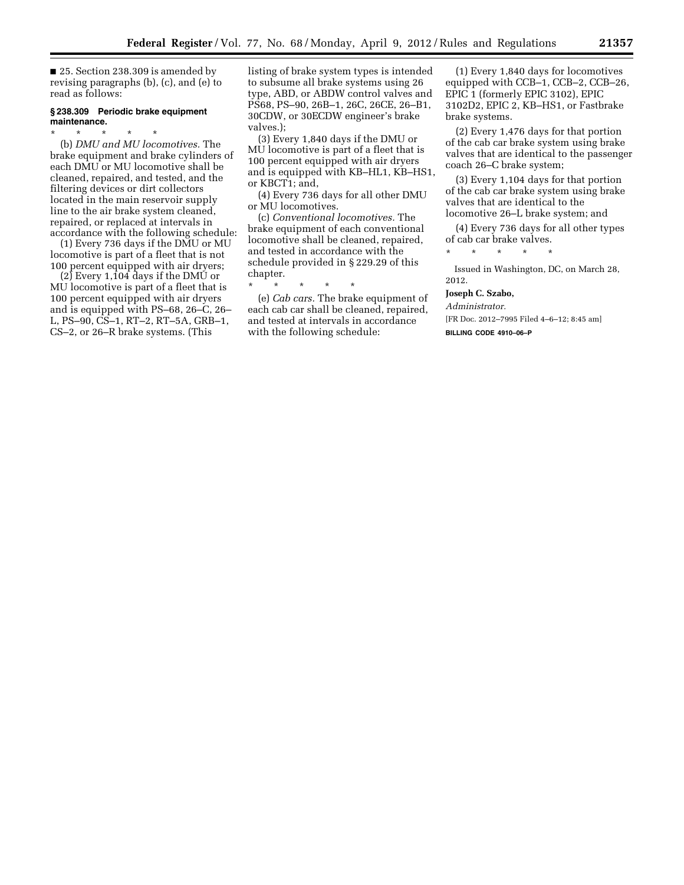■ 25. Section 238.309 is amended by revising paragraphs (b), (c), and (e) to read as follows:

### § 238.309 Periodic brake equipment maintenance.

\* \* \* \* \*

(b) *DMU and MU locomotives.* The brake equipment and brake cylinders of each DMU or MU locomotive shall be cleaned, repaired, and tested, and the filtering devices or dirt collectors located in the main reservoir supply line to the air brake system cleaned, repaired, or replaced at intervals in accordance with the following schedule:

(1) Every 736 days if the DMU or MU locomotive is part of a fleet that is not 100 percent equipped with air dryers;

(2) Every 1,104 days if the DMU or MU locomotive is part of a fleet that is 100 percent equipped with air dryers and is equipped with PS–68, 26–C, 26–L, PS–90, CS–1, RT–2, RT–5A, GRB–1, CS–2, or 26–R brake systems. (This listing of brake system types is intended to subsume all brake systems using 26 type, ABD, or ABDW control valves and PS68, PS–90, 26B–1, 26C, 26CE, 26–B1, 30CDW, or 30ECDW engineer's brake valves.);

(3) Every 1,840 days if the DMU or MU locomotive is part of a fleet that is 100 percent equipped with air dryers and is equipped with KB–HL1, KB–HS1, or KBCT1; and,

(4) Every 736 days for all other DMU or MU locomotives.

(c) *Conventional locomotives.* The brake equipment of each conventional locomotive shall be cleaned, repaired, and tested in accordance with the schedule provided in § 229.29 of this chapter.

\* \* \* \* \*

(e) *Cab cars.* The brake equipment of each cab car shall be cleaned, repaired, and tested at intervals in accordance with the following schedule:

(1) Every 1,840 days for locomotives equipped with CCB–1, CCB–2, CCB–26, EPIC 1 (formerly EPIC 3102), EPIC 3102D2, EPIC 2, KB–HS1, or Fastbrake brake systems.

(2) Every 1,476 days for that portion of the cab car brake system using brake valves that are identical to the passenger coach 26–C brake system;

(3) Every 1,104 days for that portion of the cab car brake system using brake valves that are identical to the locomotive 26–L brake system; and

(4) Every 736 days for all other types of cab car brake valves.

\* \* \* \* \*

Issued in Washington, DC, on March 28, 2012.

**Joseph C. Szabo,**

*Administrator.*

[FR Doc. 2012–7995 Filed 4–6–12; 8:45 am]

**BILLING CODE 4910–06–P**